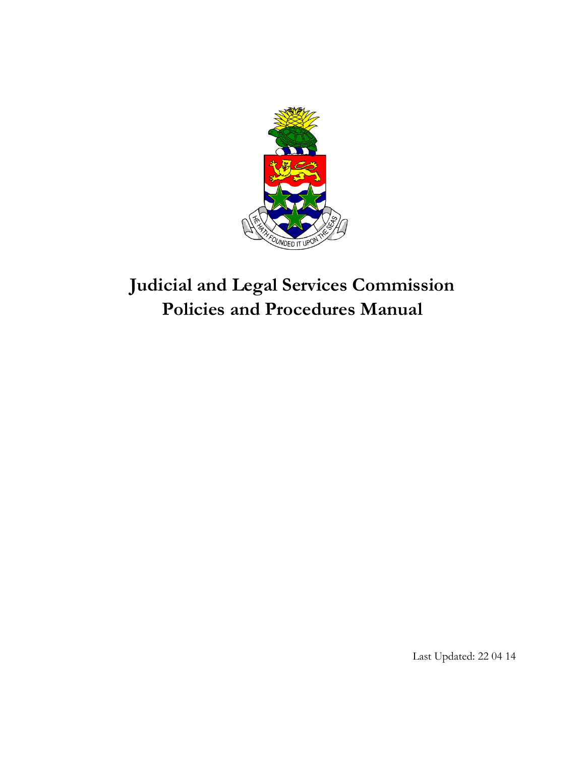# Judicial and Legal Services Commission Policies and Procedures Manual

Last Updated: 22 04 14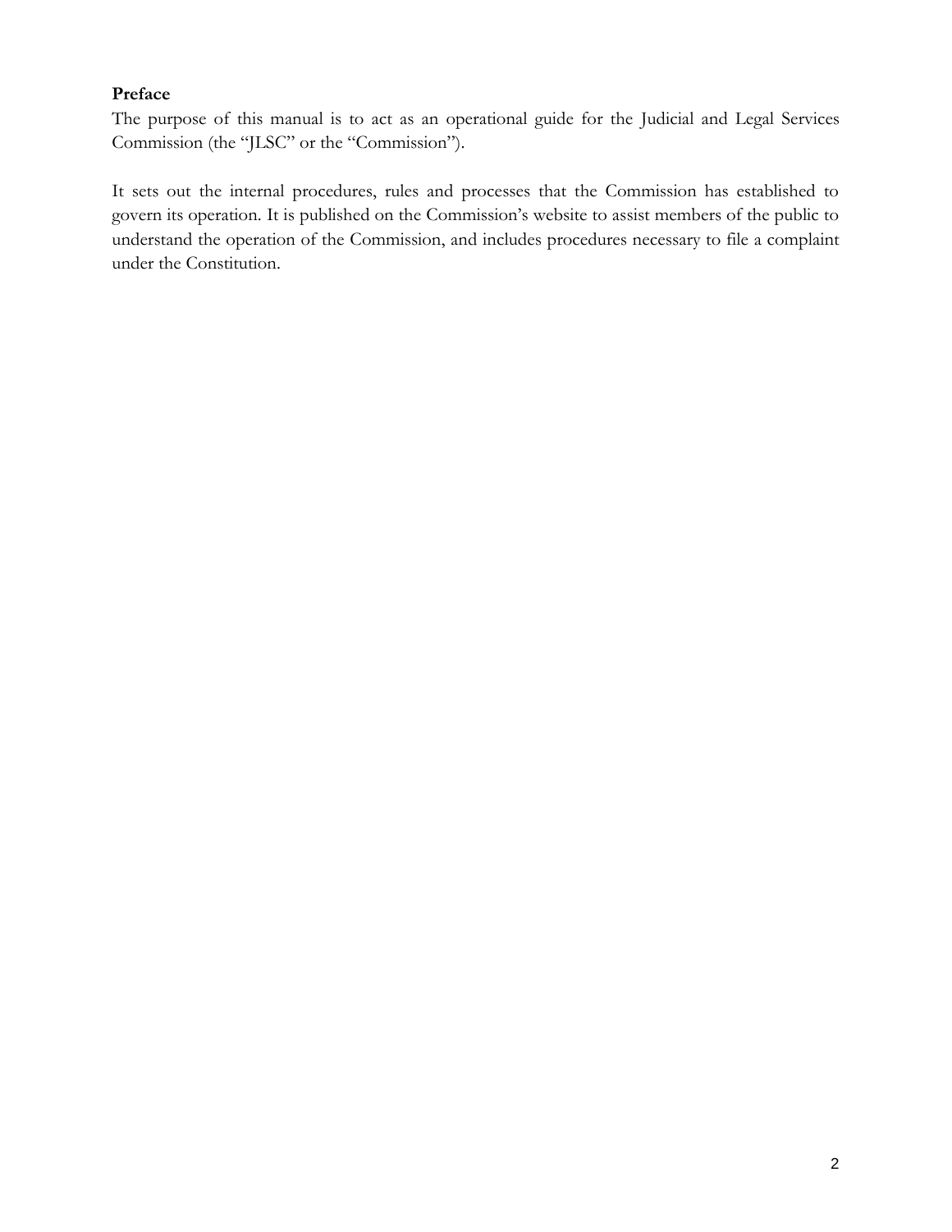## Preface

The purpose of this manual is to act as an operational guide for the Judicial and Legal Services Commission (the "JLSC" or the "Commission").

It sets out the internal procedures, rules and processes that the Commission has established to govern its operation. It is published on the Commission's website to assist members of the public to understand the operation of the Commission, and includes procedures necessary to file a complaint under the Constitution.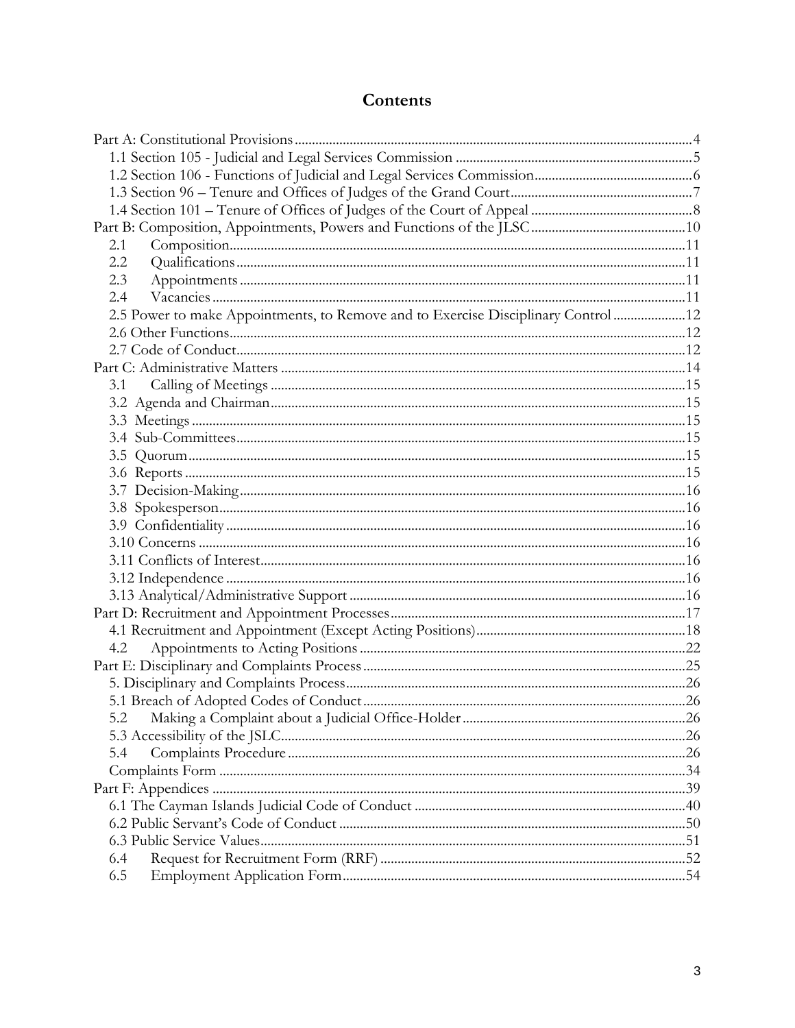# Contents

- Part A: Constitutional Provisions ... 4
  - 1.1 Section 105 - Judicial and Legal Services Commission ... 5
  - 1.2 Section 106 - Functions of Judicial and Legal Services Commission ... 6
  - 1.3 Section 96 – Tenure and Offices of Judges of the Grand Court ... 7
  - 1.4 Section 101 – Tenure of Offices of Judges of the Court of Appeal ... 8
- Part B: Composition, Appointments, Powers and Functions of the JLSC ... 10
  - 2.1 Composition ... 11
  - 2.2 Qualifications ... 11
  - 2.3 Appointments ... 11
  - 2.4 Vacancies ... 11
  - 2.5 Power to make Appointments, to Remove and to Exercise Disciplinary Control ... 12
  - 2.6 Other Functions ... 12
  - 2.7 Code of Conduct ... 12
- Part C: Administrative Matters ... 14
  - 3.1 Calling of Meetings ... 15
  - 3.2 Agenda and Chairman ... 15
  - 3.3 Meetings ... 15
  - 3.4 Sub-Committees ... 15
  - 3.5 Quorum ... 15
  - 3.6 Reports ... 15
  - 3.7 Decision-Making ... 16
  - 3.8 Spokesperson ... 16
  - 3.9 Confidentiality ... 16
  - 3.10 Concerns ... 16
  - 3.11 Conflicts of Interest ... 16
  - 3.12 Independence ... 16
  - 3.13 Analytical/Administrative Support ... 16
- Part D: Recruitment and Appointment Processes ... 17
  - 4.1 Recruitment and Appointment (Except Acting Positions) ... 18
  - 4.2 Appointments to Acting Positions ... 22
- Part E: Disciplinary and Complaints Process ... 25
  - 5. Disciplinary and Complaints Process ... 26
  - 5.1 Breach of Adopted Codes of Conduct ... 26
  - 5.2 Making a Complaint about a Judicial Office-Holder ... 26
  - 5.3 Accessibility of the JSLC ... 26
  - 5.4 Complaints Procedure ... 26
  - Complaints Form ... 34
- Part F: Appendices ... 39
  - 6.1 The Cayman Islands Judicial Code of Conduct ... 40
  - 6.2 Public Servant's Code of Conduct ... 50
  - 6.3 Public Service Values ... 51
  - 6.4 Request for Recruitment Form (RRF) ... 52
  - 6.5 Employment Application Form ... 54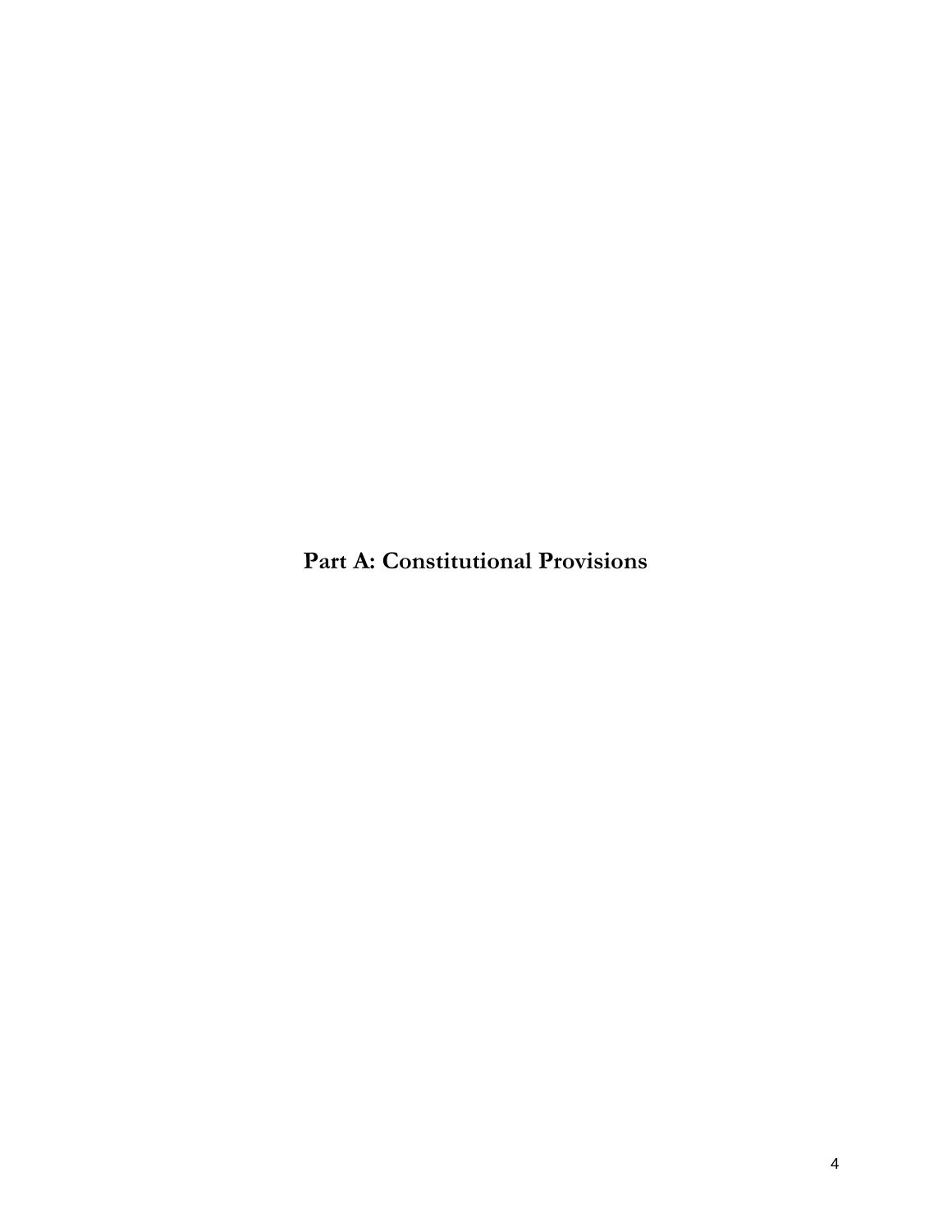# Part A: Constitutional Provisions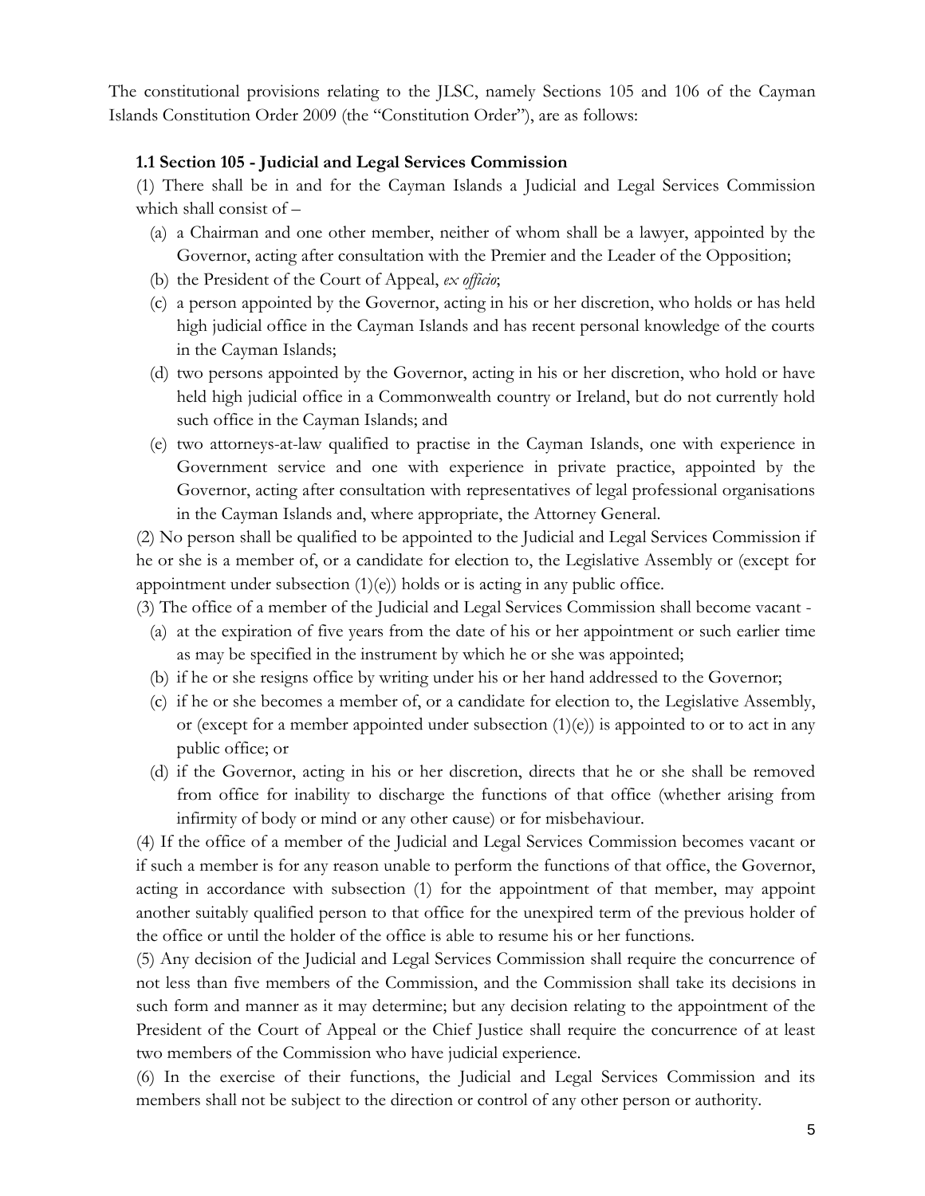The constitutional provisions relating to the JLSC, namely Sections 105 and 106 of the Cayman Islands Constitution Order 2009 (the "Constitution Order"), are as follows:

### 1.1 Section 105 - Judicial and Legal Services Commission

(1) There shall be in and for the Cayman Islands a Judicial and Legal Services Commission which shall consist of –

(a) a Chairman and one other member, neither of whom shall be a lawyer, appointed by the Governor, acting after consultation with the Premier and the Leader of the Opposition;

(b) the President of the Court of Appeal, *ex officio*;

(c) a person appointed by the Governor, acting in his or her discretion, who holds or has held high judicial office in the Cayman Islands and has recent personal knowledge of the courts in the Cayman Islands;

(d) two persons appointed by the Governor, acting in his or her discretion, who hold or have held high judicial office in a Commonwealth country or Ireland, but do not currently hold such office in the Cayman Islands; and

(e) two attorneys-at-law qualified to practise in the Cayman Islands, one with experience in Government service and one with experience in private practice, appointed by the Governor, acting after consultation with representatives of legal professional organisations in the Cayman Islands and, where appropriate, the Attorney General.

(2) No person shall be qualified to be appointed to the Judicial and Legal Services Commission if he or she is a member of, or a candidate for election to, the Legislative Assembly or (except for appointment under subsection (1)(e)) holds or is acting in any public office.

(3) The office of a member of the Judicial and Legal Services Commission shall become vacant -

(a) at the expiration of five years from the date of his or her appointment or such earlier time as may be specified in the instrument by which he or she was appointed;

(b) if he or she resigns office by writing under his or her hand addressed to the Governor;

(c) if he or she becomes a member of, or a candidate for election to, the Legislative Assembly, or (except for a member appointed under subsection (1)(e)) is appointed to or to act in any public office; or

(d) if the Governor, acting in his or her discretion, directs that he or she shall be removed from office for inability to discharge the functions of that office (whether arising from infirmity of body or mind or any other cause) or for misbehaviour.

(4) If the office of a member of the Judicial and Legal Services Commission becomes vacant or if such a member is for any reason unable to perform the functions of that office, the Governor, acting in accordance with subsection (1) for the appointment of that member, may appoint another suitably qualified person to that office for the unexpired term of the previous holder of the office or until the holder of the office is able to resume his or her functions.

(5) Any decision of the Judicial and Legal Services Commission shall require the concurrence of not less than five members of the Commission, and the Commission shall take its decisions in such form and manner as it may determine; but any decision relating to the appointment of the President of the Court of Appeal or the Chief Justice shall require the concurrence of at least two members of the Commission who have judicial experience.

(6) In the exercise of their functions, the Judicial and Legal Services Commission and its members shall not be subject to the direction or control of any other person or authority.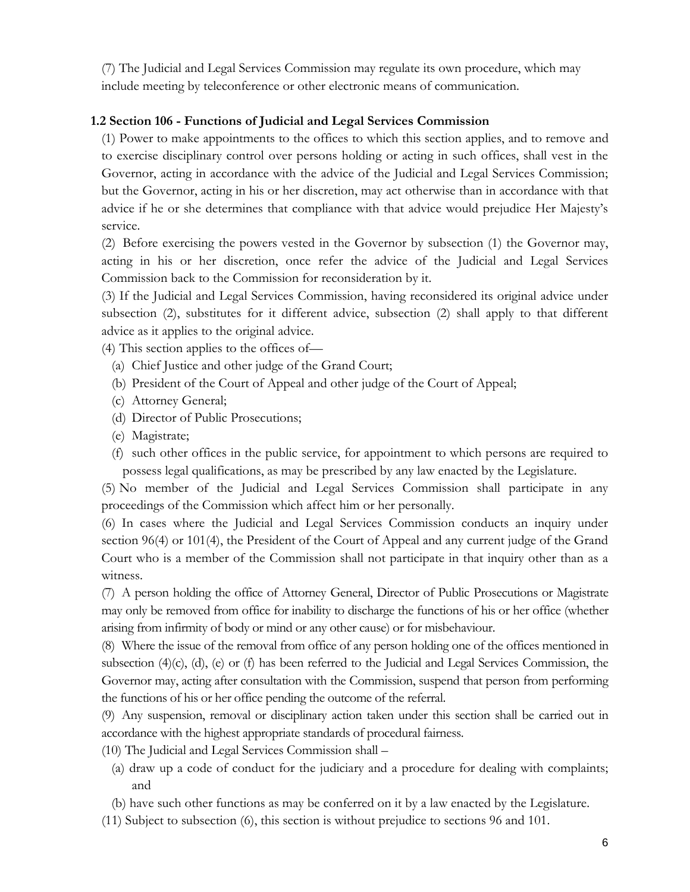(7) The Judicial and Legal Services Commission may regulate its own procedure, which may include meeting by teleconference or other electronic means of communication.

### 1.2 Section 106 - Functions of Judicial and Legal Services Commission

(1) Power to make appointments to the offices to which this section applies, and to remove and to exercise disciplinary control over persons holding or acting in such offices, shall vest in the Governor, acting in accordance with the advice of the Judicial and Legal Services Commission; but the Governor, acting in his or her discretion, may act otherwise than in accordance with that advice if he or she determines that compliance with that advice would prejudice Her Majesty's service.

(2) Before exercising the powers vested in the Governor by subsection (1) the Governor may, acting in his or her discretion, once refer the advice of the Judicial and Legal Services Commission back to the Commission for reconsideration by it.

(3) If the Judicial and Legal Services Commission, having reconsidered its original advice under subsection (2), substitutes for it different advice, subsection (2) shall apply to that different advice as it applies to the original advice.

(4) This section applies to the offices of—

- (a) Chief Justice and other judge of the Grand Court;
- (b) President of the Court of Appeal and other judge of the Court of Appeal;
- (c) Attorney General;
- (d) Director of Public Prosecutions;
- (e) Magistrate;
- (f) such other offices in the public service, for appointment to which persons are required to possess legal qualifications, as may be prescribed by any law enacted by the Legislature.

(5) No member of the Judicial and Legal Services Commission shall participate in any proceedings of the Commission which affect him or her personally.

(6) In cases where the Judicial and Legal Services Commission conducts an inquiry under section 96(4) or 101(4), the President of the Court of Appeal and any current judge of the Grand Court who is a member of the Commission shall not participate in that inquiry other than as a witness.

(7) A person holding the office of Attorney General, Director of Public Prosecutions or Magistrate may only be removed from office for inability to discharge the functions of his or her office (whether arising from infirmity of body or mind or any other cause) or for misbehaviour.

(8) Where the issue of the removal from office of any person holding one of the offices mentioned in subsection (4)(c), (d), (e) or (f) has been referred to the Judicial and Legal Services Commission, the Governor may, acting after consultation with the Commission, suspend that person from performing the functions of his or her office pending the outcome of the referral.

(9) Any suspension, removal or disciplinary action taken under this section shall be carried out in accordance with the highest appropriate standards of procedural fairness.

(10) The Judicial and Legal Services Commission shall –

- (a) draw up a code of conduct for the judiciary and a procedure for dealing with complaints; and
- (b) have such other functions as may be conferred on it by a law enacted by the Legislature.

(11) Subject to subsection (6), this section is without prejudice to sections 96 and 101.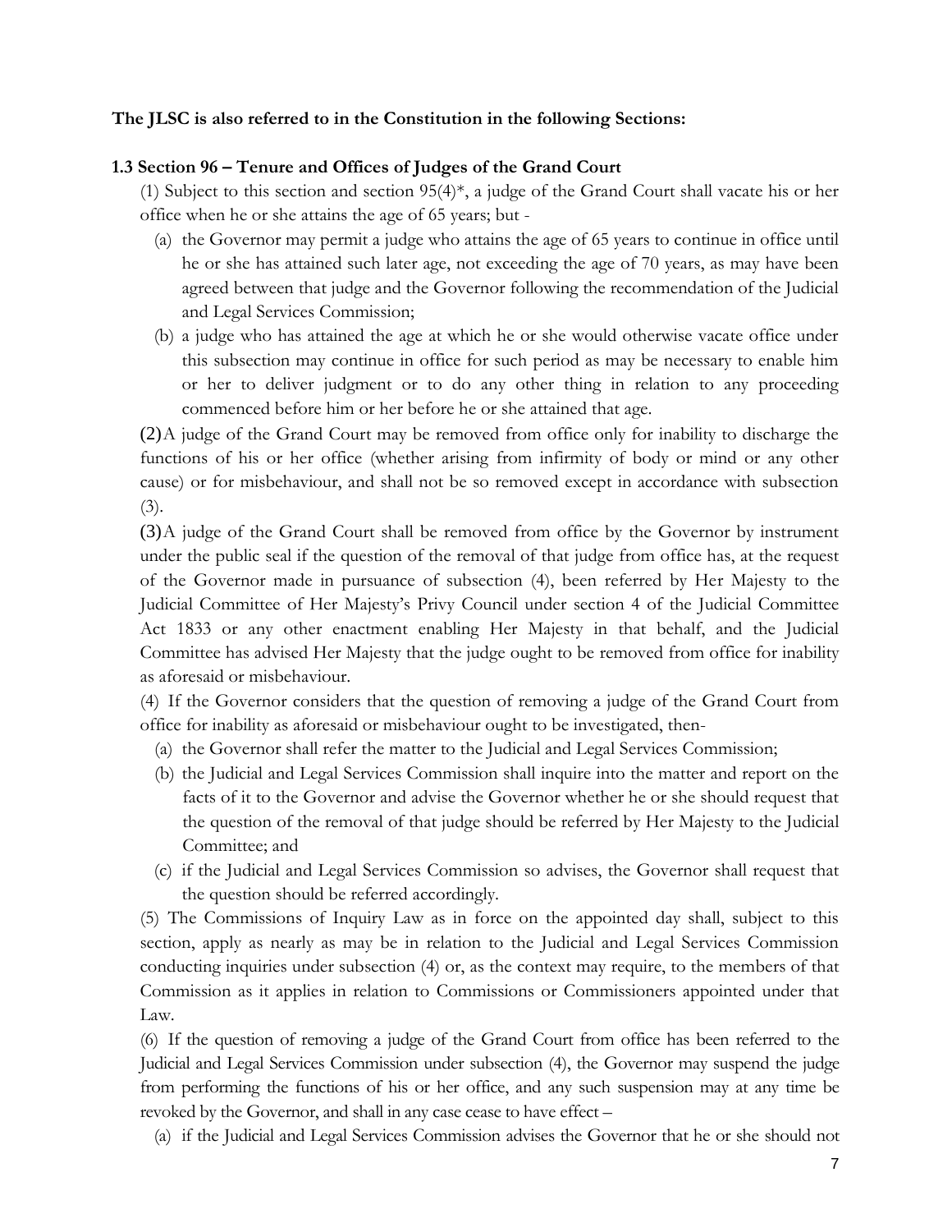**The JLSC is also referred to in the Constitution in the following Sections:**

**1.3 Section 96 – Tenure and Offices of Judges of the Grand Court**

(1) Subject to this section and section 95(4)*, a judge of the Grand Court shall vacate his or her office when he or she attains the age of 65 years; but -

(a) the Governor may permit a judge who attains the age of 65 years to continue in office until he or she has attained such later age, not exceeding the age of 70 years, as may have been agreed between that judge and the Governor following the recommendation of the Judicial and Legal Services Commission;

(b) a judge who has attained the age at which he or she would otherwise vacate office under this subsection may continue in office for such period as may be necessary to enable him or her to deliver judgment or to do any other thing in relation to any proceeding commenced before him or her before he or she attained that age.

(2) A judge of the Grand Court may be removed from office only for inability to discharge the functions of his or her office (whether arising from infirmity of body or mind or any other cause) or for misbehaviour, and shall not be so removed except in accordance with subsection (3).

(3) A judge of the Grand Court shall be removed from office by the Governor by instrument under the public seal if the question of the removal of that judge from office has, at the request of the Governor made in pursuance of subsection (4), been referred by Her Majesty to the Judicial Committee of Her Majesty's Privy Council under section 4 of the Judicial Committee Act 1833 or any other enactment enabling Her Majesty in that behalf, and the Judicial Committee has advised Her Majesty that the judge ought to be removed from office for inability as aforesaid or misbehaviour.

(4) If the Governor considers that the question of removing a judge of the Grand Court from office for inability as aforesaid or misbehaviour ought to be investigated, then-

(a) the Governor shall refer the matter to the Judicial and Legal Services Commission;

(b) the Judicial and Legal Services Commission shall inquire into the matter and report on the facts of it to the Governor and advise the Governor whether he or she should request that the question of the removal of that judge should be referred by Her Majesty to the Judicial Committee; and

(c) if the Judicial and Legal Services Commission so advises, the Governor shall request that the question should be referred accordingly.

(5) The Commissions of Inquiry Law as in force on the appointed day shall, subject to this section, apply as nearly as may be in relation to the Judicial and Legal Services Commission conducting inquiries under subsection (4) or, as the context may require, to the members of that Commission as it applies in relation to Commissions or Commissioners appointed under that Law.

(6) If the question of removing a judge of the Grand Court from office has been referred to the Judicial and Legal Services Commission under subsection (4), the Governor may suspend the judge from performing the functions of his or her office, and any such suspension may at any time be revoked by the Governor, and shall in any case cease to have effect –

(a) if the Judicial and Legal Services Commission advises the Governor that he or she should not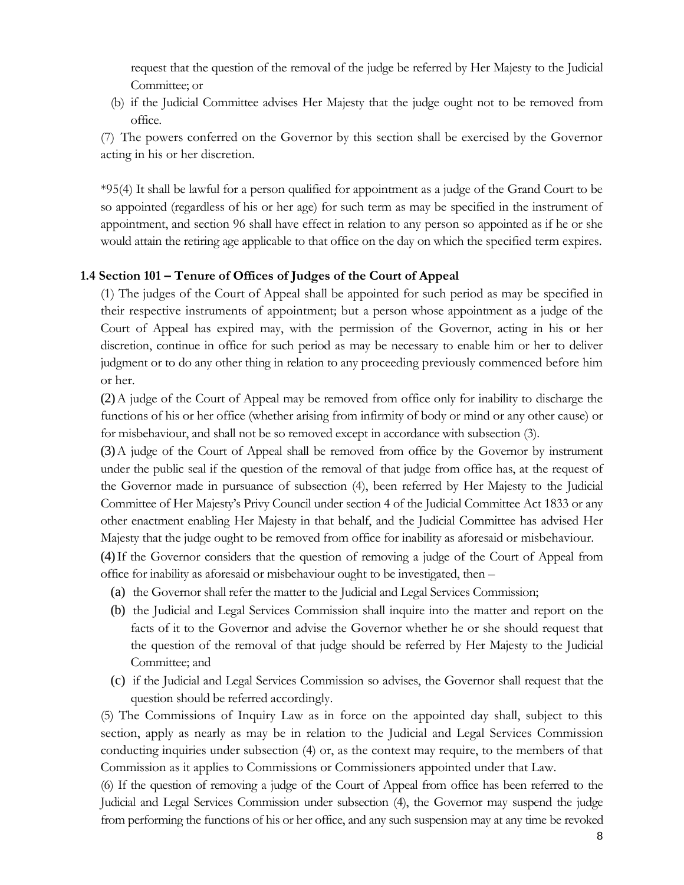request that the question of the removal of the judge be referred by Her Majesty to the Judicial Committee; or

(b) if the Judicial Committee advises Her Majesty that the judge ought not to be removed from office.

(7) The powers conferred on the Governor by this section shall be exercised by the Governor acting in his or her discretion.

*95(4) It shall be lawful for a person qualified for appointment as a judge of the Grand Court to be so appointed (regardless of his or her age) for such term as may be specified in the instrument of appointment, and section 96 shall have effect in relation to any person so appointed as if he or she would attain the retiring age applicable to that office on the day on which the specified term expires.

### 1.4 Section 101 – Tenure of Offices of Judges of the Court of Appeal

(1) The judges of the Court of Appeal shall be appointed for such period as may be specified in their respective instruments of appointment; but a person whose appointment as a judge of the Court of Appeal has expired may, with the permission of the Governor, acting in his or her discretion, continue in office for such period as may be necessary to enable him or her to deliver judgment or to do any other thing in relation to any proceeding previously commenced before him or her.

(2) A judge of the Court of Appeal may be removed from office only for inability to discharge the functions of his or her office (whether arising from infirmity of body or mind or any other cause) or for misbehaviour, and shall not be so removed except in accordance with subsection (3).

(3) A judge of the Court of Appeal shall be removed from office by the Governor by instrument under the public seal if the question of the removal of that judge from office has, at the request of the Governor made in pursuance of subsection (4), been referred by Her Majesty to the Judicial Committee of Her Majesty's Privy Council under section 4 of the Judicial Committee Act 1833 or any other enactment enabling Her Majesty in that behalf, and the Judicial Committee has advised Her Majesty that the judge ought to be removed from office for inability as aforesaid or misbehaviour.

(4) If the Governor considers that the question of removing a judge of the Court of Appeal from office for inability as aforesaid or misbehaviour ought to be investigated, then –

(a) the Governor shall refer the matter to the Judicial and Legal Services Commission;

(b) the Judicial and Legal Services Commission shall inquire into the matter and report on the facts of it to the Governor and advise the Governor whether he or she should request that the question of the removal of that judge should be referred by Her Majesty to the Judicial Committee; and

(c) if the Judicial and Legal Services Commission so advises, the Governor shall request that the question should be referred accordingly.

(5) The Commissions of Inquiry Law as in force on the appointed day shall, subject to this section, apply as nearly as may be in relation to the Judicial and Legal Services Commission conducting inquiries under subsection (4) or, as the context may require, to the members of that Commission as it applies to Commissions or Commissioners appointed under that Law.

(6) If the question of removing a judge of the Court of Appeal from office has been referred to the Judicial and Legal Services Commission under subsection (4), the Governor may suspend the judge from performing the functions of his or her office, and any such suspension may at any time be revoked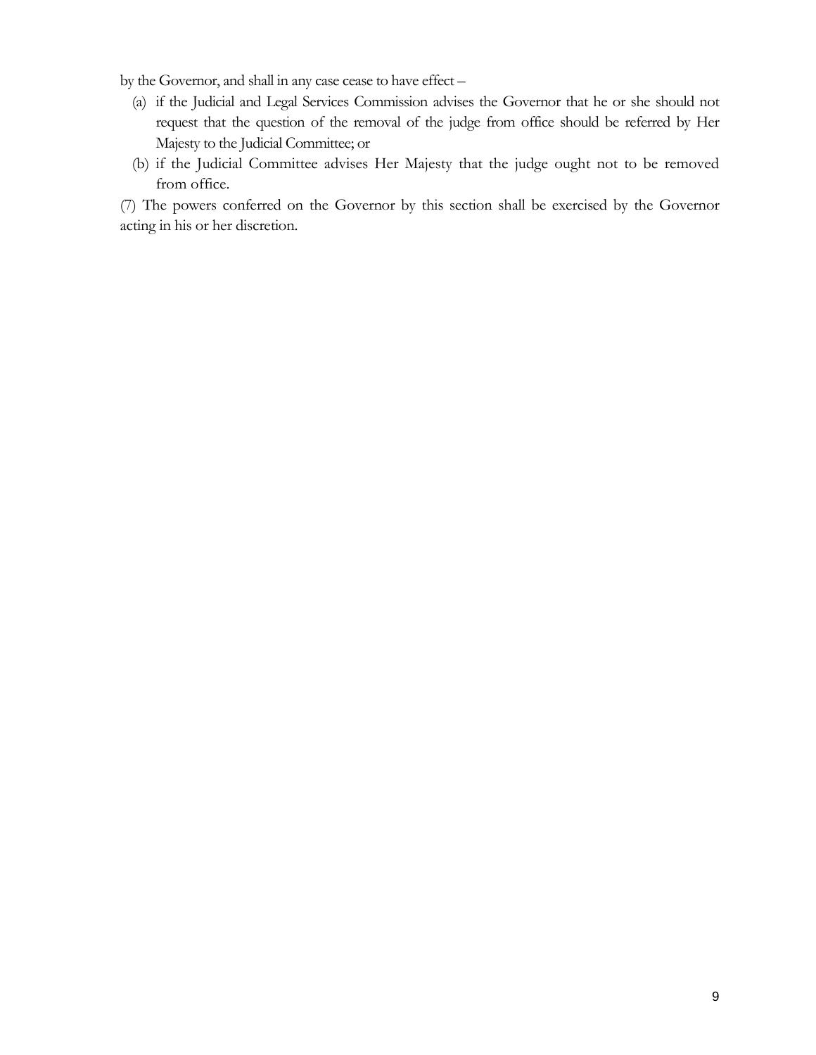by the Governor, and shall in any case cease to have effect –

(a) if the Judicial and Legal Services Commission advises the Governor that he or she should not request that the question of the removal of the judge from office should be referred by Her Majesty to the Judicial Committee; or

(b) if the Judicial Committee advises Her Majesty that the judge ought not to be removed from office.

(7) The powers conferred on the Governor by this section shall be exercised by the Governor acting in his or her discretion.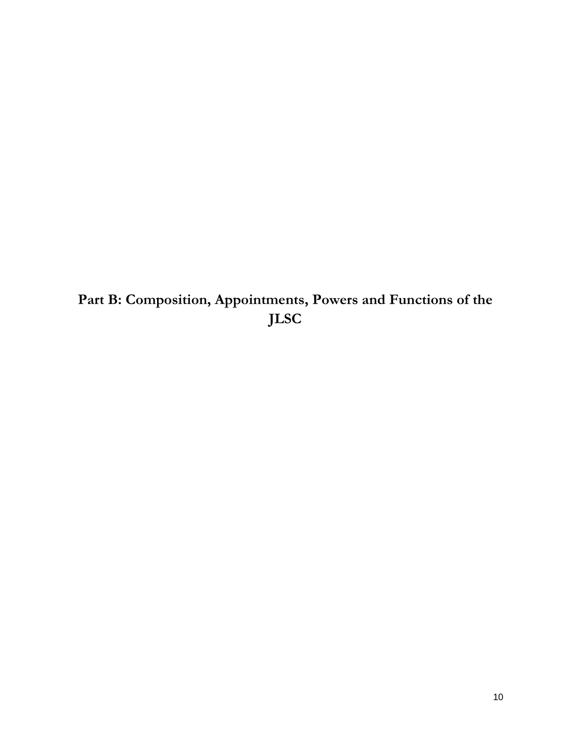# Part B: Composition, Appointments, Powers and Functions of the JLSC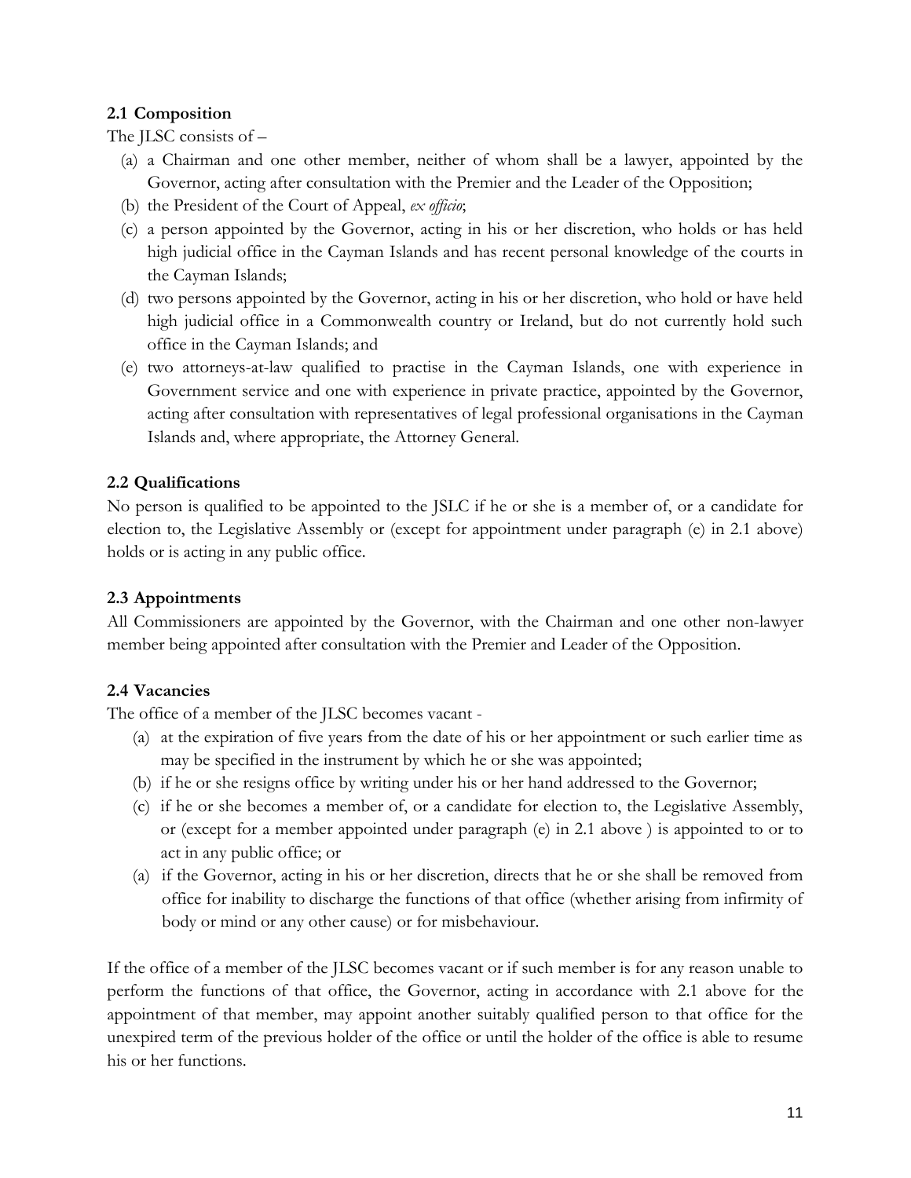### 2.1 Composition

The JLSC consists of –

(a) a Chairman and one other member, neither of whom shall be a lawyer, appointed by the Governor, acting after consultation with the Premier and the Leader of the Opposition;

(b) the President of the Court of Appeal, *ex officio*;

(c) a person appointed by the Governor, acting in his or her discretion, who holds or has held high judicial office in the Cayman Islands and has recent personal knowledge of the courts in the Cayman Islands;

(d) two persons appointed by the Governor, acting in his or her discretion, who hold or have held high judicial office in a Commonwealth country or Ireland, but do not currently hold such office in the Cayman Islands; and

(e) two attorneys-at-law qualified to practise in the Cayman Islands, one with experience in Government service and one with experience in private practice, appointed by the Governor, acting after consultation with representatives of legal professional organisations in the Cayman Islands and, where appropriate, the Attorney General.

### 2.2 Qualifications

No person is qualified to be appointed to the JSLC if he or she is a member of, or a candidate for election to, the Legislative Assembly or (except for appointment under paragraph (e) in 2.1 above) holds or is acting in any public office.

### 2.3 Appointments

All Commissioners are appointed by the Governor, with the Chairman and one other non-lawyer member being appointed after consultation with the Premier and Leader of the Opposition.

### 2.4 Vacancies

The office of a member of the JLSC becomes vacant -

(a) at the expiration of five years from the date of his or her appointment or such earlier time as may be specified in the instrument by which he or she was appointed;

(b) if he or she resigns office by writing under his or her hand addressed to the Governor;

(c) if he or she becomes a member of, or a candidate for election to, the Legislative Assembly, or (except for a member appointed under paragraph (e) in 2.1 above ) is appointed to or to act in any public office; or

(a) if the Governor, acting in his or her discretion, directs that he or she shall be removed from office for inability to discharge the functions of that office (whether arising from infirmity of body or mind or any other cause) or for misbehaviour.

If the office of a member of the JLSC becomes vacant or if such member is for any reason unable to perform the functions of that office, the Governor, acting in accordance with 2.1 above for the appointment of that member, may appoint another suitably qualified person to that office for the unexpired term of the previous holder of the office or until the holder of the office is able to resume his or her functions.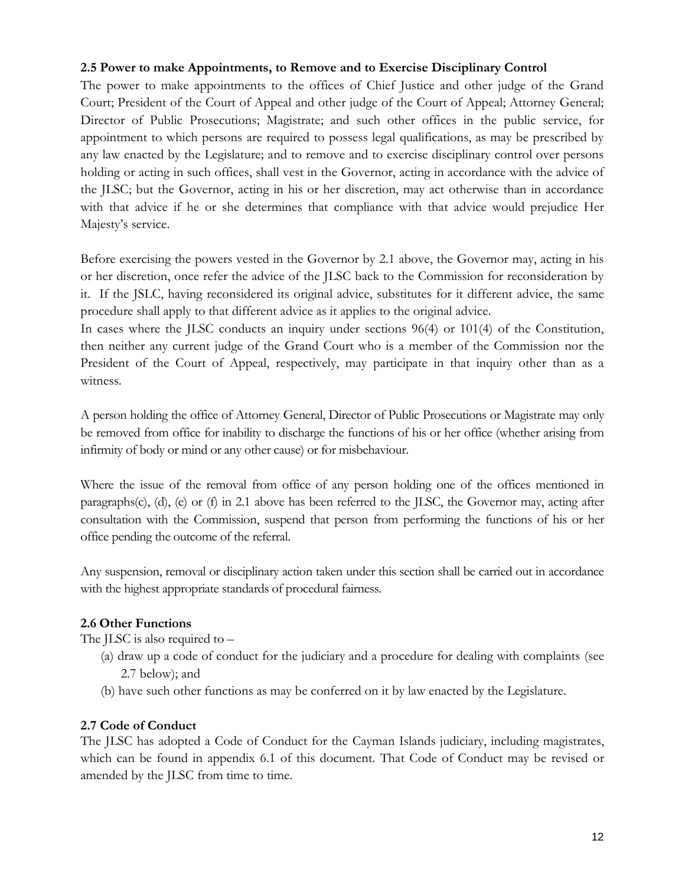**2.5 Power to make Appointments, to Remove and to Exercise Disciplinary Control**

The power to make appointments to the offices of Chief Justice and other judge of the Grand Court; President of the Court of Appeal and other judge of the Court of Appeal; Attorney General; Director of Public Prosecutions; Magistrate; and such other offices in the public service, for appointment to which persons are required to possess legal qualifications, as may be prescribed by any law enacted by the Legislature; and to remove and to exercise disciplinary control over persons holding or acting in such offices, shall vest in the Governor, acting in accordance with the advice of the JLSC; but the Governor, acting in his or her discretion, may act otherwise than in accordance with that advice if he or she determines that compliance with that advice would prejudice Her Majesty's service.

Before exercising the powers vested in the Governor by 2.1 above, the Governor may, acting in his or her discretion, once refer the advice of the JLSC back to the Commission for reconsideration by it. If the JSLC, having reconsidered its original advice, substitutes for it different advice, the same procedure shall apply to that different advice as it applies to the original advice.

In cases where the JLSC conducts an inquiry under sections 96(4) or 101(4) of the Constitution, then neither any current judge of the Grand Court who is a member of the Commission nor the President of the Court of Appeal, respectively, may participate in that inquiry other than as a witness.

A person holding the office of Attorney General, Director of Public Prosecutions or Magistrate may only be removed from office for inability to discharge the functions of his or her office (whether arising from infirmity of body or mind or any other cause) or for misbehaviour.

Where the issue of the removal from office of any person holding one of the offices mentioned in paragraphs(c), (d), (e) or (f) in 2.1 above has been referred to the JLSC, the Governor may, acting after consultation with the Commission, suspend that person from performing the functions of his or her office pending the outcome of the referral.

Any suspension, removal or disciplinary action taken under this section shall be carried out in accordance with the highest appropriate standards of procedural fairness.

**2.6 Other Functions**

The JLSC is also required to –

(a) draw up a code of conduct for the judiciary and a procedure for dealing with complaints (see 2.7 below); and
(b) have such other functions as may be conferred on it by law enacted by the Legislature.

**2.7 Code of Conduct**

The JLSC has adopted a Code of Conduct for the Cayman Islands judiciary, including magistrates, which can be found in appendix 6.1 of this document. That Code of Conduct may be revised or amended by the JLSC from time to time.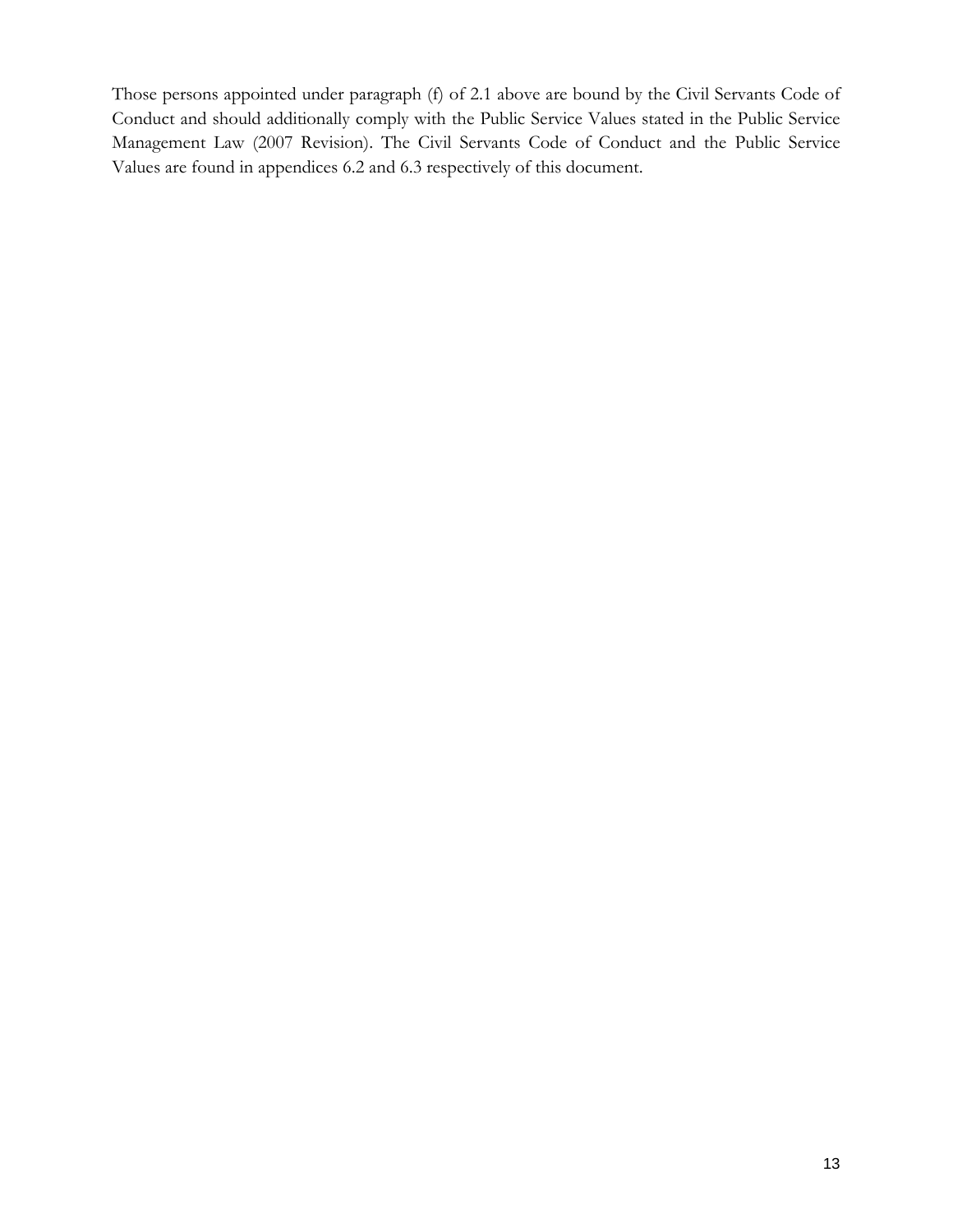Those persons appointed under paragraph (f) of 2.1 above are bound by the Civil Servants Code of Conduct and should additionally comply with the Public Service Values stated in the Public Service Management Law (2007 Revision). The Civil Servants Code of Conduct and the Public Service Values are found in appendices 6.2 and 6.3 respectively of this document.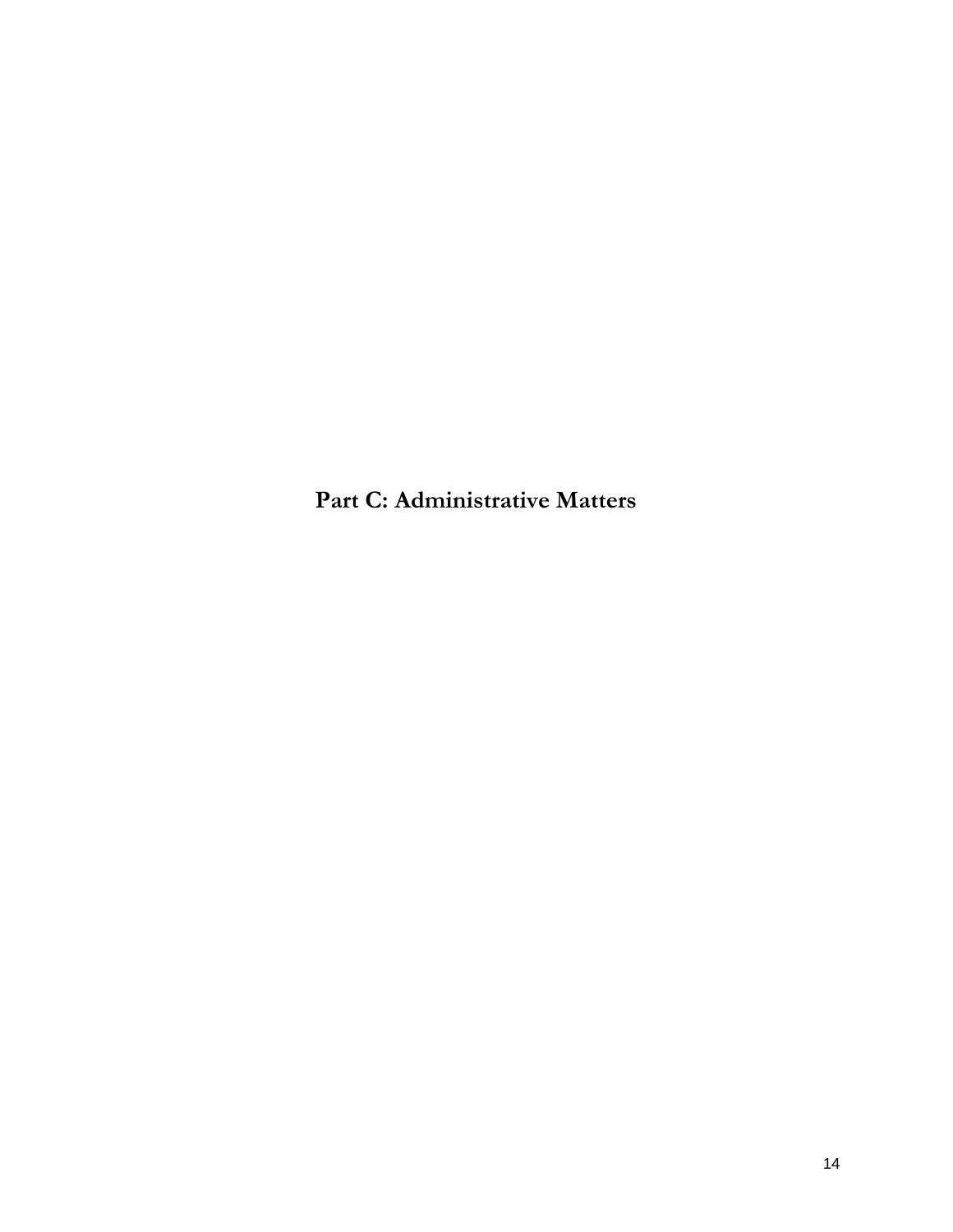# Part C: Administrative Matters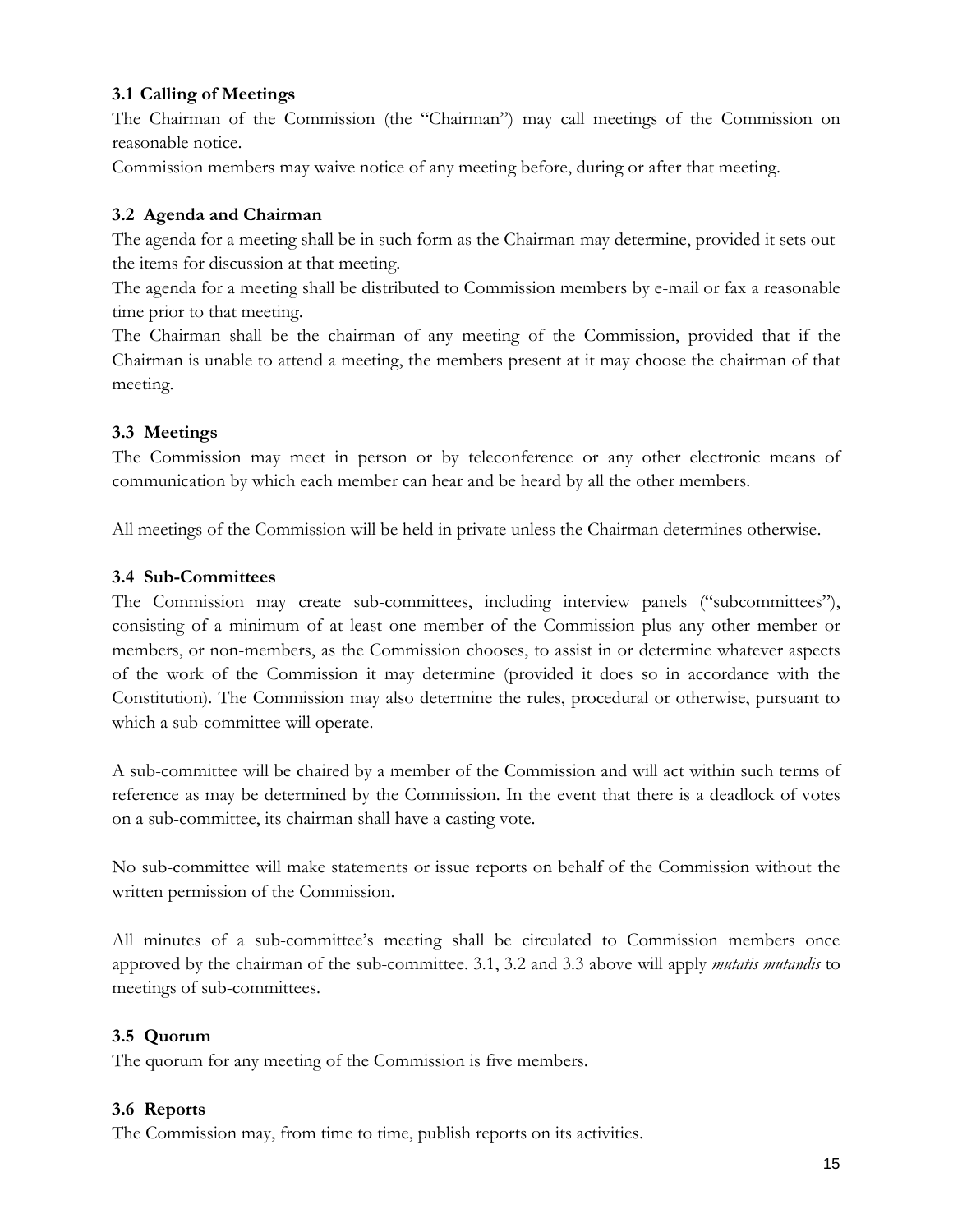### 3.1 Calling of Meetings

The Chairman of the Commission (the "Chairman") may call meetings of the Commission on reasonable notice.

Commission members may waive notice of any meeting before, during or after that meeting.

### 3.2 Agenda and Chairman

The agenda for a meeting shall be in such form as the Chairman may determine, provided it sets out the items for discussion at that meeting.

The agenda for a meeting shall be distributed to Commission members by e-mail or fax a reasonable time prior to that meeting.

The Chairman shall be the chairman of any meeting of the Commission, provided that if the Chairman is unable to attend a meeting, the members present at it may choose the chairman of that meeting.

### 3.3 Meetings

The Commission may meet in person or by teleconference or any other electronic means of communication by which each member can hear and be heard by all the other members.

All meetings of the Commission will be held in private unless the Chairman determines otherwise.

### 3.4 Sub-Committees

The Commission may create sub-committees, including interview panels ("subcommittees"), consisting of a minimum of at least one member of the Commission plus any other member or members, or non-members, as the Commission chooses, to assist in or determine whatever aspects of the work of the Commission it may determine (provided it does so in accordance with the Constitution). The Commission may also determine the rules, procedural or otherwise, pursuant to which a sub-committee will operate.

A sub-committee will be chaired by a member of the Commission and will act within such terms of reference as may be determined by the Commission. In the event that there is a deadlock of votes on a sub-committee, its chairman shall have a casting vote.

No sub-committee will make statements or issue reports on behalf of the Commission without the written permission of the Commission.

All minutes of a sub-committee's meeting shall be circulated to Commission members once approved by the chairman of the sub-committee. 3.1, 3.2 and 3.3 above will apply *mutatis mutandis* to meetings of sub-committees.

### 3.5 Quorum

The quorum for any meeting of the Commission is five members.

### 3.6 Reports

The Commission may, from time to time, publish reports on its activities.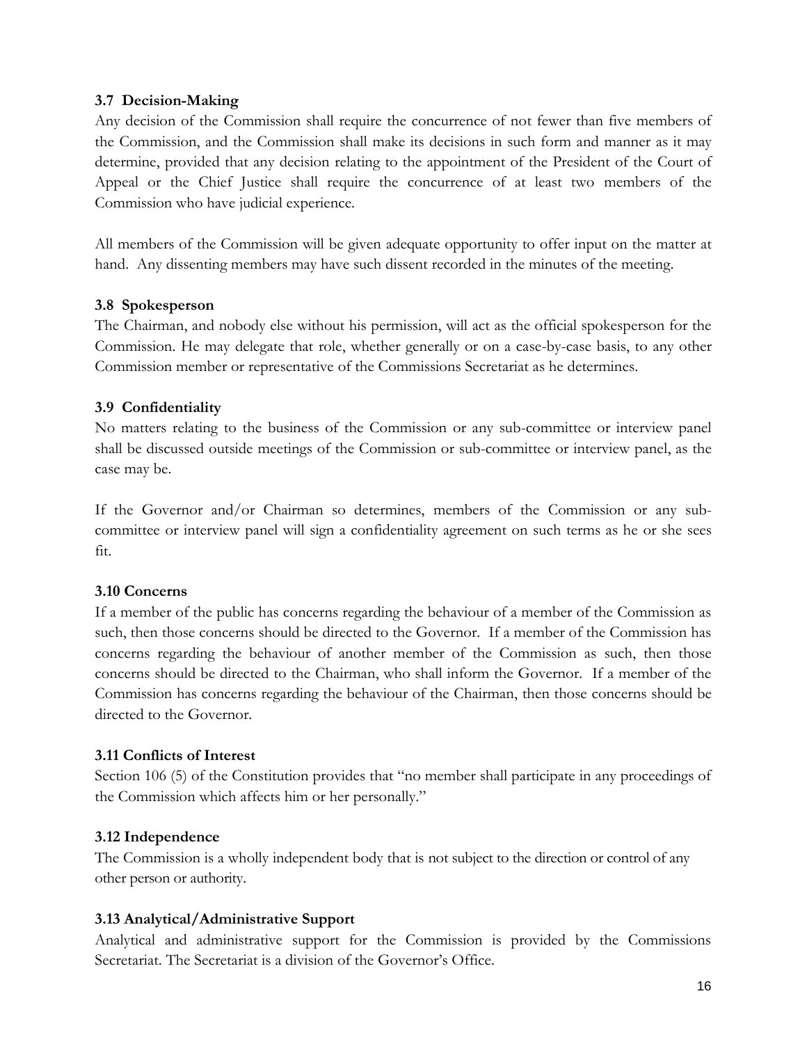### 3.7 Decision-Making

Any decision of the Commission shall require the concurrence of not fewer than five members of the Commission, and the Commission shall make its decisions in such form and manner as it may determine, provided that any decision relating to the appointment of the President of the Court of Appeal or the Chief Justice shall require the concurrence of at least two members of the Commission who have judicial experience.

All members of the Commission will be given adequate opportunity to offer input on the matter at hand. Any dissenting members may have such dissent recorded in the minutes of the meeting.

### 3.8 Spokesperson

The Chairman, and nobody else without his permission, will act as the official spokesperson for the Commission. He may delegate that role, whether generally or on a case-by-case basis, to any other Commission member or representative of the Commissions Secretariat as he determines.

### 3.9 Confidentiality

No matters relating to the business of the Commission or any sub-committee or interview panel shall be discussed outside meetings of the Commission or sub-committee or interview panel, as the case may be.

If the Governor and/or Chairman so determines, members of the Commission or any sub-committee or interview panel will sign a confidentiality agreement on such terms as he or she sees fit.

### 3.10 Concerns

If a member of the public has concerns regarding the behaviour of a member of the Commission as such, then those concerns should be directed to the Governor. If a member of the Commission has concerns regarding the behaviour of another member of the Commission as such, then those concerns should be directed to the Chairman, who shall inform the Governor. If a member of the Commission has concerns regarding the behaviour of the Chairman, then those concerns should be directed to the Governor.

### 3.11 Conflicts of Interest

Section 106 (5) of the Constitution provides that "no member shall participate in any proceedings of the Commission which affects him or her personally."

### 3.12 Independence

The Commission is a wholly independent body that is not subject to the direction or control of any other person or authority.

### 3.13 Analytical/Administrative Support

Analytical and administrative support for the Commission is provided by the Commissions Secretariat. The Secretariat is a division of the Governor's Office.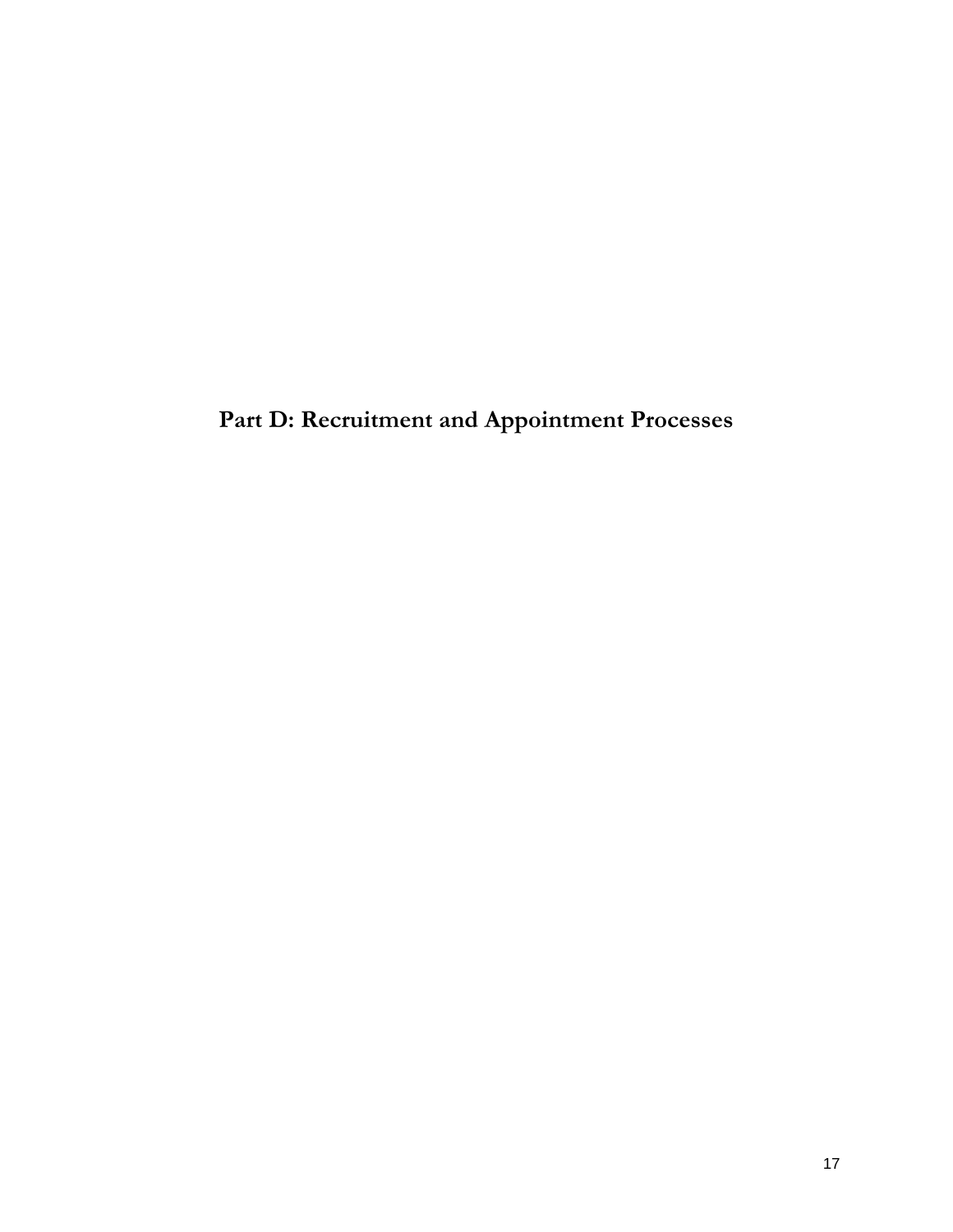# Part D: Recruitment and Appointment Processes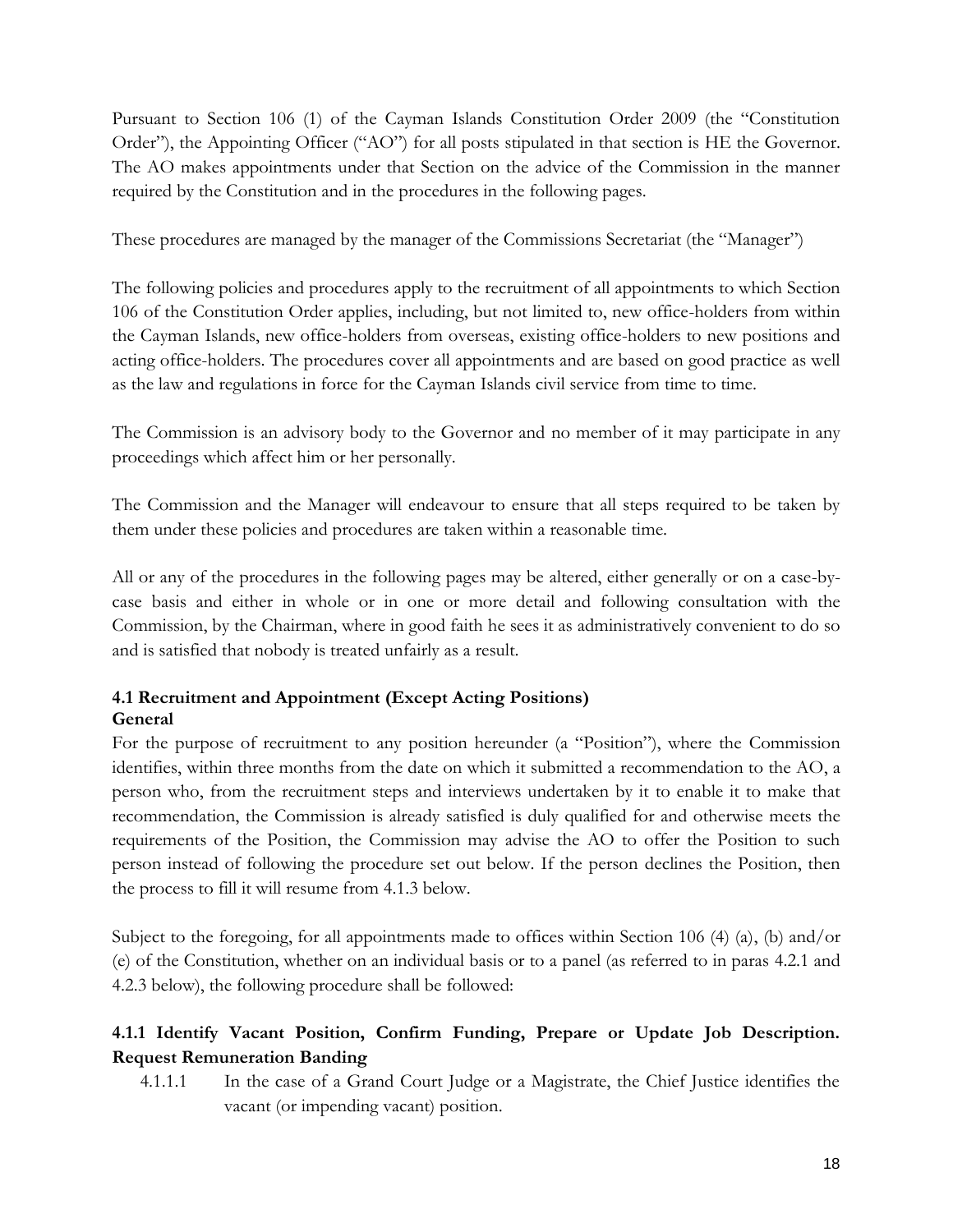Pursuant to Section 106 (1) of the Cayman Islands Constitution Order 2009 (the "Constitution Order"), the Appointing Officer ("AO") for all posts stipulated in that section is HE the Governor. The AO makes appointments under that Section on the advice of the Commission in the manner required by the Constitution and in the procedures in the following pages.

These procedures are managed by the manager of the Commissions Secretariat (the "Manager")

The following policies and procedures apply to the recruitment of all appointments to which Section 106 of the Constitution Order applies, including, but not limited to, new office-holders from within the Cayman Islands, new office-holders from overseas, existing office-holders to new positions and acting office-holders. The procedures cover all appointments and are based on good practice as well as the law and regulations in force for the Cayman Islands civil service from time to time.

The Commission is an advisory body to the Governor and no member of it may participate in any proceedings which affect him or her personally.

The Commission and the Manager will endeavour to ensure that all steps required to be taken by them under these policies and procedures are taken within a reasonable time.

All or any of the procedures in the following pages may be altered, either generally or on a case-by-case basis and either in whole or in one or more detail and following consultation with the Commission, by the Chairman, where in good faith he sees it as administratively convenient to do so and is satisfied that nobody is treated unfairly as a result.

### 4.1 Recruitment and Appointment (Except Acting Positions)

**General**

For the purpose of recruitment to any position hereunder (a "Position"), where the Commission identifies, within three months from the date on which it submitted a recommendation to the AO, a person who, from the recruitment steps and interviews undertaken by it to enable it to make that recommendation, the Commission is already satisfied is duly qualified for and otherwise meets the requirements of the Position, the Commission may advise the AO to offer the Position to such person instead of following the procedure set out below. If the person declines the Position, then the process to fill it will resume from 4.1.3 below.

Subject to the foregoing, for all appointments made to offices within Section 106 (4) (a), (b) and/or (e) of the Constitution, whether on an individual basis or to a panel (as referred to in paras 4.2.1 and 4.2.3 below), the following procedure shall be followed:

#### 4.1.1 Identify Vacant Position, Confirm Funding, Prepare or Update Job Description. Request Remuneration Banding

4.1.1.1 In the case of a Grand Court Judge or a Magistrate, the Chief Justice identifies the vacant (or impending vacant) position.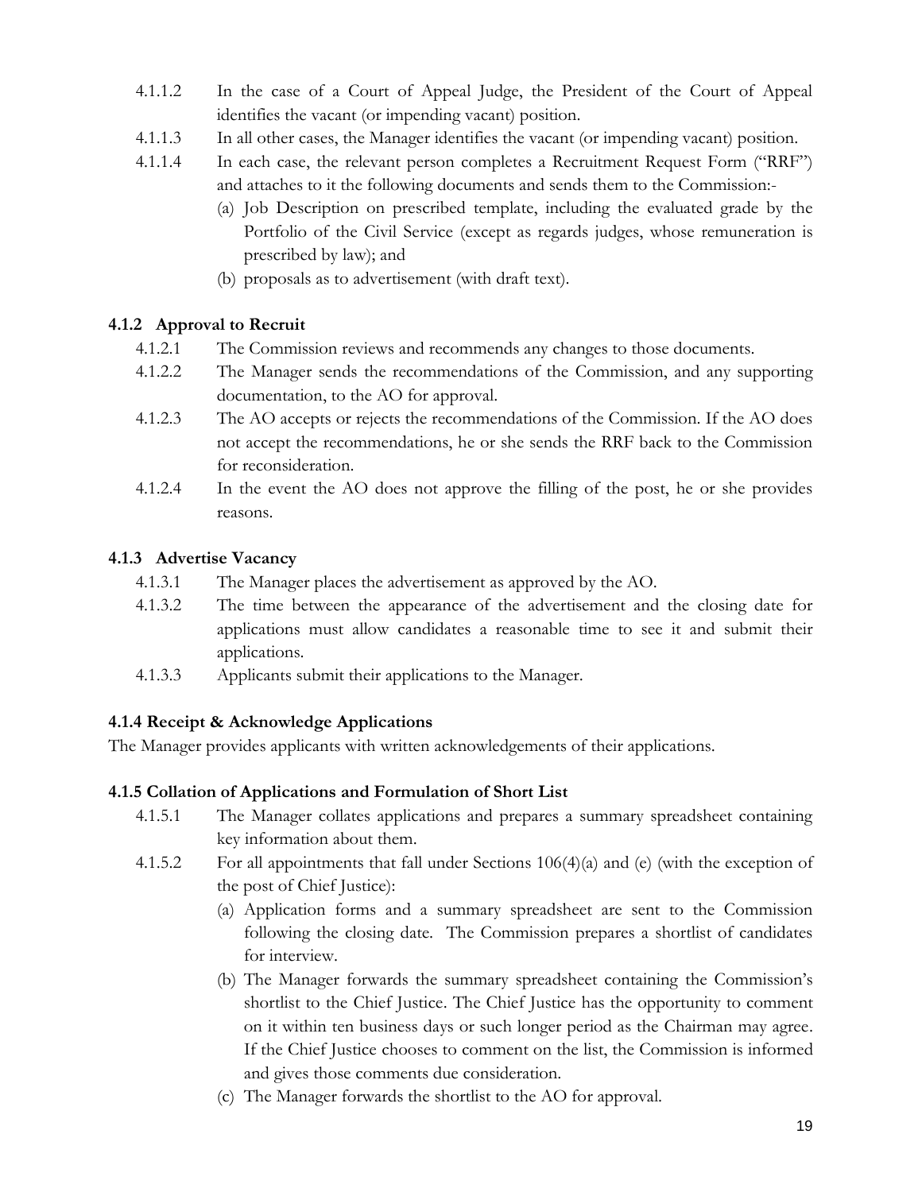4.1.1.2 In the case of a Court of Appeal Judge, the President of the Court of Appeal identifies the vacant (or impending vacant) position.

4.1.1.3 In all other cases, the Manager identifies the vacant (or impending vacant) position.

4.1.1.4 In each case, the relevant person completes a Recruitment Request Form ("RRF") and attaches to it the following documents and sends them to the Commission:-

(a) Job Description on prescribed template, including the evaluated grade by the Portfolio of the Civil Service (except as regards judges, whose remuneration is prescribed by law); and

(b) proposals as to advertisement (with draft text).

### 4.1.2 Approval to Recruit

4.1.2.1 The Commission reviews and recommends any changes to those documents.

4.1.2.2 The Manager sends the recommendations of the Commission, and any supporting documentation, to the AO for approval.

4.1.2.3 The AO accepts or rejects the recommendations of the Commission. If the AO does not accept the recommendations, he or she sends the RRF back to the Commission for reconsideration.

4.1.2.4 In the event the AO does not approve the filling of the post, he or she provides reasons.

### 4.1.3 Advertise Vacancy

4.1.3.1 The Manager places the advertisement as approved by the AO.

4.1.3.2 The time between the appearance of the advertisement and the closing date for applications must allow candidates a reasonable time to see it and submit their applications.

4.1.3.3 Applicants submit their applications to the Manager.

### 4.1.4 Receipt & Acknowledge Applications

The Manager provides applicants with written acknowledgements of their applications.

### 4.1.5 Collation of Applications and Formulation of Short List

4.1.5.1 The Manager collates applications and prepares a summary spreadsheet containing key information about them.

4.1.5.2 For all appointments that fall under Sections 106(4)(a) and (e) (with the exception of the post of Chief Justice):

(a) Application forms and a summary spreadsheet are sent to the Commission following the closing date. The Commission prepares a shortlist of candidates for interview.

(b) The Manager forwards the summary spreadsheet containing the Commission's shortlist to the Chief Justice. The Chief Justice has the opportunity to comment on it within ten business days or such longer period as the Chairman may agree. If the Chief Justice chooses to comment on the list, the Commission is informed and gives those comments due consideration.

(c) The Manager forwards the shortlist to the AO for approval.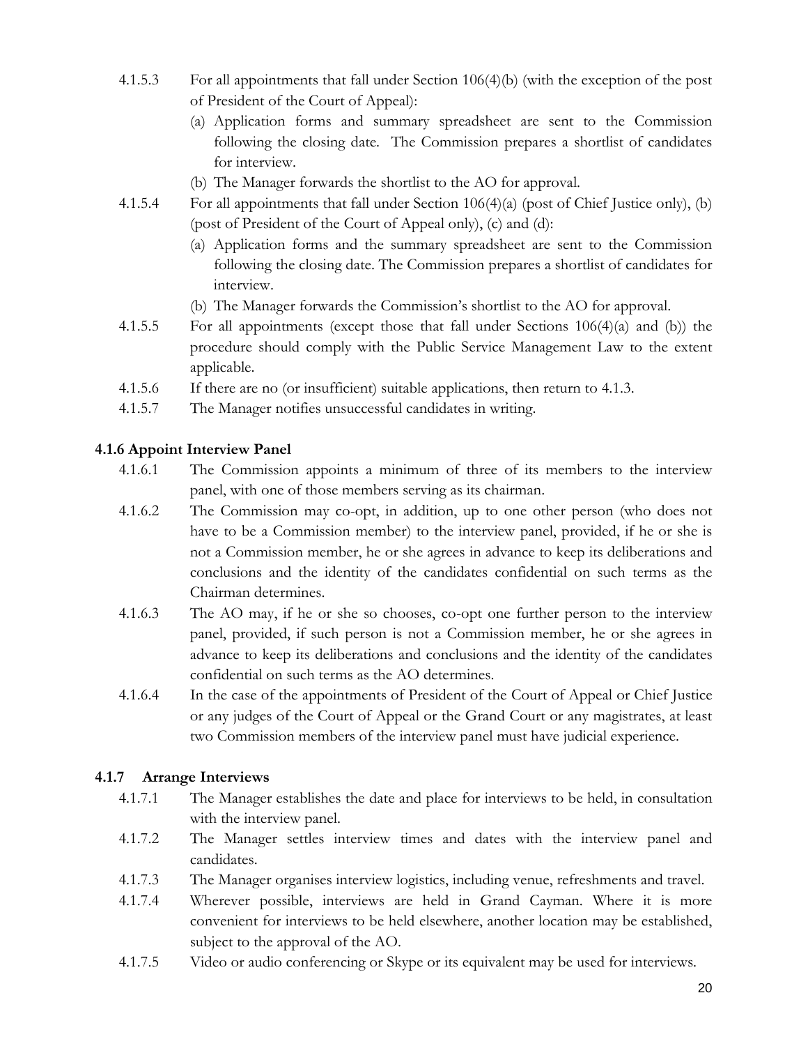4.1.5.3 For all appointments that fall under Section 106(4)(b) (with the exception of the post of President of the Court of Appeal):

(a) Application forms and summary spreadsheet are sent to the Commission following the closing date. The Commission prepares a shortlist of candidates for interview.

(b) The Manager forwards the shortlist to the AO for approval.

4.1.5.4 For all appointments that fall under Section 106(4)(a) (post of Chief Justice only), (b) (post of President of the Court of Appeal only), (c) and (d):

(a) Application forms and the summary spreadsheet are sent to the Commission following the closing date. The Commission prepares a shortlist of candidates for interview.

(b) The Manager forwards the Commission's shortlist to the AO for approval.

4.1.5.5 For all appointments (except those that fall under Sections 106(4)(a) and (b)) the procedure should comply with the Public Service Management Law to the extent applicable.

4.1.5.6 If there are no (or insufficient) suitable applications, then return to 4.1.3.

4.1.5.7 The Manager notifies unsuccessful candidates in writing.

### 4.1.6 Appoint Interview Panel

4.1.6.1 The Commission appoints a minimum of three of its members to the interview panel, with one of those members serving as its chairman.

4.1.6.2 The Commission may co-opt, in addition, up to one other person (who does not have to be a Commission member) to the interview panel, provided, if he or she is not a Commission member, he or she agrees in advance to keep its deliberations and conclusions and the identity of the candidates confidential on such terms as the Chairman determines.

4.1.6.3 The AO may, if he or she so chooses, co-opt one further person to the interview panel, provided, if such person is not a Commission member, he or she agrees in advance to keep its deliberations and conclusions and the identity of the candidates confidential on such terms as the AO determines.

4.1.6.4 In the case of the appointments of President of the Court of Appeal or Chief Justice or any judges of the Court of Appeal or the Grand Court or any magistrates, at least two Commission members of the interview panel must have judicial experience.

### 4.1.7 Arrange Interviews

4.1.7.1 The Manager establishes the date and place for interviews to be held, in consultation with the interview panel.

4.1.7.2 The Manager settles interview times and dates with the interview panel and candidates.

4.1.7.3 The Manager organises interview logistics, including venue, refreshments and travel.

4.1.7.4 Wherever possible, interviews are held in Grand Cayman. Where it is more convenient for interviews to be held elsewhere, another location may be established, subject to the approval of the AO.

4.1.7.5 Video or audio conferencing or Skype or its equivalent may be used for interviews.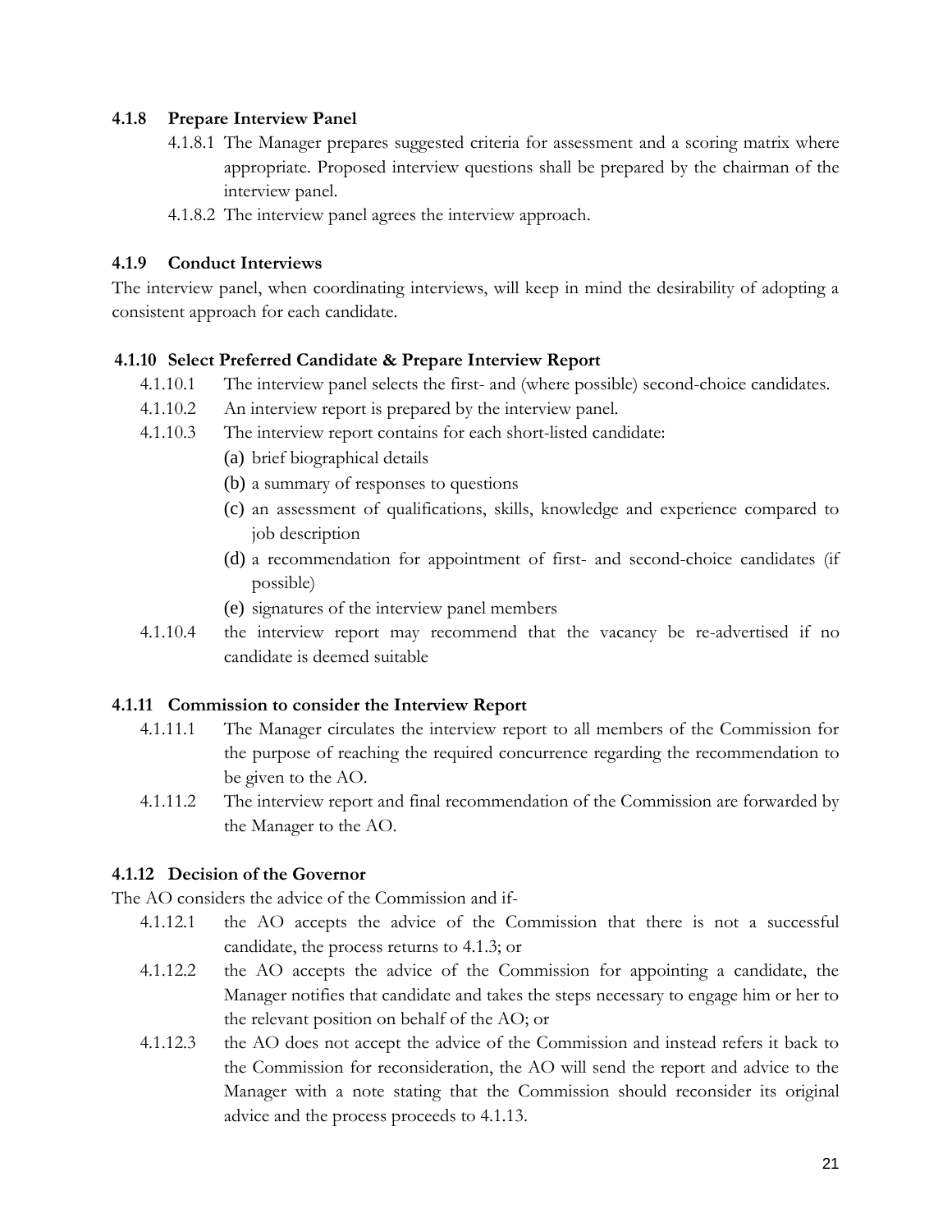### 4.1.8 Prepare Interview Panel

4.1.8.1 The Manager prepares suggested criteria for assessment and a scoring matrix where appropriate. Proposed interview questions shall be prepared by the chairman of the interview panel.

4.1.8.2 The interview panel agrees the interview approach.

### 4.1.9 Conduct Interviews

The interview panel, when coordinating interviews, will keep in mind the desirability of adopting a consistent approach for each candidate.

### 4.1.10 Select Preferred Candidate & Prepare Interview Report

4.1.10.1 The interview panel selects the first- and (where possible) second-choice candidates.

4.1.10.2 An interview report is prepared by the interview panel.

4.1.10.3 The interview report contains for each short-listed candidate:

- (a) brief biographical details
- (b) a summary of responses to questions
- (c) an assessment of qualifications, skills, knowledge and experience compared to job description
- (d) a recommendation for appointment of first- and second-choice candidates (if possible)
- (e) signatures of the interview panel members

4.1.10.4 the interview report may recommend that the vacancy be re-advertised if no candidate is deemed suitable

### 4.1.11 Commission to consider the Interview Report

4.1.11.1 The Manager circulates the interview report to all members of the Commission for the purpose of reaching the required concurrence regarding the recommendation to be given to the AO.

4.1.11.2 The interview report and final recommendation of the Commission are forwarded by the Manager to the AO.

### 4.1.12 Decision of the Governor

The AO considers the advice of the Commission and if-

4.1.12.1 the AO accepts the advice of the Commission that there is not a successful candidate, the process returns to 4.1.3; or

4.1.12.2 the AO accepts the advice of the Commission for appointing a candidate, the Manager notifies that candidate and takes the steps necessary to engage him or her to the relevant position on behalf of the AO; or

4.1.12.3 the AO does not accept the advice of the Commission and instead refers it back to the Commission for reconsideration, the AO will send the report and advice to the Manager with a note stating that the Commission should reconsider its original advice and the process proceeds to 4.1.13.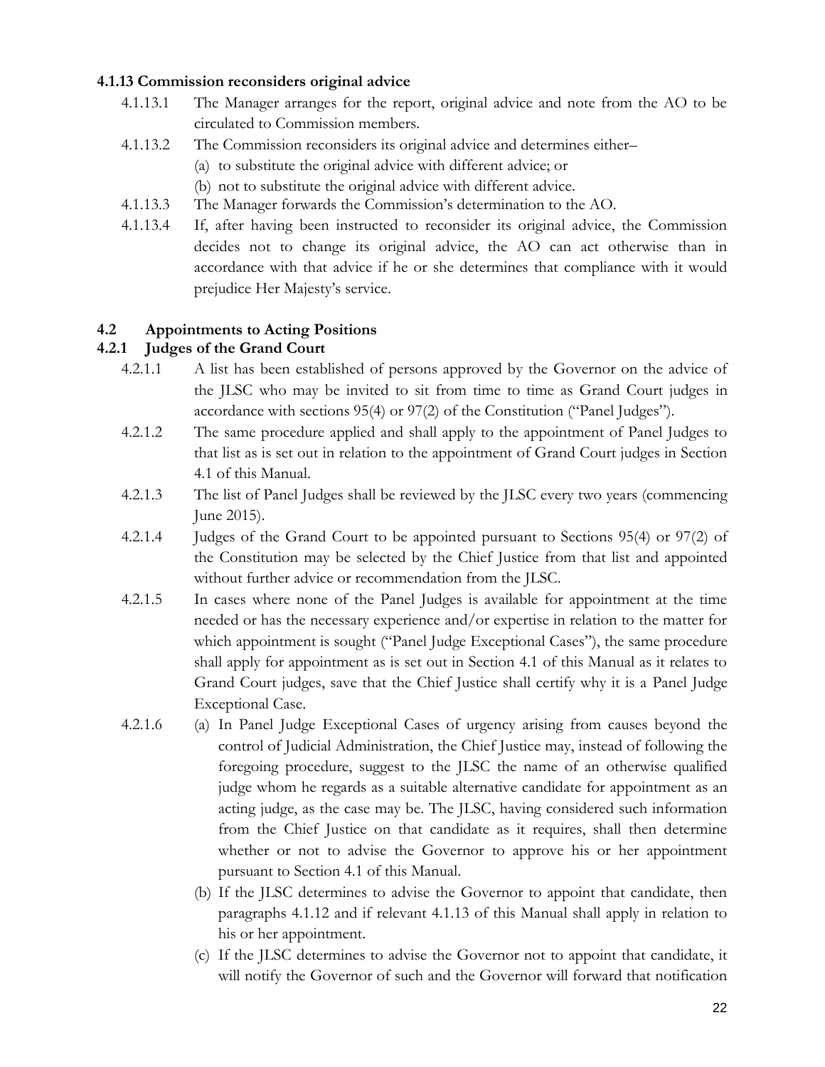### 4.1.13 Commission reconsiders original advice

4.1.13.1 The Manager arranges for the report, original advice and note from the AO to be circulated to Commission members.

4.1.13.2 The Commission reconsiders its original advice and determines either–

(a) to substitute the original advice with different advice; or

(b) not to substitute the original advice with different advice.

4.1.13.3 The Manager forwards the Commission's determination to the AO.

4.1.13.4 If, after having been instructed to reconsider its original advice, the Commission decides not to change its original advice, the AO can act otherwise than in accordance with that advice if he or she determines that compliance with it would prejudice Her Majesty's service.

## 4.2 Appointments to Acting Positions

### 4.2.1 Judges of the Grand Court

4.2.1.1 A list has been established of persons approved by the Governor on the advice of the JLSC who may be invited to sit from time to time as Grand Court judges in accordance with sections 95(4) or 97(2) of the Constitution ("Panel Judges").

4.2.1.2 The same procedure applied and shall apply to the appointment of Panel Judges to that list as is set out in relation to the appointment of Grand Court judges in Section 4.1 of this Manual.

4.2.1.3 The list of Panel Judges shall be reviewed by the JLSC every two years (commencing June 2015).

4.2.1.4 Judges of the Grand Court to be appointed pursuant to Sections 95(4) or 97(2) of the Constitution may be selected by the Chief Justice from that list and appointed without further advice or recommendation from the JLSC.

4.2.1.5 In cases where none of the Panel Judges is available for appointment at the time needed or has the necessary experience and/or expertise in relation to the matter for which appointment is sought ("Panel Judge Exceptional Cases"), the same procedure shall apply for appointment as is set out in Section 4.1 of this Manual as it relates to Grand Court judges, save that the Chief Justice shall certify why it is a Panel Judge Exceptional Case.

4.2.1.6 (a) In Panel Judge Exceptional Cases of urgency arising from causes beyond the control of Judicial Administration, the Chief Justice may, instead of following the foregoing procedure, suggest to the JLSC the name of an otherwise qualified judge whom he regards as a suitable alternative candidate for appointment as an acting judge, as the case may be. The JLSC, having considered such information from the Chief Justice on that candidate as it requires, shall then determine whether or not to advise the Governor to approve his or her appointment pursuant to Section 4.1 of this Manual.

(b) If the JLSC determines to advise the Governor to appoint that candidate, then paragraphs 4.1.12 and if relevant 4.1.13 of this Manual shall apply in relation to his or her appointment.

(c) If the JLSC determines to advise the Governor not to appoint that candidate, it will notify the Governor of such and the Governor will forward that notification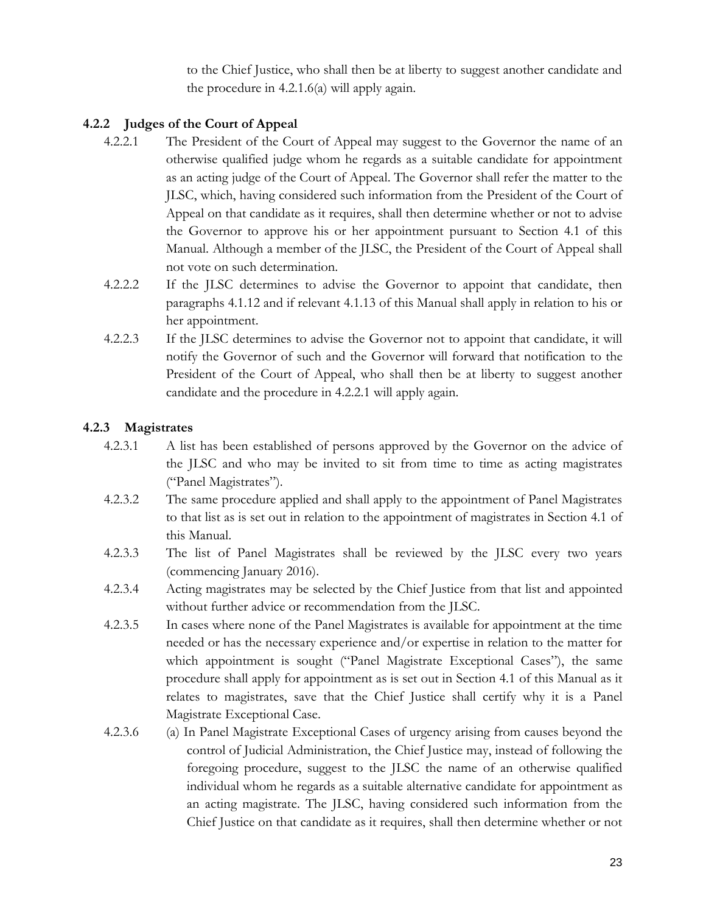to the Chief Justice, who shall then be at liberty to suggest another candidate and the procedure in 4.2.1.6(a) will apply again.

### 4.2.2 Judges of the Court of Appeal

4.2.2.1 The President of the Court of Appeal may suggest to the Governor the name of an otherwise qualified judge whom he regards as a suitable candidate for appointment as an acting judge of the Court of Appeal. The Governor shall refer the matter to the JLSC, which, having considered such information from the President of the Court of Appeal on that candidate as it requires, shall then determine whether or not to advise the Governor to approve his or her appointment pursuant to Section 4.1 of this Manual. Although a member of the JLSC, the President of the Court of Appeal shall not vote on such determination.

4.2.2.2 If the JLSC determines to advise the Governor to appoint that candidate, then paragraphs 4.1.12 and if relevant 4.1.13 of this Manual shall apply in relation to his or her appointment.

4.2.2.3 If the JLSC determines to advise the Governor not to appoint that candidate, it will notify the Governor of such and the Governor will forward that notification to the President of the Court of Appeal, who shall then be at liberty to suggest another candidate and the procedure in 4.2.2.1 will apply again.

### 4.2.3 Magistrates

4.2.3.1 A list has been established of persons approved by the Governor on the advice of the JLSC and who may be invited to sit from time to time as acting magistrates ("Panel Magistrates").

4.2.3.2 The same procedure applied and shall apply to the appointment of Panel Magistrates to that list as is set out in relation to the appointment of magistrates in Section 4.1 of this Manual.

4.2.3.3 The list of Panel Magistrates shall be reviewed by the JLSC every two years (commencing January 2016).

4.2.3.4 Acting magistrates may be selected by the Chief Justice from that list and appointed without further advice or recommendation from the JLSC.

4.2.3.5 In cases where none of the Panel Magistrates is available for appointment at the time needed or has the necessary experience and/or expertise in relation to the matter for which appointment is sought ("Panel Magistrate Exceptional Cases"), the same procedure shall apply for appointment as is set out in Section 4.1 of this Manual as it relates to magistrates, save that the Chief Justice shall certify why it is a Panel Magistrate Exceptional Case.

4.2.3.6 (a) In Panel Magistrate Exceptional Cases of urgency arising from causes beyond the control of Judicial Administration, the Chief Justice may, instead of following the foregoing procedure, suggest to the JLSC the name of an otherwise qualified individual whom he regards as a suitable alternative candidate for appointment as an acting magistrate. The JLSC, having considered such information from the Chief Justice on that candidate as it requires, shall then determine whether or not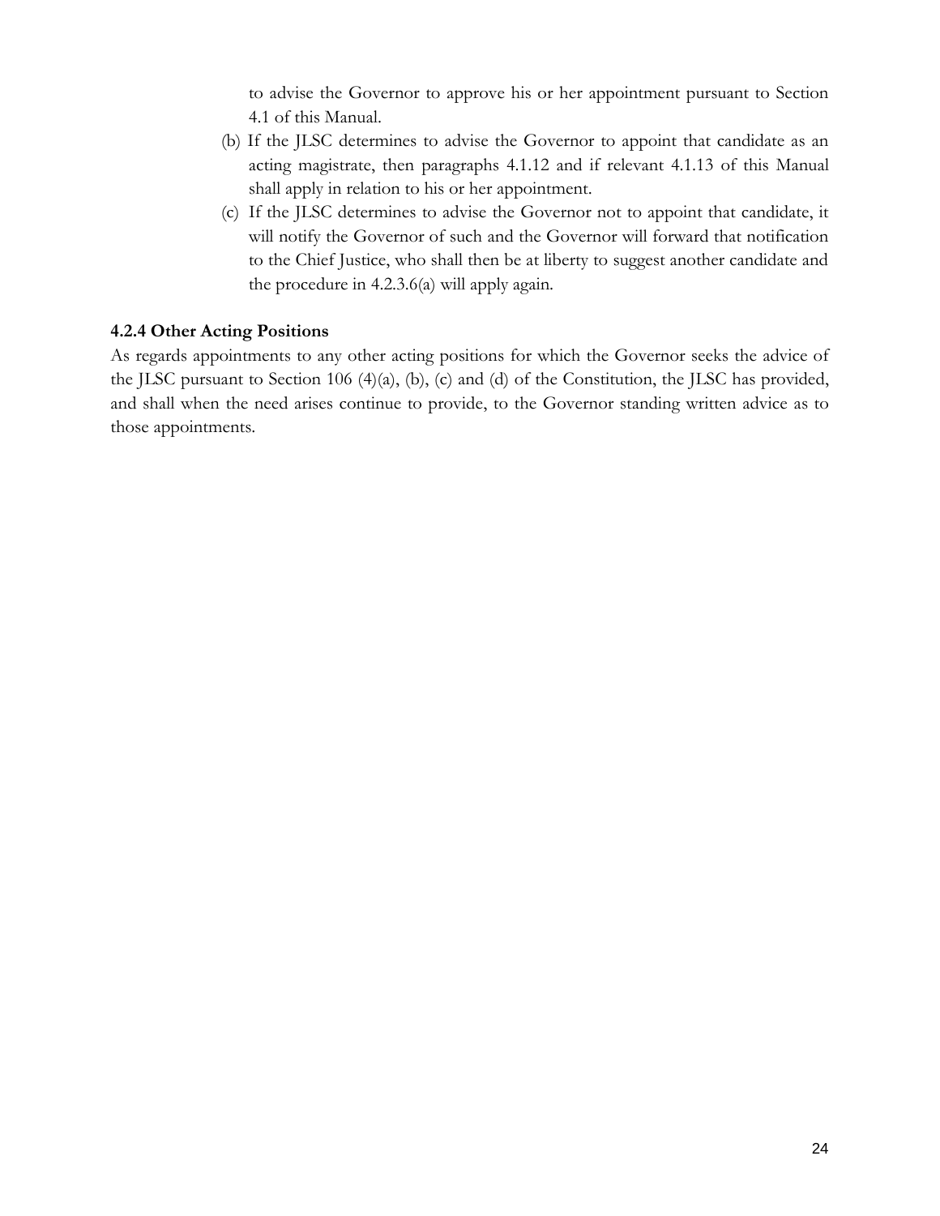to advise the Governor to approve his or her appointment pursuant to Section 4.1 of this Manual.

(b) If the JLSC determines to advise the Governor to appoint that candidate as an acting magistrate, then paragraphs 4.1.12 and if relevant 4.1.13 of this Manual shall apply in relation to his or her appointment.

(c) If the JLSC determines to advise the Governor not to appoint that candidate, it will notify the Governor of such and the Governor will forward that notification to the Chief Justice, who shall then be at liberty to suggest another candidate and the procedure in 4.2.3.6(a) will apply again.

**4.2.4 Other Acting Positions**

As regards appointments to any other acting positions for which the Governor seeks the advice of the JLSC pursuant to Section 106 (4)(a), (b), (c) and (d) of the Constitution, the JLSC has provided, and shall when the need arises continue to provide, to the Governor standing written advice as to those appointments.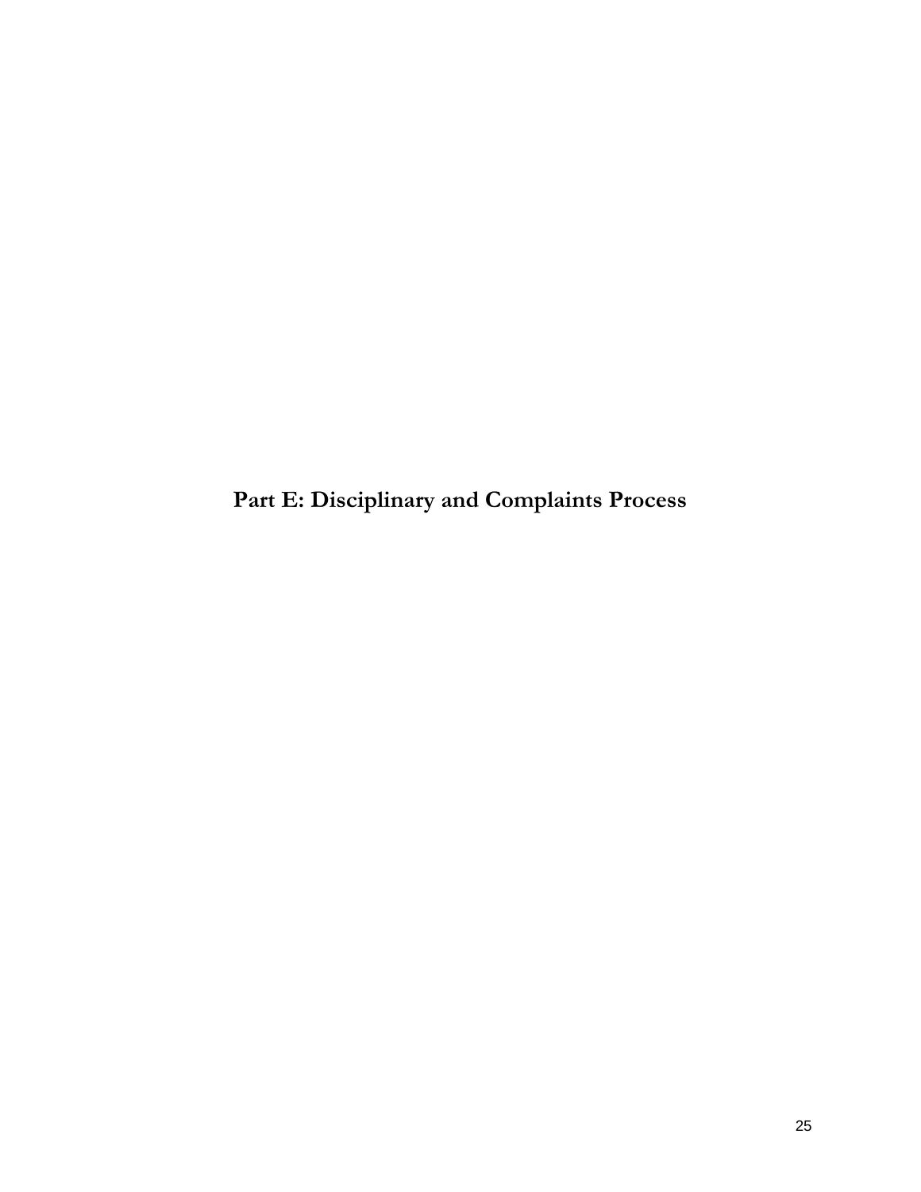# Part E: Disciplinary and Complaints Process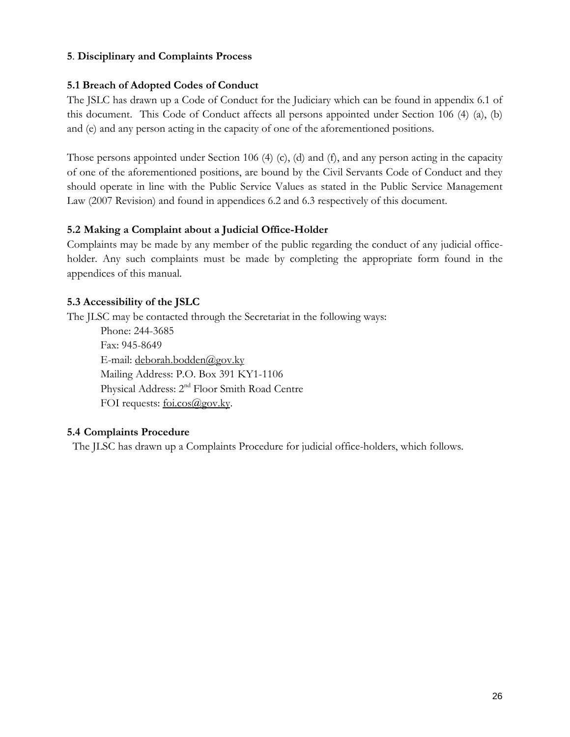## 5. Disciplinary and Complaints Process

### 5.1 Breach of Adopted Codes of Conduct

The JSLC has drawn up a Code of Conduct for the Judiciary which can be found in appendix 6.1 of this document. This Code of Conduct affects all persons appointed under Section 106 (4) (a), (b) and (e) and any person acting in the capacity of one of the aforementioned positions.

Those persons appointed under Section 106 (4) (c), (d) and (f), and any person acting in the capacity of one of the aforementioned positions, are bound by the Civil Servants Code of Conduct and they should operate in line with the Public Service Values as stated in the Public Service Management Law (2007 Revision) and found in appendices 6.2 and 6.3 respectively of this document.

### 5.2 Making a Complaint about a Judicial Office-Holder

Complaints may be made by any member of the public regarding the conduct of any judicial office-holder. Any such complaints must be made by completing the appropriate form found in the appendices of this manual.

### 5.3 Accessibility of the JSLC

The JLSC may be contacted through the Secretariat in the following ways:

Phone: 244-3685
Fax: 945-8649
E-mail: deborah.bodden@gov.ky
Mailing Address: P.O. Box 391 KY1-1106
Physical Address: 2nd Floor Smith Road Centre
FOI requests: foi.cos@gov.ky.

### 5.4 Complaints Procedure

The JLSC has drawn up a Complaints Procedure for judicial office-holders, which follows.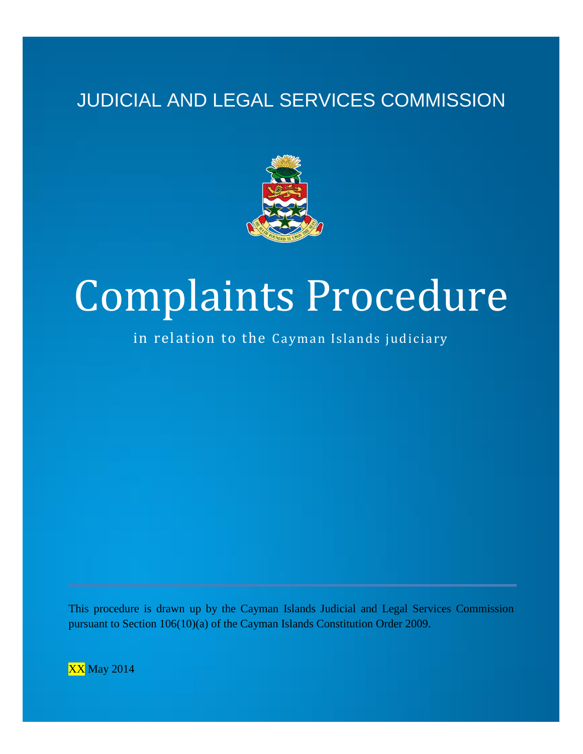JUDICIAL AND LEGAL SERVICES COMMISSION

# Complaints Procedure

in relation to the Cayman Islands judiciary

This procedure is drawn up by the Cayman Islands Judicial and Legal Services Commission pursuant to Section 106(10)(a) of the Cayman Islands Constitution Order 2009.

XX May 2014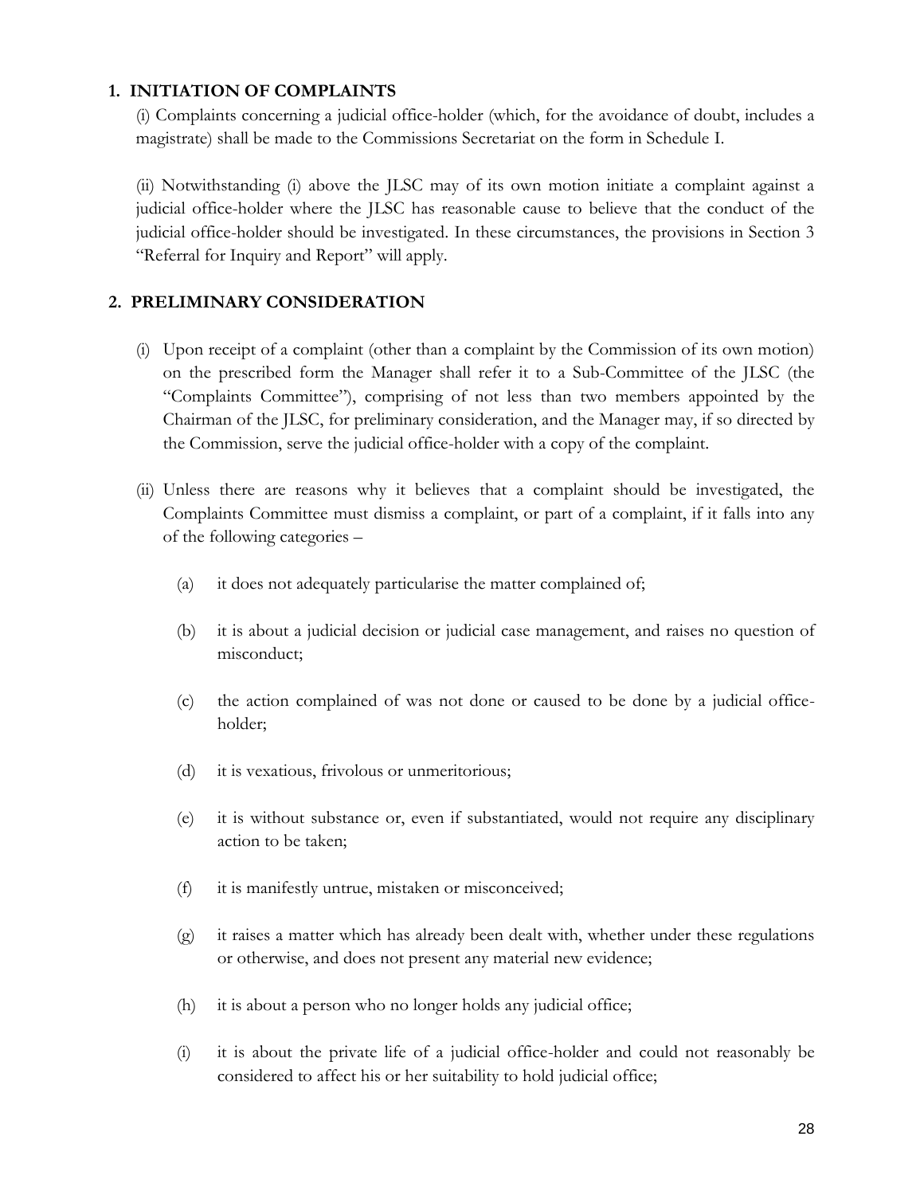## 1. INITIATION OF COMPLAINTS

(i) Complaints concerning a judicial office-holder (which, for the avoidance of doubt, includes a magistrate) shall be made to the Commissions Secretariat on the form in Schedule I.

(ii) Notwithstanding (i) above the JLSC may of its own motion initiate a complaint against a judicial office-holder where the JLSC has reasonable cause to believe that the conduct of the judicial office-holder should be investigated. In these circumstances, the provisions in Section 3 "Referral for Inquiry and Report" will apply.

## 2. PRELIMINARY CONSIDERATION

(i) Upon receipt of a complaint (other than a complaint by the Commission of its own motion) on the prescribed form the Manager shall refer it to a Sub-Committee of the JLSC (the "Complaints Committee"), comprising of not less than two members appointed by the Chairman of the JLSC, for preliminary consideration, and the Manager may, if so directed by the Commission, serve the judicial office-holder with a copy of the complaint.

(ii) Unless there are reasons why it believes that a complaint should be investigated, the Complaints Committee must dismiss a complaint, or part of a complaint, if it falls into any of the following categories –

(a) it does not adequately particularise the matter complained of;

(b) it is about a judicial decision or judicial case management, and raises no question of misconduct;

(c) the action complained of was not done or caused to be done by a judicial office-holder;

(d) it is vexatious, frivolous or unmeritorious;

(e) it is without substance or, even if substantiated, would not require any disciplinary action to be taken;

(f) it is manifestly untrue, mistaken or misconceived;

(g) it raises a matter which has already been dealt with, whether under these regulations or otherwise, and does not present any material new evidence;

(h) it is about a person who no longer holds any judicial office;

(i) it is about the private life of a judicial office-holder and could not reasonably be considered to affect his or her suitability to hold judicial office;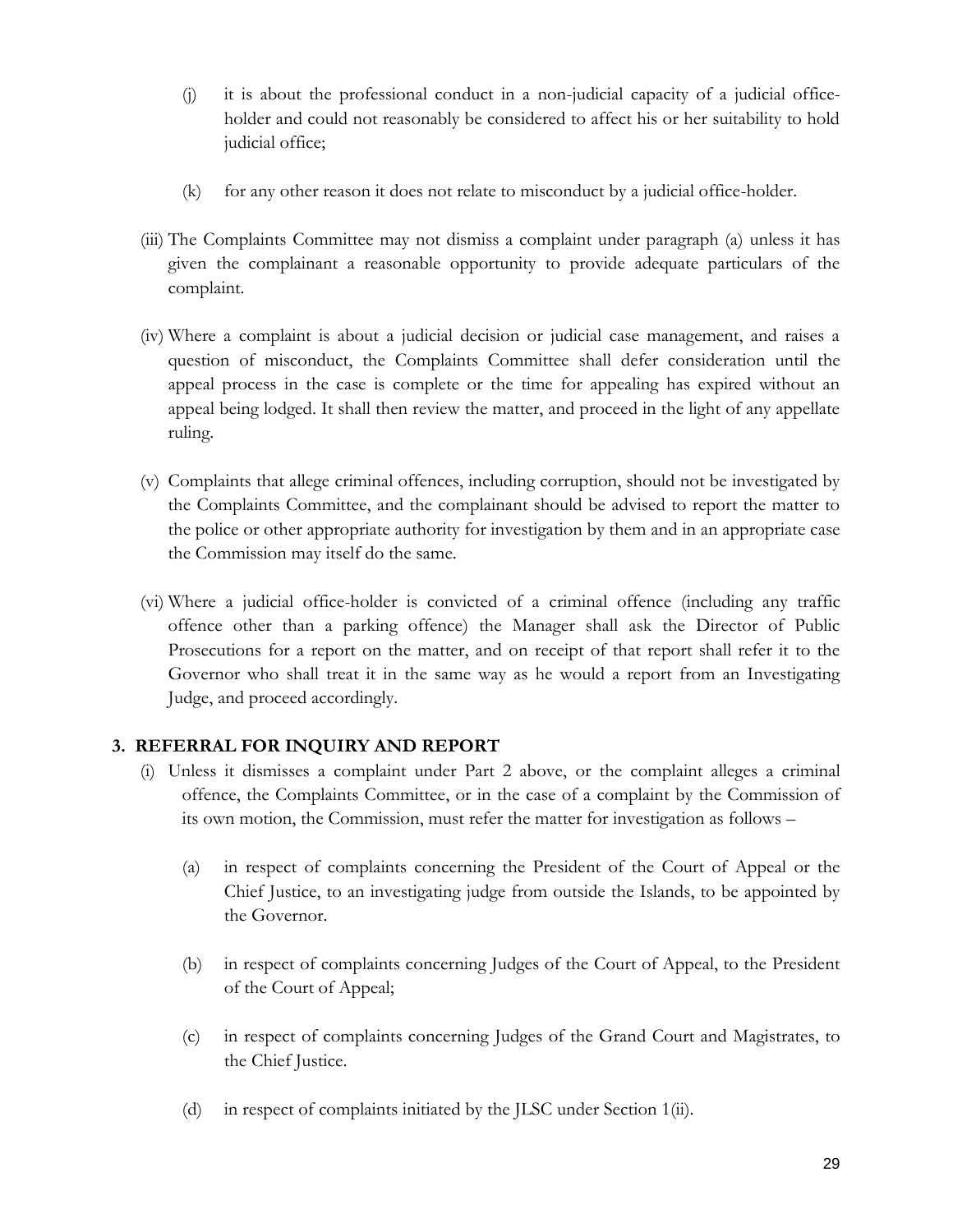(j) it is about the professional conduct in a non-judicial capacity of a judicial office-holder and could not reasonably be considered to affect his or her suitability to hold judicial office;

(k) for any other reason it does not relate to misconduct by a judicial office-holder.

(iii) The Complaints Committee may not dismiss a complaint under paragraph (a) unless it has given the complainant a reasonable opportunity to provide adequate particulars of the complaint.

(iv) Where a complaint is about a judicial decision or judicial case management, and raises a question of misconduct, the Complaints Committee shall defer consideration until the appeal process in the case is complete or the time for appealing has expired without an appeal being lodged. It shall then review the matter, and proceed in the light of any appellate ruling.

(v) Complaints that allege criminal offences, including corruption, should not be investigated by the Complaints Committee, and the complainant should be advised to report the matter to the police or other appropriate authority for investigation by them and in an appropriate case the Commission may itself do the same.

(vi) Where a judicial office-holder is convicted of a criminal offence (including any traffic offence other than a parking offence) the Manager shall ask the Director of Public Prosecutions for a report on the matter, and on receipt of that report shall refer it to the Governor who shall treat it in the same way as he would a report from an Investigating Judge, and proceed accordingly.

## 3. REFERRAL FOR INQUIRY AND REPORT

(i) Unless it dismisses a complaint under Part 2 above, or the complaint alleges a criminal offence, the Complaints Committee, or in the case of a complaint by the Commission of its own motion, the Commission, must refer the matter for investigation as follows –

(a) in respect of complaints concerning the President of the Court of Appeal or the Chief Justice, to an investigating judge from outside the Islands, to be appointed by the Governor.

(b) in respect of complaints concerning Judges of the Court of Appeal, to the President of the Court of Appeal;

(c) in respect of complaints concerning Judges of the Grand Court and Magistrates, to the Chief Justice.

(d) in respect of complaints initiated by the JLSC under Section 1(ii).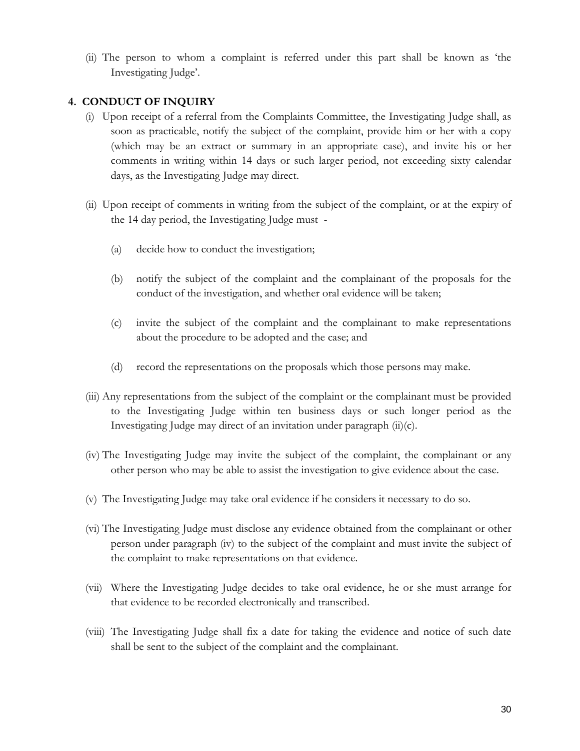(ii) The person to whom a complaint is referred under this part shall be known as 'the Investigating Judge'.

## 4. CONDUCT OF INQUIRY

(i) Upon receipt of a referral from the Complaints Committee, the Investigating Judge shall, as soon as practicable, notify the subject of the complaint, provide him or her with a copy (which may be an extract or summary in an appropriate case), and invite his or her comments in writing within 14 days or such larger period, not exceeding sixty calendar days, as the Investigating Judge may direct.

(ii) Upon receipt of comments in writing from the subject of the complaint, or at the expiry of the 14 day period, the Investigating Judge must -

(a) decide how to conduct the investigation;

(b) notify the subject of the complaint and the complainant of the proposals for the conduct of the investigation, and whether oral evidence will be taken;

(c) invite the subject of the complaint and the complainant to make representations about the procedure to be adopted and the case; and

(d) record the representations on the proposals which those persons may make.

(iii) Any representations from the subject of the complaint or the complainant must be provided to the Investigating Judge within ten business days or such longer period as the Investigating Judge may direct of an invitation under paragraph (ii)(c).

(iv) The Investigating Judge may invite the subject of the complaint, the complainant or any other person who may be able to assist the investigation to give evidence about the case.

(v) The Investigating Judge may take oral evidence if he considers it necessary to do so.

(vi) The Investigating Judge must disclose any evidence obtained from the complainant or other person under paragraph (iv) to the subject of the complaint and must invite the subject of the complaint to make representations on that evidence.

(vii) Where the Investigating Judge decides to take oral evidence, he or she must arrange for that evidence to be recorded electronically and transcribed.

(viii) The Investigating Judge shall fix a date for taking the evidence and notice of such date shall be sent to the subject of the complaint and the complainant.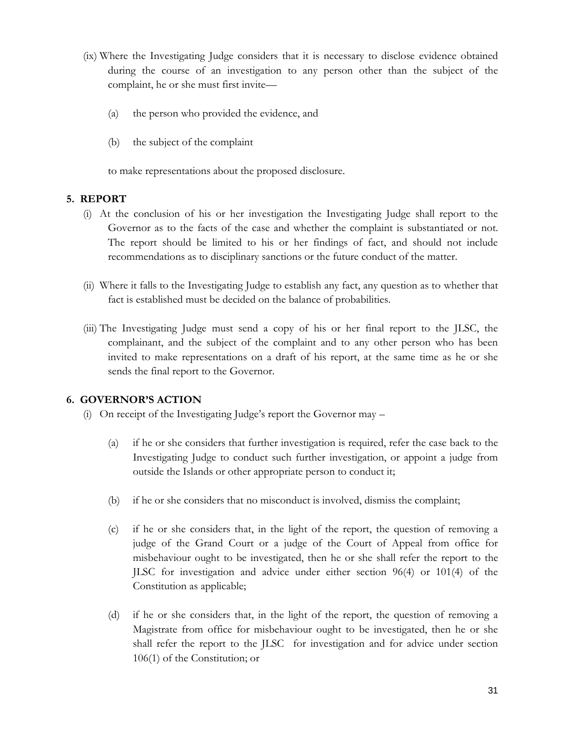(ix) Where the Investigating Judge considers that it is necessary to disclose evidence obtained during the course of an investigation to any person other than the subject of the complaint, he or she must first invite—

(a) the person who provided the evidence, and

(b) the subject of the complaint

to make representations about the proposed disclosure.

## 5. REPORT

(i) At the conclusion of his or her investigation the Investigating Judge shall report to the Governor as to the facts of the case and whether the complaint is substantiated or not. The report should be limited to his or her findings of fact, and should not include recommendations as to disciplinary sanctions or the future conduct of the matter.

(ii) Where it falls to the Investigating Judge to establish any fact, any question as to whether that fact is established must be decided on the balance of probabilities.

(iii) The Investigating Judge must send a copy of his or her final report to the JLSC, the complainant, and the subject of the complaint and to any other person who has been invited to make representations on a draft of his report, at the same time as he or she sends the final report to the Governor.

## 6. GOVERNOR'S ACTION

(i) On receipt of the Investigating Judge's report the Governor may –

(a) if he or she considers that further investigation is required, refer the case back to the Investigating Judge to conduct such further investigation, or appoint a judge from outside the Islands or other appropriate person to conduct it;

(b) if he or she considers that no misconduct is involved, dismiss the complaint;

(c) if he or she considers that, in the light of the report, the question of removing a judge of the Grand Court or a judge of the Court of Appeal from office for misbehaviour ought to be investigated, then he or she shall refer the report to the JLSC for investigation and advice under either section 96(4) or 101(4) of the Constitution as applicable;

(d) if he or she considers that, in the light of the report, the question of removing a Magistrate from office for misbehaviour ought to be investigated, then he or she shall refer the report to the JLSC for investigation and for advice under section 106(1) of the Constitution; or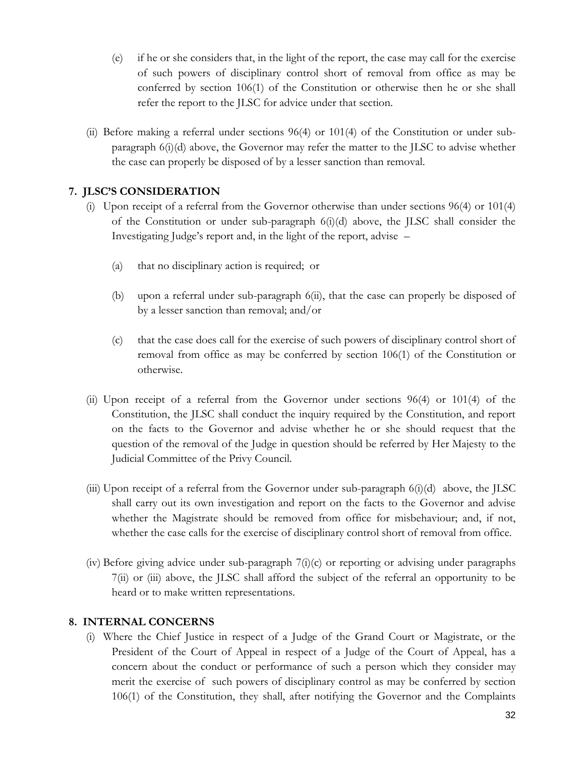(e) if he or she considers that, in the light of the report, the case may call for the exercise of such powers of disciplinary control short of removal from office as may be conferred by section 106(1) of the Constitution or otherwise then he or she shall refer the report to the JLSC for advice under that section.

(ii) Before making a referral under sections 96(4) or 101(4) of the Constitution or under sub-paragraph 6(i)(d) above, the Governor may refer the matter to the JLSC to advise whether the case can properly be disposed of by a lesser sanction than removal.

## 7. JLSC'S CONSIDERATION

(i) Upon receipt of a referral from the Governor otherwise than under sections 96(4) or 101(4) of the Constitution or under sub-paragraph 6(i)(d) above, the JLSC shall consider the Investigating Judge's report and, in the light of the report, advise –

(a) that no disciplinary action is required; or

(b) upon a referral under sub-paragraph 6(ii), that the case can properly be disposed of by a lesser sanction than removal; and/or

(c) that the case does call for the exercise of such powers of disciplinary control short of removal from office as may be conferred by section 106(1) of the Constitution or otherwise.

(ii) Upon receipt of a referral from the Governor under sections 96(4) or 101(4) of the Constitution, the JLSC shall conduct the inquiry required by the Constitution, and report on the facts to the Governor and advise whether he or she should request that the question of the removal of the Judge in question should be referred by Her Majesty to the Judicial Committee of the Privy Council.

(iii) Upon receipt of a referral from the Governor under sub-paragraph 6(i)(d) above, the JLSC shall carry out its own investigation and report on the facts to the Governor and advise whether the Magistrate should be removed from office for misbehaviour; and, if not, whether the case calls for the exercise of disciplinary control short of removal from office.

(iv) Before giving advice under sub-paragraph 7(i)(c) or reporting or advising under paragraphs 7(ii) or (iii) above, the JLSC shall afford the subject of the referral an opportunity to be heard or to make written representations.

## 8. INTERNAL CONCERNS

(i) Where the Chief Justice in respect of a Judge of the Grand Court or Magistrate, or the President of the Court of Appeal in respect of a Judge of the Court of Appeal, has a concern about the conduct or performance of such a person which they consider may merit the exercise of such powers of disciplinary control as may be conferred by section 106(1) of the Constitution, they shall, after notifying the Governor and the Complaints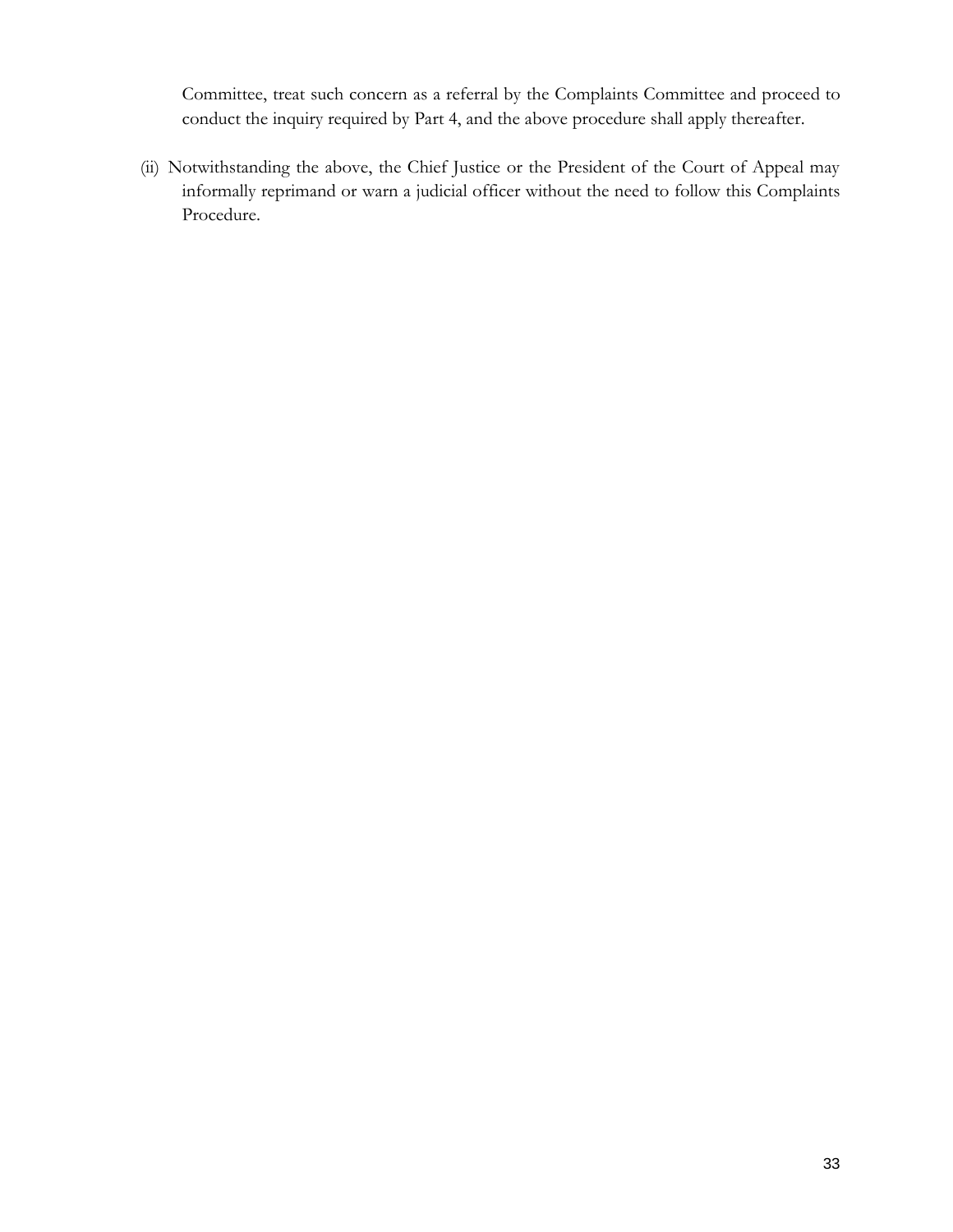Committee, treat such concern as a referral by the Complaints Committee and proceed to conduct the inquiry required by Part 4, and the above procedure shall apply thereafter.

(ii) Notwithstanding the above, the Chief Justice or the President of the Court of Appeal may informally reprimand or warn a judicial officer without the need to follow this Complaints Procedure.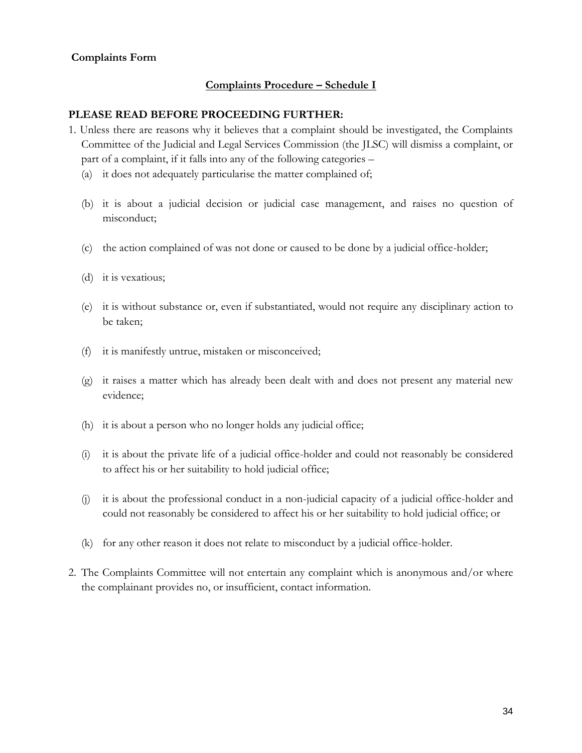**Complaints Form**

**Complaints Procedure – Schedule I**

**PLEASE READ BEFORE PROCEEDING FURTHER:**

1. Unless there are reasons why it believes that a complaint should be investigated, the Complaints Committee of the Judicial and Legal Services Commission (the JLSC) will dismiss a complaint, or part of a complaint, if it falls into any of the following categories –
   (a) it does not adequately particularise the matter complained of;

   (b) it is about a judicial decision or judicial case management, and raises no question of misconduct;

   (c) the action complained of was not done or caused to be done by a judicial office-holder;

   (d) it is vexatious;

   (e) it is without substance or, even if substantiated, would not require any disciplinary action to be taken;

   (f) it is manifestly untrue, mistaken or misconceived;

   (g) it raises a matter which has already been dealt with and does not present any material new evidence;

   (h) it is about a person who no longer holds any judicial office;

   (i) it is about the private life of a judicial office-holder and could not reasonably be considered to affect his or her suitability to hold judicial office;

   (j) it is about the professional conduct in a non-judicial capacity of a judicial office-holder and could not reasonably be considered to affect his or her suitability to hold judicial office; or

   (k) for any other reason it does not relate to misconduct by a judicial office-holder.

2. The Complaints Committee will not entertain any complaint which is anonymous and/or where the complainant provides no, or insufficient, contact information.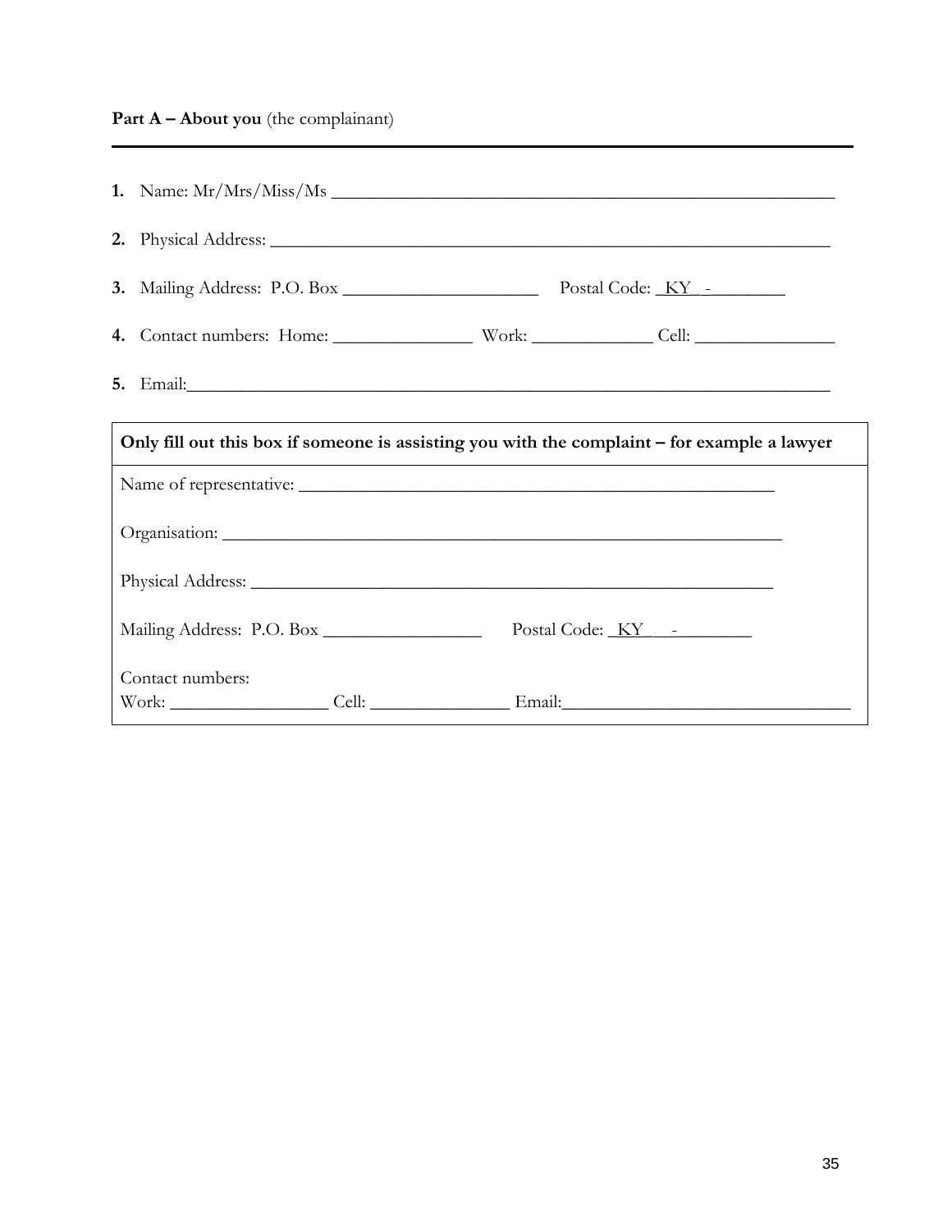**Part A – About you** (the complainant)

---

**1.** Name: Mr/Mrs/Miss/Ms ___________________________________________________________

**2.** Physical Address: _________________________________________________________________

**3.** Mailing Address: P.O. Box ______________________ Postal Code: _KY_ -_________

**4.** Contact numbers: Home: ________________ Work: ______________ Cell: ________________

**5.** Email:____________________________________________________________________________

| **Only fill out this box if someone is assisting you with the complaint – for example a lawyer** |
|---|
| Name of representative: _____________________________________________________ |
| Organisation: _________________________________________________________________ |
| Physical Address: ______________________________________________________________ |
| Mailing Address: P.O. Box __________________ Postal Code: _KY_ -_________ |
| Contact numbers:<br>Work: __________________ Cell: ________________ Email:________________________________ |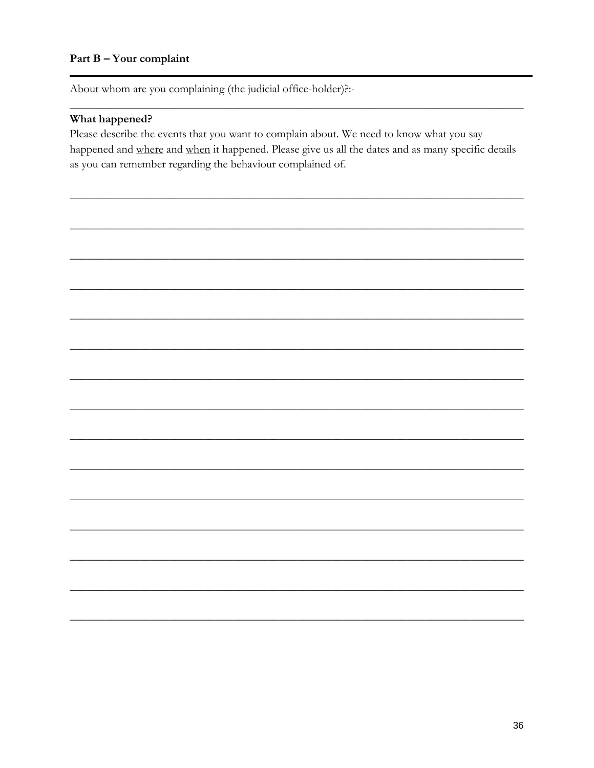## Part B – Your complaint

About whom are you complaining (the judicial office-holder)?:-

___

**What happened?**

Please describe the events that you want to complain about. We need to know <u>what</u> you say happened and <u>where</u> and <u>when</u> it happened. Please give us all the dates and as many specific details as you can remember regarding the behaviour complained of.

___

___

___

___

___

___

___

___

___

___

___

___

___

___

___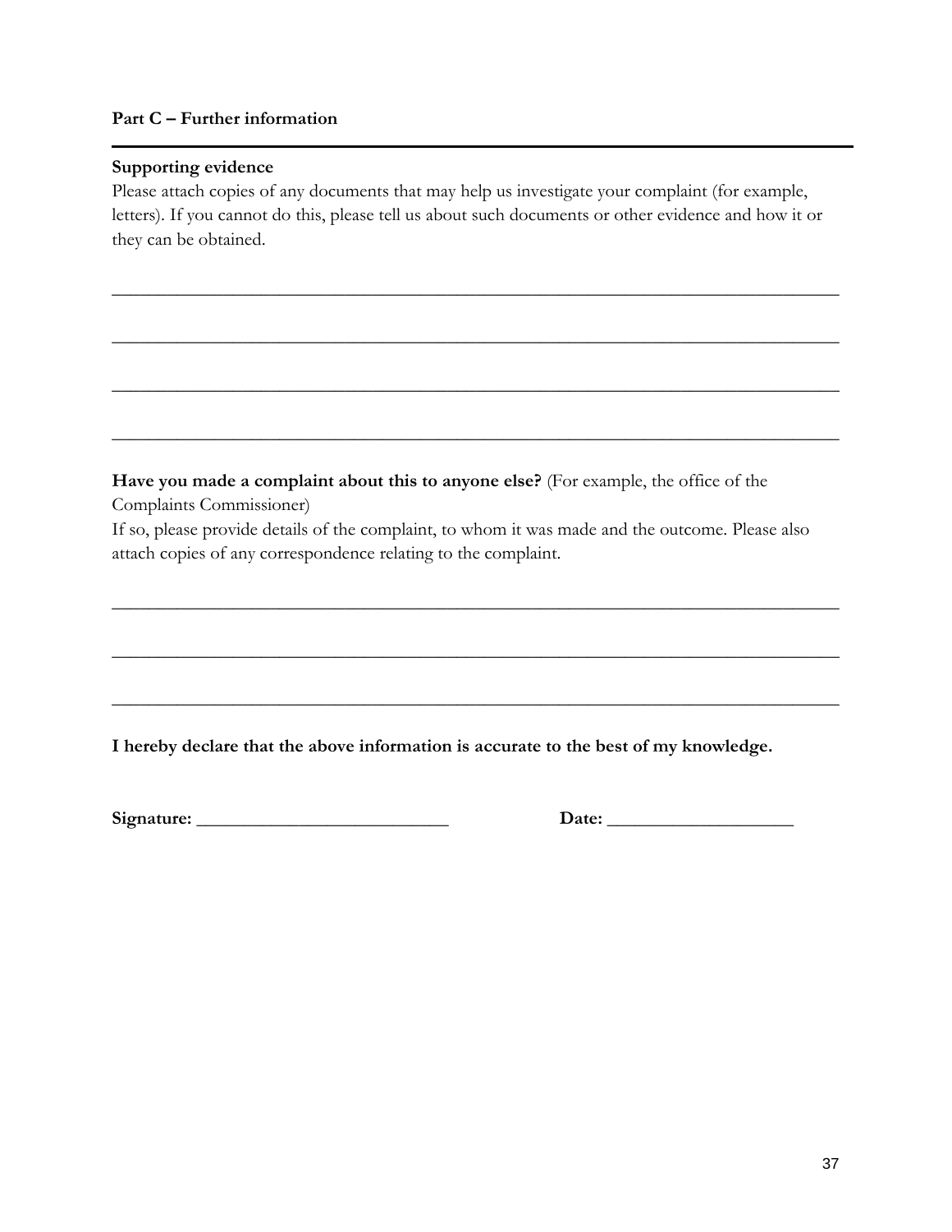**Part C – Further information**

---

**Supporting evidence**

Please attach copies of any documents that may help us investigate your complaint (for example, letters). If you cannot do this, please tell us about such documents or other evidence and how it or they can be obtained.

______________________________________________________________________________

______________________________________________________________________________

______________________________________________________________________________

______________________________________________________________________________

**Have you made a complaint about this to anyone else?** (For example, the office of the Complaints Commissioner)

If so, please provide details of the complaint, to whom it was made and the outcome. Please also attach copies of any correspondence relating to the complaint.

______________________________________________________________________________

______________________________________________________________________________

______________________________________________________________________________

**I hereby declare that the above information is accurate to the best of my knowledge.**

**Signature:** ___________________________ **Date:** ____________________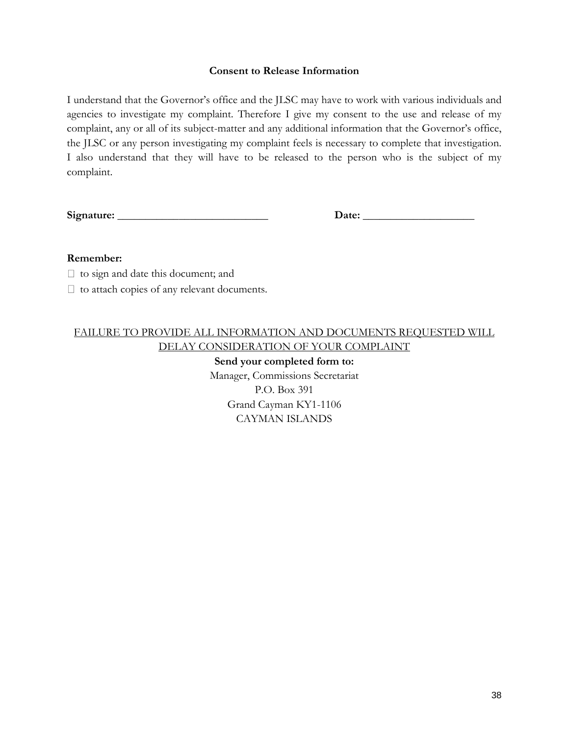**Consent to Release Information**

I understand that the Governor's office and the JLSC may have to work with various individuals and agencies to investigate my complaint. Therefore I give my consent to the use and release of my complaint, any or all of its subject-matter and any additional information that the Governor's office, the JLSC or any person investigating my complaint feels is necessary to complete that investigation. I also understand that they will have to be released to the person who is the subject of my complaint.

**Signature:** ____________________________ **Date:** ____________________

**Remember:**

- to sign and date this document; and
- to attach copies of any relevant documents.

<u>FAILURE TO PROVIDE ALL INFORMATION AND DOCUMENTS REQUESTED WILL DELAY CONSIDERATION OF YOUR COMPLAINT</u>

**Send your completed form to:**

Manager, Commissions Secretariat
P.O. Box 391
Grand Cayman KY1-1106
CAYMAN ISLANDS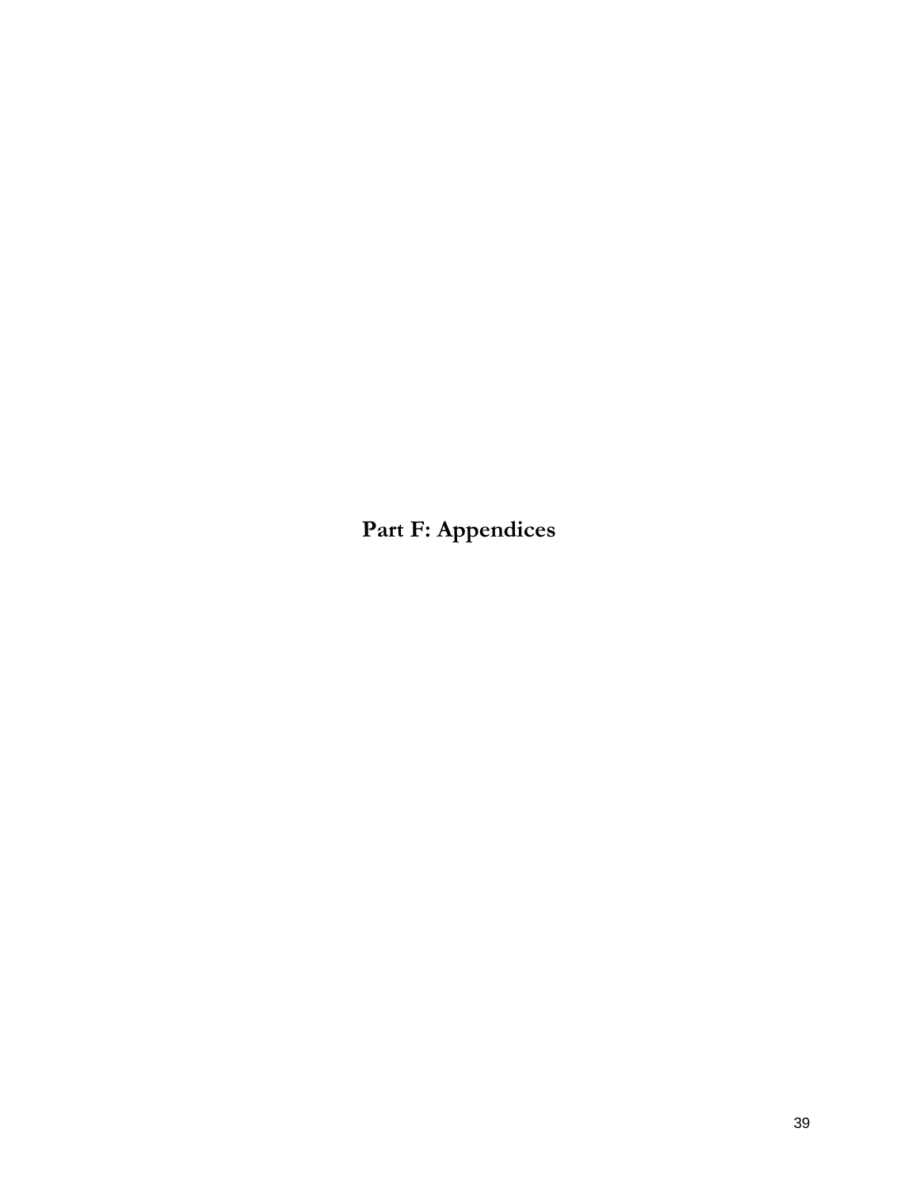# Part F: Appendices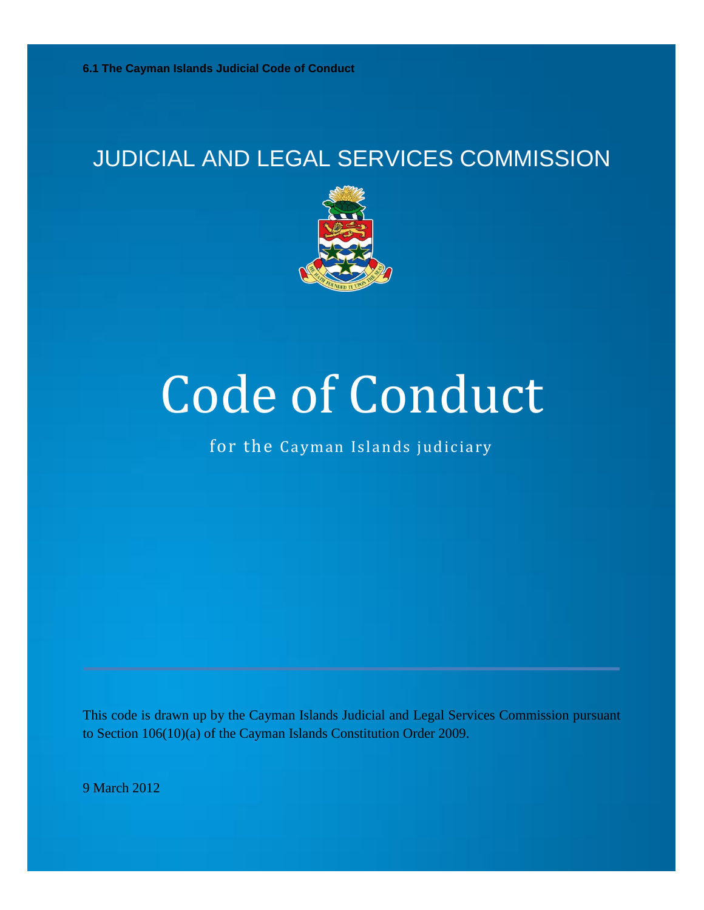**6.1 The Cayman Islands Judicial Code of Conduct**

JUDICIAL AND LEGAL SERVICES COMMISSION

# Code of Conduct

for the Cayman Islands judiciary

This code is drawn up by the Cayman Islands Judicial and Legal Services Commission pursuant to Section 106(10)(a) of the Cayman Islands Constitution Order 2009.

9 March 2012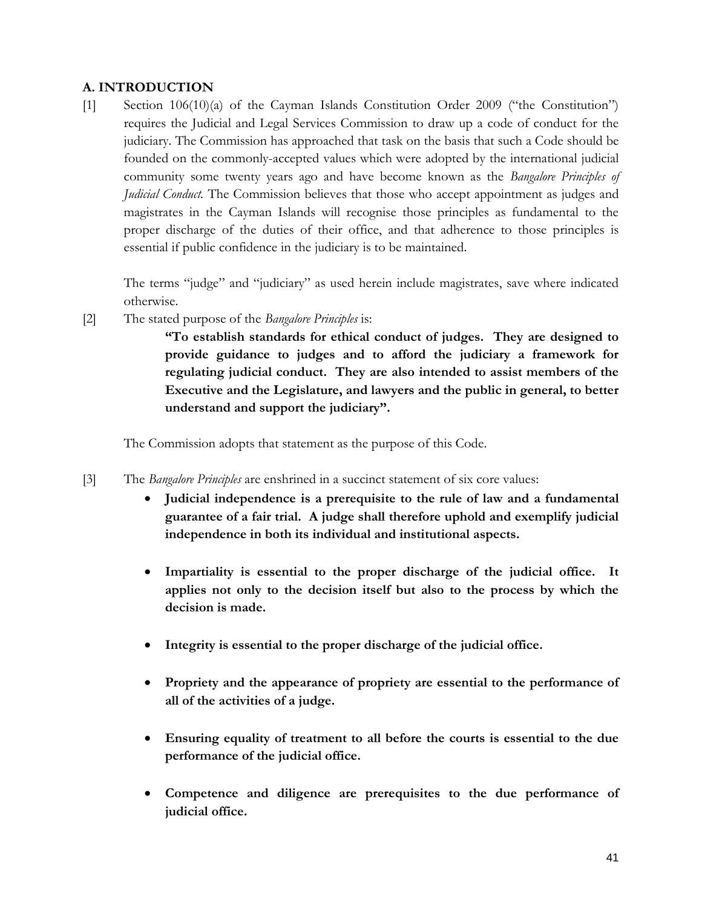## A. INTRODUCTION

[1] Section 106(10)(a) of the Cayman Islands Constitution Order 2009 ("the Constitution") requires the Judicial and Legal Services Commission to draw up a code of conduct for the judiciary. The Commission has approached that task on the basis that such a Code should be founded on the commonly-accepted values which were adopted by the international judicial community some twenty years ago and have become known as the *Bangalore Principles of Judicial Conduct.* The Commission believes that those who accept appointment as judges and magistrates in the Cayman Islands will recognise those principles as fundamental to the proper discharge of the duties of their office, and that adherence to those principles is essential if public confidence in the judiciary is to be maintained.

The terms "judge" and "judiciary" as used herein include magistrates, save where indicated otherwise.

[2] The stated purpose of the *Bangalore Principles* is:

> **"To establish standards for ethical conduct of judges. They are designed to provide guidance to judges and to afford the judiciary a framework for regulating judicial conduct. They are also intended to assist members of the Executive and the Legislature, and lawyers and the public in general, to better understand and support the judiciary".**

The Commission adopts that statement as the purpose of this Code.

[3] The *Bangalore Principles* are enshrined in a succinct statement of six core values:

- **Judicial independence is a prerequisite to the rule of law and a fundamental guarantee of a fair trial. A judge shall therefore uphold and exemplify judicial independence in both its individual and institutional aspects.**

- **Impartiality is essential to the proper discharge of the judicial office. It applies not only to the decision itself but also to the process by which the decision is made.**

- **Integrity is essential to the proper discharge of the judicial office.**

- **Propriety and the appearance of propriety are essential to the performance of all of the activities of a judge.**

- **Ensuring equality of treatment to all before the courts is essential to the due performance of the judicial office.**

- **Competence and diligence are prerequisites to the due performance of judicial office.**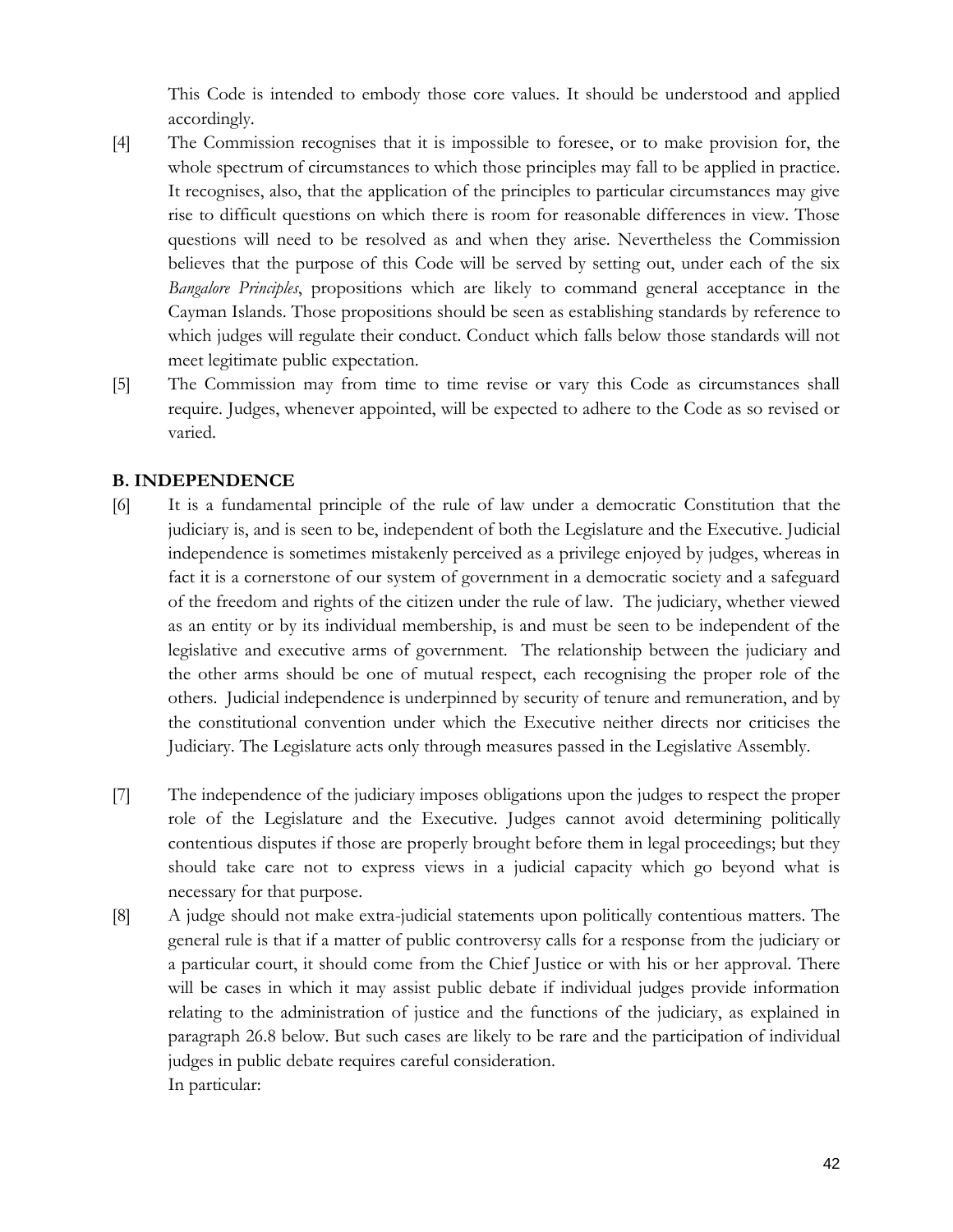This Code is intended to embody those core values. It should be understood and applied accordingly.

[4] The Commission recognises that it is impossible to foresee, or to make provision for, the whole spectrum of circumstances to which those principles may fall to be applied in practice. It recognises, also, that the application of the principles to particular circumstances may give rise to difficult questions on which there is room for reasonable differences in view. Those questions will need to be resolved as and when they arise. Nevertheless the Commission believes that the purpose of this Code will be served by setting out, under each of the six *Bangalore Principles*, propositions which are likely to command general acceptance in the Cayman Islands. Those propositions should be seen as establishing standards by reference to which judges will regulate their conduct. Conduct which falls below those standards will not meet legitimate public expectation.

[5] The Commission may from time to time revise or vary this Code as circumstances shall require. Judges, whenever appointed, will be expected to adhere to the Code as so revised or varied.

**B. INDEPENDENCE**

[6] It is a fundamental principle of the rule of law under a democratic Constitution that the judiciary is, and is seen to be, independent of both the Legislature and the Executive. Judicial independence is sometimes mistakenly perceived as a privilege enjoyed by judges, whereas in fact it is a cornerstone of our system of government in a democratic society and a safeguard of the freedom and rights of the citizen under the rule of law. The judiciary, whether viewed as an entity or by its individual membership, is and must be seen to be independent of the legislative and executive arms of government. The relationship between the judiciary and the other arms should be one of mutual respect, each recognising the proper role of the others. Judicial independence is underpinned by security of tenure and remuneration, and by the constitutional convention under which the Executive neither directs nor criticises the Judiciary. The Legislature acts only through measures passed in the Legislative Assembly.

[7] The independence of the judiciary imposes obligations upon the judges to respect the proper role of the Legislature and the Executive. Judges cannot avoid determining politically contentious disputes if those are properly brought before them in legal proceedings; but they should take care not to express views in a judicial capacity which go beyond what is necessary for that purpose.

[8] A judge should not make extra-judicial statements upon politically contentious matters. The general rule is that if a matter of public controversy calls for a response from the judiciary or a particular court, it should come from the Chief Justice or with his or her approval. There will be cases in which it may assist public debate if individual judges provide information relating to the administration of justice and the functions of the judiciary, as explained in paragraph 26.8 below. But such cases are likely to be rare and the participation of individual judges in public debate requires careful consideration.
In particular: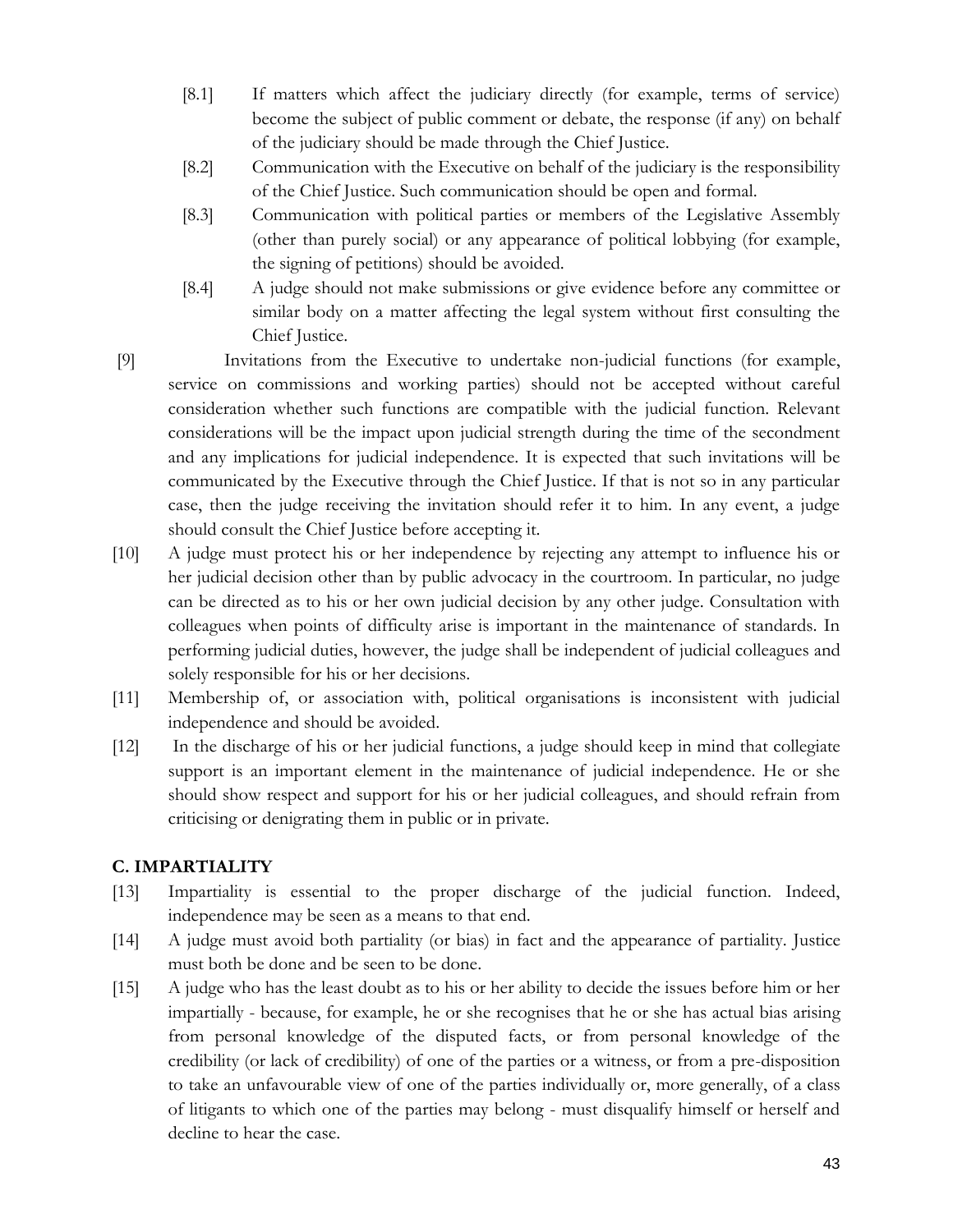[8.1] If matters which affect the judiciary directly (for example, terms of service) become the subject of public comment or debate, the response (if any) on behalf of the judiciary should be made through the Chief Justice.

[8.2] Communication with the Executive on behalf of the judiciary is the responsibility of the Chief Justice. Such communication should be open and formal.

[8.3] Communication with political parties or members of the Legislative Assembly (other than purely social) or any appearance of political lobbying (for example, the signing of petitions) should be avoided.

[8.4] A judge should not make submissions or give evidence before any committee or similar body on a matter affecting the legal system without first consulting the Chief Justice.

[9] Invitations from the Executive to undertake non-judicial functions (for example, service on commissions and working parties) should not be accepted without careful consideration whether such functions are compatible with the judicial function. Relevant considerations will be the impact upon judicial strength during the time of the secondment and any implications for judicial independence. It is expected that such invitations will be communicated by the Executive through the Chief Justice. If that is not so in any particular case, then the judge receiving the invitation should refer it to him. In any event, a judge should consult the Chief Justice before accepting it.

[10] A judge must protect his or her independence by rejecting any attempt to influence his or her judicial decision other than by public advocacy in the courtroom. In particular, no judge can be directed as to his or her own judicial decision by any other judge. Consultation with colleagues when points of difficulty arise is important in the maintenance of standards. In performing judicial duties, however, the judge shall be independent of judicial colleagues and solely responsible for his or her decisions.

[11] Membership of, or association with, political organisations is inconsistent with judicial independence and should be avoided.

[12] In the discharge of his or her judicial functions, a judge should keep in mind that collegiate support is an important element in the maintenance of judicial independence. He or she should show respect and support for his or her judicial colleagues, and should refrain from criticising or denigrating them in public or in private.

## C. IMPARTIALITY

[13] Impartiality is essential to the proper discharge of the judicial function. Indeed, independence may be seen as a means to that end.

[14] A judge must avoid both partiality (or bias) in fact and the appearance of partiality. Justice must both be done and be seen to be done.

[15] A judge who has the least doubt as to his or her ability to decide the issues before him or her impartially - because, for example, he or she recognises that he or she has actual bias arising from personal knowledge of the disputed facts, or from personal knowledge of the credibility (or lack of credibility) of one of the parties or a witness, or from a pre-disposition to take an unfavourable view of one of the parties individually or, more generally, of a class of litigants to which one of the parties may belong - must disqualify himself or herself and decline to hear the case.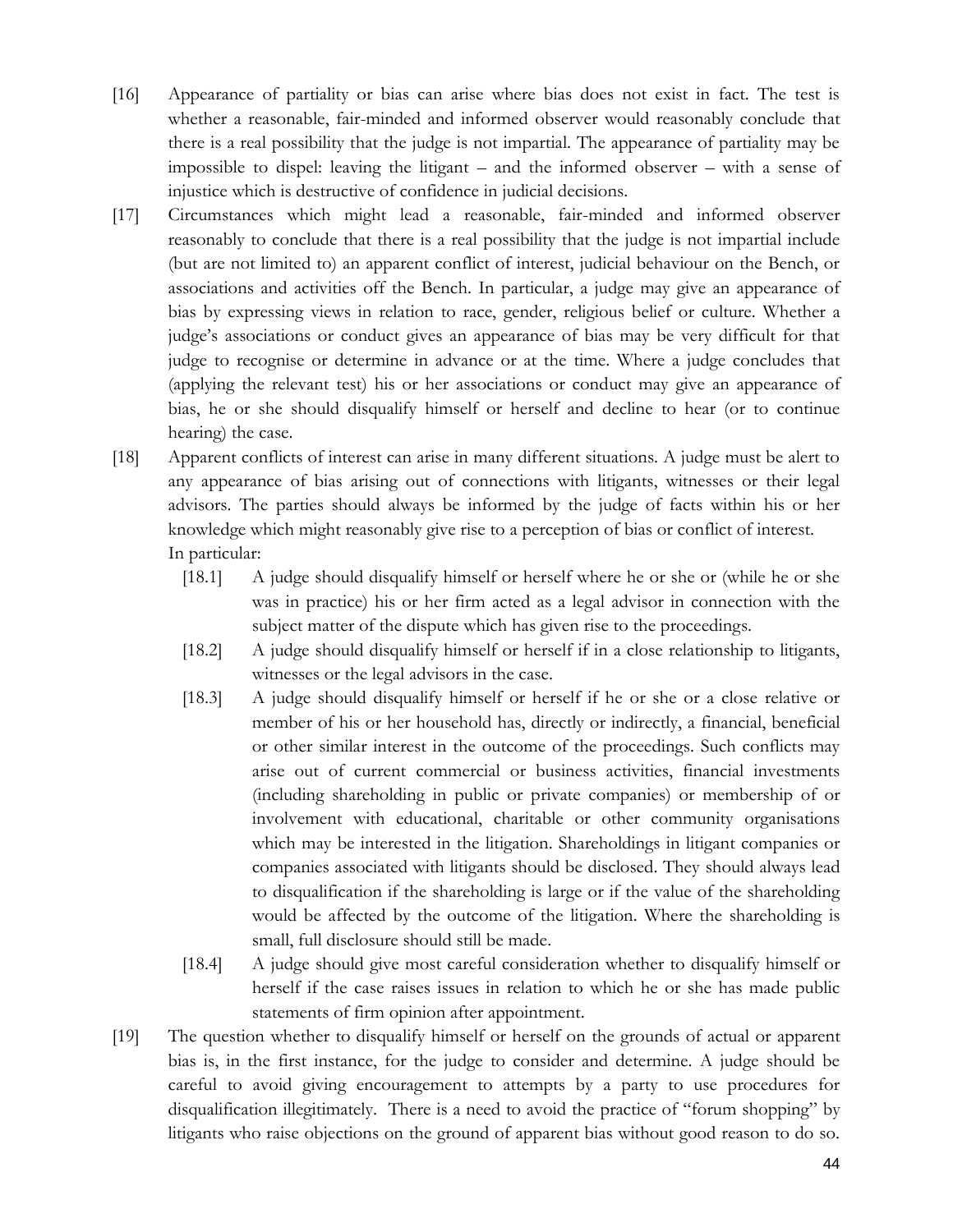[16] Appearance of partiality or bias can arise where bias does not exist in fact. The test is whether a reasonable, fair-minded and informed observer would reasonably conclude that there is a real possibility that the judge is not impartial. The appearance of partiality may be impossible to dispel: leaving the litigant – and the informed observer – with a sense of injustice which is destructive of confidence in judicial decisions.

[17] Circumstances which might lead a reasonable, fair-minded and informed observer reasonably to conclude that there is a real possibility that the judge is not impartial include (but are not limited to) an apparent conflict of interest, judicial behaviour on the Bench, or associations and activities off the Bench. In particular, a judge may give an appearance of bias by expressing views in relation to race, gender, religious belief or culture. Whether a judge's associations or conduct gives an appearance of bias may be very difficult for that judge to recognise or determine in advance or at the time. Where a judge concludes that (applying the relevant test) his or her associations or conduct may give an appearance of bias, he or she should disqualify himself or herself and decline to hear (or to continue hearing) the case.

[18] Apparent conflicts of interest can arise in many different situations. A judge must be alert to any appearance of bias arising out of connections with litigants, witnesses or their legal advisors. The parties should always be informed by the judge of facts within his or her knowledge which might reasonably give rise to a perception of bias or conflict of interest. In particular:

[18.1] A judge should disqualify himself or herself where he or she or (while he or she was in practice) his or her firm acted as a legal advisor in connection with the subject matter of the dispute which has given rise to the proceedings.

[18.2] A judge should disqualify himself or herself if in a close relationship to litigants, witnesses or the legal advisors in the case.

[18.3] A judge should disqualify himself or herself if he or she or a close relative or member of his or her household has, directly or indirectly, a financial, beneficial or other similar interest in the outcome of the proceedings. Such conflicts may arise out of current commercial or business activities, financial investments (including shareholding in public or private companies) or membership of or involvement with educational, charitable or other community organisations which may be interested in the litigation. Shareholdings in litigant companies or companies associated with litigants should be disclosed. They should always lead to disqualification if the shareholding is large or if the value of the shareholding would be affected by the outcome of the litigation. Where the shareholding is small, full disclosure should still be made.

[18.4] A judge should give most careful consideration whether to disqualify himself or herself if the case raises issues in relation to which he or she has made public statements of firm opinion after appointment.

[19] The question whether to disqualify himself or herself on the grounds of actual or apparent bias is, in the first instance, for the judge to consider and determine. A judge should be careful to avoid giving encouragement to attempts by a party to use procedures for disqualification illegitimately. There is a need to avoid the practice of "forum shopping" by litigants who raise objections on the ground of apparent bias without good reason to do so.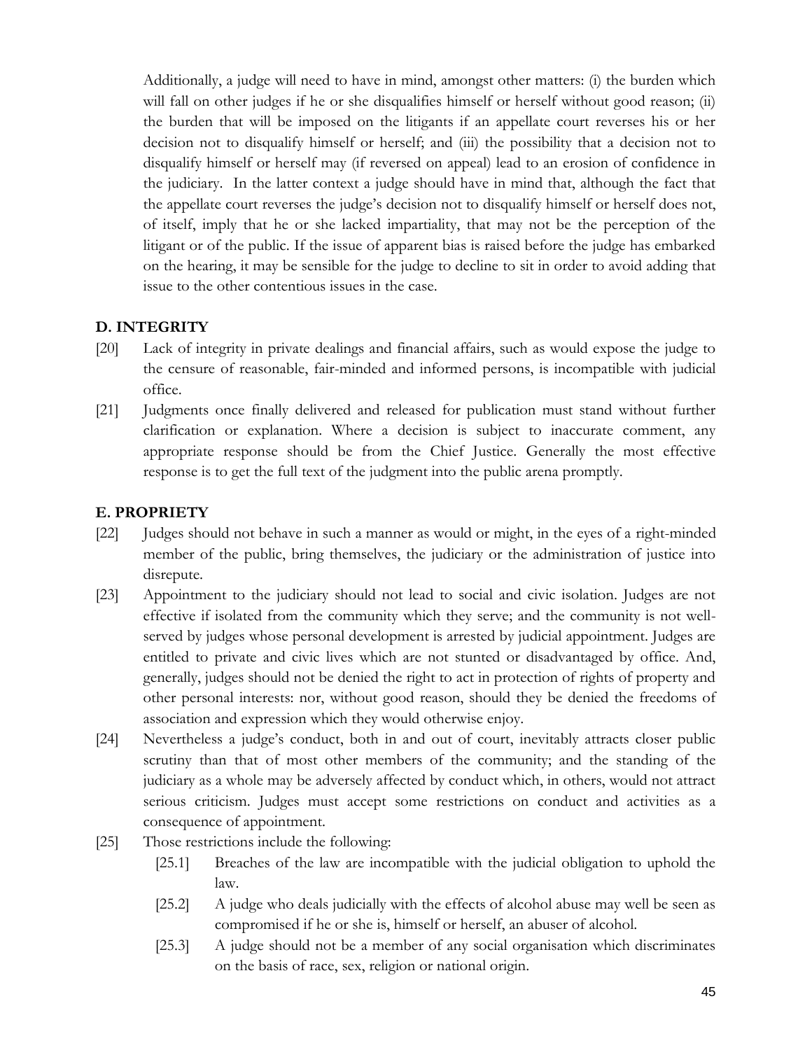Additionally, a judge will need to have in mind, amongst other matters: (i) the burden which will fall on other judges if he or she disqualifies himself or herself without good reason; (ii) the burden that will be imposed on the litigants if an appellate court reverses his or her decision not to disqualify himself or herself; and (iii) the possibility that a decision not to disqualify himself or herself may (if reversed on appeal) lead to an erosion of confidence in the judiciary. In the latter context a judge should have in mind that, although the fact that the appellate court reverses the judge's decision not to disqualify himself or herself does not, of itself, imply that he or she lacked impartiality, that may not be the perception of the litigant or of the public. If the issue of apparent bias is raised before the judge has embarked on the hearing, it may be sensible for the judge to decline to sit in order to avoid adding that issue to the other contentious issues in the case.

## D. INTEGRITY

[20] Lack of integrity in private dealings and financial affairs, such as would expose the judge to the censure of reasonable, fair-minded and informed persons, is incompatible with judicial office.

[21] Judgments once finally delivered and released for publication must stand without further clarification or explanation. Where a decision is subject to inaccurate comment, any appropriate response should be from the Chief Justice. Generally the most effective response is to get the full text of the judgment into the public arena promptly.

## E. PROPRIETY

[22] Judges should not behave in such a manner as would or might, in the eyes of a right-minded member of the public, bring themselves, the judiciary or the administration of justice into disrepute.

[23] Appointment to the judiciary should not lead to social and civic isolation. Judges are not effective if isolated from the community which they serve; and the community is not well-served by judges whose personal development is arrested by judicial appointment. Judges are entitled to private and civic lives which are not stunted or disadvantaged by office. And, generally, judges should not be denied the right to act in protection of rights of property and other personal interests: nor, without good reason, should they be denied the freedoms of association and expression which they would otherwise enjoy.

[24] Nevertheless a judge's conduct, both in and out of court, inevitably attracts closer public scrutiny than that of most other members of the community; and the standing of the judiciary as a whole may be adversely affected by conduct which, in others, would not attract serious criticism. Judges must accept some restrictions on conduct and activities as a consequence of appointment.

[25] Those restrictions include the following:

[25.1] Breaches of the law are incompatible with the judicial obligation to uphold the law.

[25.2] A judge who deals judicially with the effects of alcohol abuse may well be seen as compromised if he or she is, himself or herself, an abuser of alcohol.

[25.3] A judge should not be a member of any social organisation which discriminates on the basis of race, sex, religion or national origin.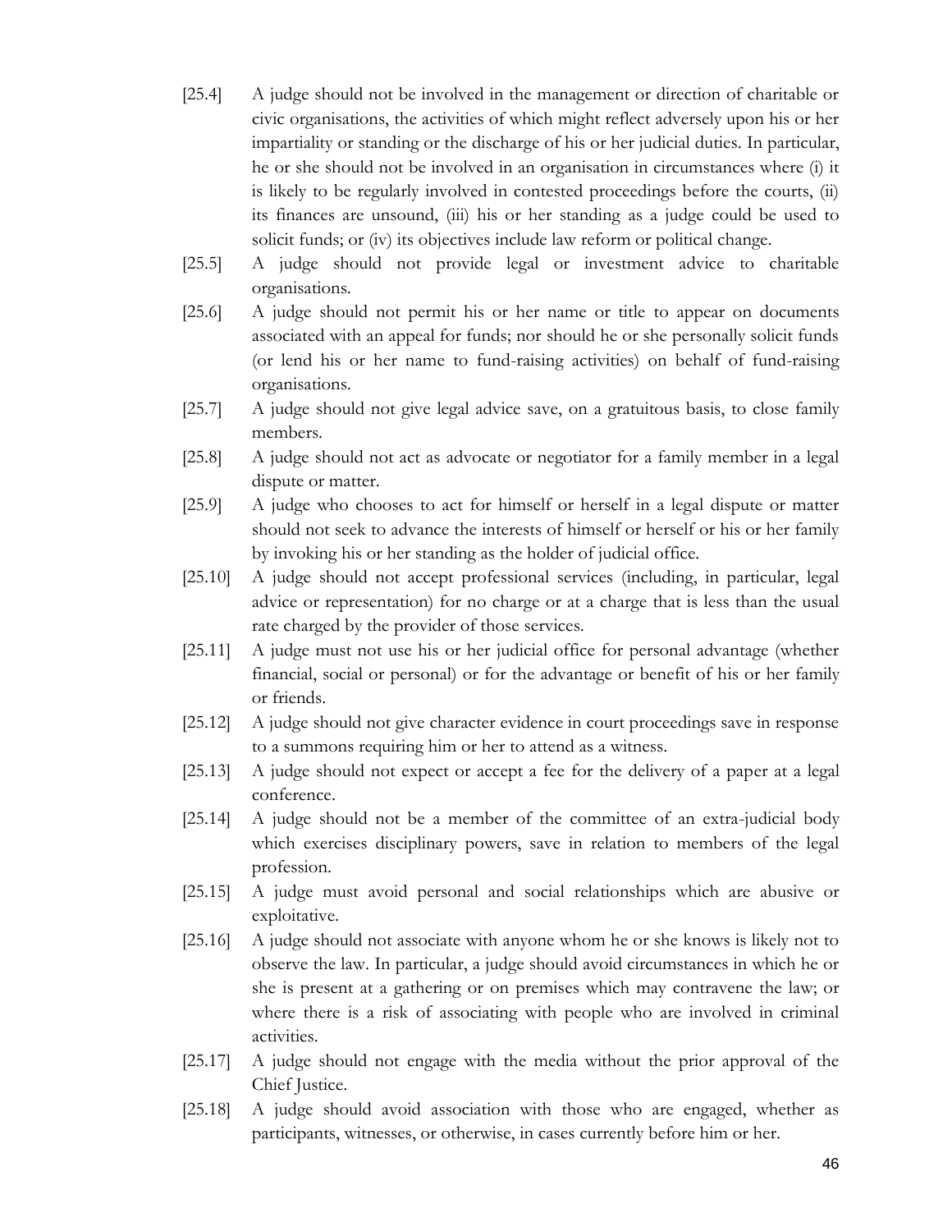[25.4] A judge should not be involved in the management or direction of charitable or civic organisations, the activities of which might reflect adversely upon his or her impartiality or standing or the discharge of his or her judicial duties. In particular, he or she should not be involved in an organisation in circumstances where (i) it is likely to be regularly involved in contested proceedings before the courts, (ii) its finances are unsound, (iii) his or her standing as a judge could be used to solicit funds; or (iv) its objectives include law reform or political change.

[25.5] A judge should not provide legal or investment advice to charitable organisations.

[25.6] A judge should not permit his or her name or title to appear on documents associated with an appeal for funds; nor should he or she personally solicit funds (or lend his or her name to fund-raising activities) on behalf of fund-raising organisations.

[25.7] A judge should not give legal advice save, on a gratuitous basis, to close family members.

[25.8] A judge should not act as advocate or negotiator for a family member in a legal dispute or matter.

[25.9] A judge who chooses to act for himself or herself in a legal dispute or matter should not seek to advance the interests of himself or herself or his or her family by invoking his or her standing as the holder of judicial office.

[25.10] A judge should not accept professional services (including, in particular, legal advice or representation) for no charge or at a charge that is less than the usual rate charged by the provider of those services.

[25.11] A judge must not use his or her judicial office for personal advantage (whether financial, social or personal) or for the advantage or benefit of his or her family or friends.

[25.12] A judge should not give character evidence in court proceedings save in response to a summons requiring him or her to attend as a witness.

[25.13] A judge should not expect or accept a fee for the delivery of a paper at a legal conference.

[25.14] A judge should not be a member of the committee of an extra-judicial body which exercises disciplinary powers, save in relation to members of the legal profession.

[25.15] A judge must avoid personal and social relationships which are abusive or exploitative.

[25.16] A judge should not associate with anyone whom he or she knows is likely not to observe the law. In particular, a judge should avoid circumstances in which he or she is present at a gathering or on premises which may contravene the law; or where there is a risk of associating with people who are involved in criminal activities.

[25.17] A judge should not engage with the media without the prior approval of the Chief Justice.

[25.18] A judge should avoid association with those who are engaged, whether as participants, witnesses, or otherwise, in cases currently before him or her.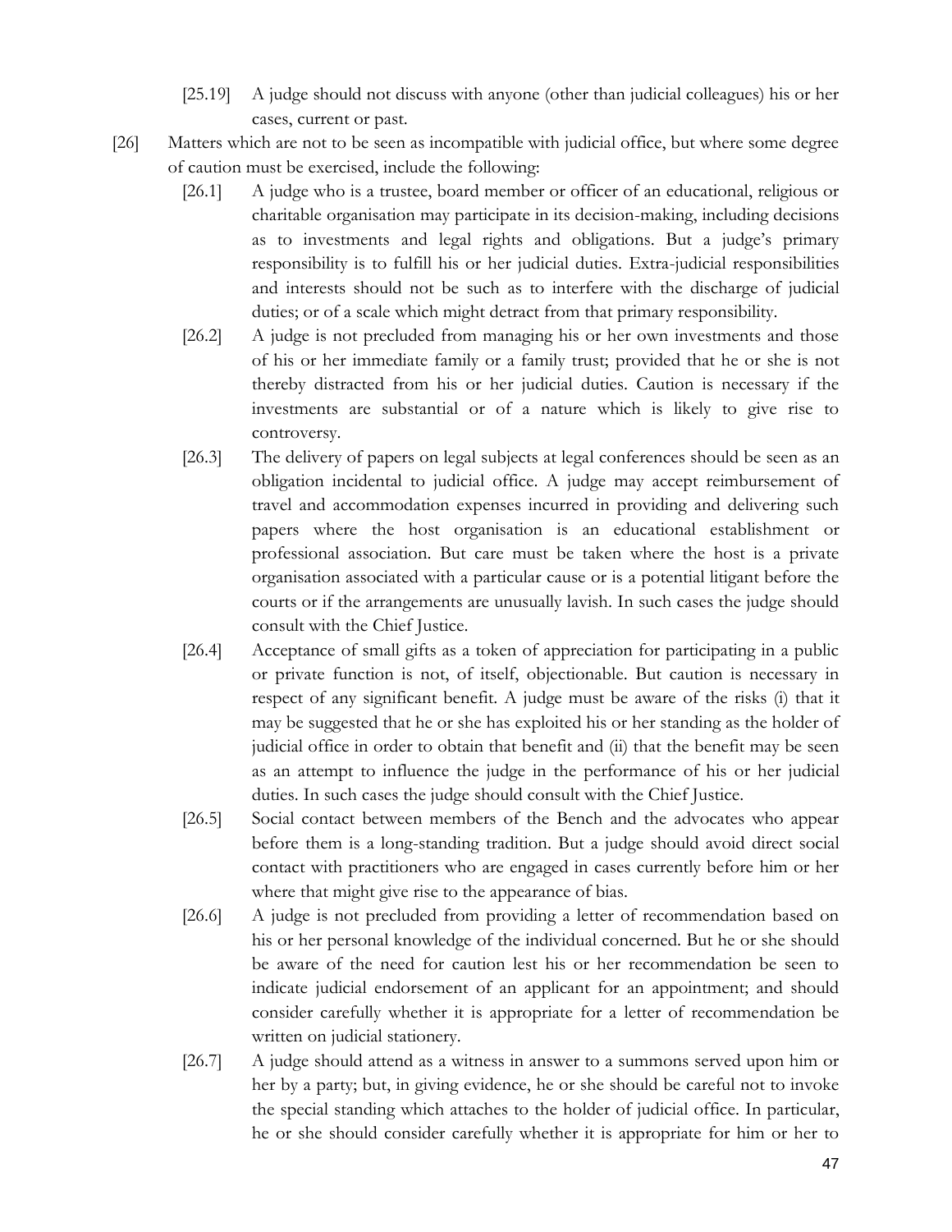[25.19] A judge should not discuss with anyone (other than judicial colleagues) his or her cases, current or past.

[26] Matters which are not to be seen as incompatible with judicial office, but where some degree of caution must be exercised, include the following:

[26.1] A judge who is a trustee, board member or officer of an educational, religious or charitable organisation may participate in its decision-making, including decisions as to investments and legal rights and obligations. But a judge's primary responsibility is to fulfill his or her judicial duties. Extra-judicial responsibilities and interests should not be such as to interfere with the discharge of judicial duties; or of a scale which might detract from that primary responsibility.

[26.2] A judge is not precluded from managing his or her own investments and those of his or her immediate family or a family trust; provided that he or she is not thereby distracted from his or her judicial duties. Caution is necessary if the investments are substantial or of a nature which is likely to give rise to controversy.

[26.3] The delivery of papers on legal subjects at legal conferences should be seen as an obligation incidental to judicial office. A judge may accept reimbursement of travel and accommodation expenses incurred in providing and delivering such papers where the host organisation is an educational establishment or professional association. But care must be taken where the host is a private organisation associated with a particular cause or is a potential litigant before the courts or if the arrangements are unusually lavish. In such cases the judge should consult with the Chief Justice.

[26.4] Acceptance of small gifts as a token of appreciation for participating in a public or private function is not, of itself, objectionable. But caution is necessary in respect of any significant benefit. A judge must be aware of the risks (i) that it may be suggested that he or she has exploited his or her standing as the holder of judicial office in order to obtain that benefit and (ii) that the benefit may be seen as an attempt to influence the judge in the performance of his or her judicial duties. In such cases the judge should consult with the Chief Justice.

[26.5] Social contact between members of the Bench and the advocates who appear before them is a long-standing tradition. But a judge should avoid direct social contact with practitioners who are engaged in cases currently before him or her where that might give rise to the appearance of bias.

[26.6] A judge is not precluded from providing a letter of recommendation based on his or her personal knowledge of the individual concerned. But he or she should be aware of the need for caution lest his or her recommendation be seen to indicate judicial endorsement of an applicant for an appointment; and should consider carefully whether it is appropriate for a letter of recommendation be written on judicial stationery.

[26.7] A judge should attend as a witness in answer to a summons served upon him or her by a party; but, in giving evidence, he or she should be careful not to invoke the special standing which attaches to the holder of judicial office. In particular, he or she should consider carefully whether it is appropriate for him or her to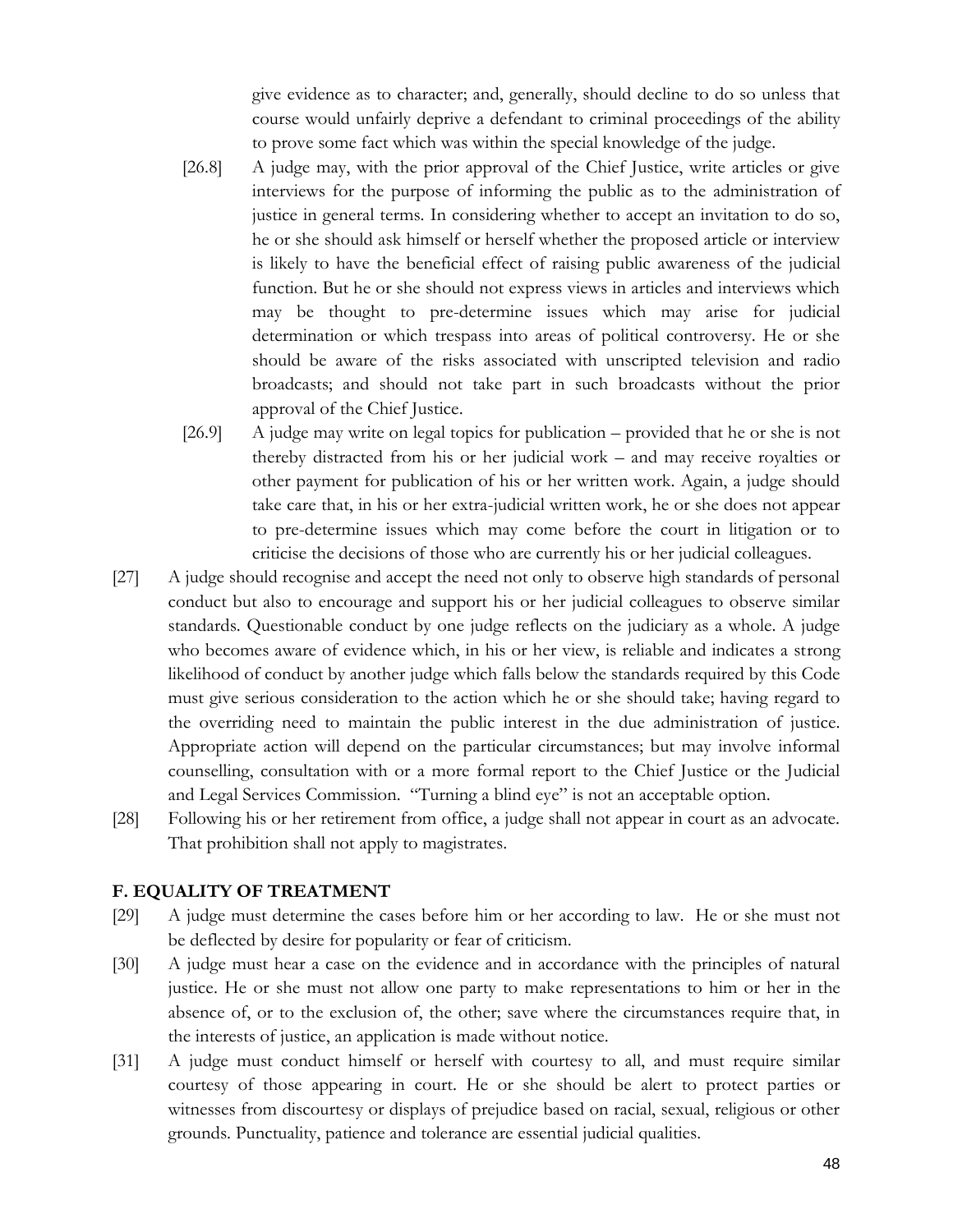give evidence as to character; and, generally, should decline to do so unless that course would unfairly deprive a defendant to criminal proceedings of the ability to prove some fact which was within the special knowledge of the judge.

[26.8] A judge may, with the prior approval of the Chief Justice, write articles or give interviews for the purpose of informing the public as to the administration of justice in general terms. In considering whether to accept an invitation to do so, he or she should ask himself or herself whether the proposed article or interview is likely to have the beneficial effect of raising public awareness of the judicial function. But he or she should not express views in articles and interviews which may be thought to pre-determine issues which may arise for judicial determination or which trespass into areas of political controversy. He or she should be aware of the risks associated with unscripted television and radio broadcasts; and should not take part in such broadcasts without the prior approval of the Chief Justice.

[26.9] A judge may write on legal topics for publication – provided that he or she is not thereby distracted from his or her judicial work – and may receive royalties or other payment for publication of his or her written work. Again, a judge should take care that, in his or her extra-judicial written work, he or she does not appear to pre-determine issues which may come before the court in litigation or to criticise the decisions of those who are currently his or her judicial colleagues.

[27] A judge should recognise and accept the need not only to observe high standards of personal conduct but also to encourage and support his or her judicial colleagues to observe similar standards. Questionable conduct by one judge reflects on the judiciary as a whole. A judge who becomes aware of evidence which, in his or her view, is reliable and indicates a strong likelihood of conduct by another judge which falls below the standards required by this Code must give serious consideration to the action which he or she should take; having regard to the overriding need to maintain the public interest in the due administration of justice. Appropriate action will depend on the particular circumstances; but may involve informal counselling, consultation with or a more formal report to the Chief Justice or the Judicial and Legal Services Commission. "Turning a blind eye" is not an acceptable option.

[28] Following his or her retirement from office, a judge shall not appear in court as an advocate. That prohibition shall not apply to magistrates.

## F. EQUALITY OF TREATMENT

[29] A judge must determine the cases before him or her according to law. He or she must not be deflected by desire for popularity or fear of criticism.

[30] A judge must hear a case on the evidence and in accordance with the principles of natural justice. He or she must not allow one party to make representations to him or her in the absence of, or to the exclusion of, the other; save where the circumstances require that, in the interests of justice, an application is made without notice.

[31] A judge must conduct himself or herself with courtesy to all, and must require similar courtesy of those appearing in court. He or she should be alert to protect parties or witnesses from discourtesy or displays of prejudice based on racial, sexual, religious or other grounds. Punctuality, patience and tolerance are essential judicial qualities.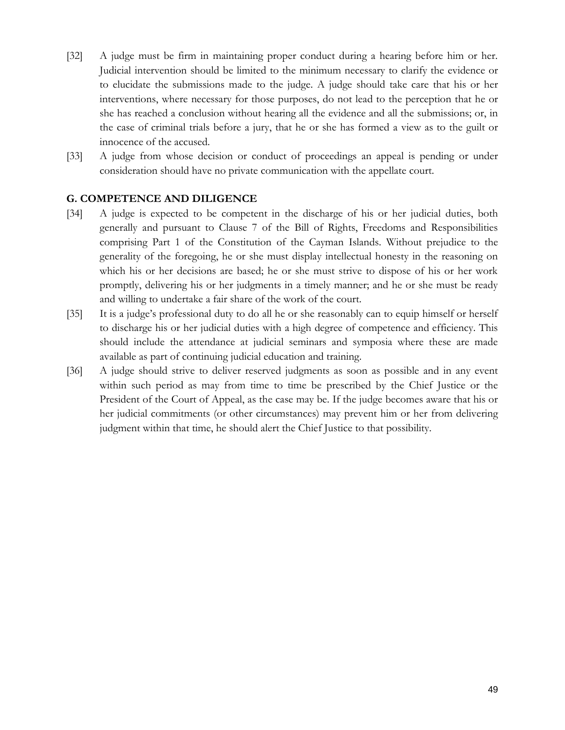[32] A judge must be firm in maintaining proper conduct during a hearing before him or her. Judicial intervention should be limited to the minimum necessary to clarify the evidence or to elucidate the submissions made to the judge. A judge should take care that his or her interventions, where necessary for those purposes, do not lead to the perception that he or she has reached a conclusion without hearing all the evidence and all the submissions; or, in the case of criminal trials before a jury, that he or she has formed a view as to the guilt or innocence of the accused.

[33] A judge from whose decision or conduct of proceedings an appeal is pending or under consideration should have no private communication with the appellate court.

## G. COMPETENCE AND DILIGENCE

[34] A judge is expected to be competent in the discharge of his or her judicial duties, both generally and pursuant to Clause 7 of the Bill of Rights, Freedoms and Responsibilities comprising Part 1 of the Constitution of the Cayman Islands. Without prejudice to the generality of the foregoing, he or she must display intellectual honesty in the reasoning on which his or her decisions are based; he or she must strive to dispose of his or her work promptly, delivering his or her judgments in a timely manner; and he or she must be ready and willing to undertake a fair share of the work of the court.

[35] It is a judge's professional duty to do all he or she reasonably can to equip himself or herself to discharge his or her judicial duties with a high degree of competence and efficiency. This should include the attendance at judicial seminars and symposia where these are made available as part of continuing judicial education and training.

[36] A judge should strive to deliver reserved judgments as soon as possible and in any event within such period as may from time to time be prescribed by the Chief Justice or the President of the Court of Appeal, as the case may be. If the judge becomes aware that his or her judicial commitments (or other circumstances) may prevent him or her from delivering judgment within that time, he should alert the Chief Justice to that possibility.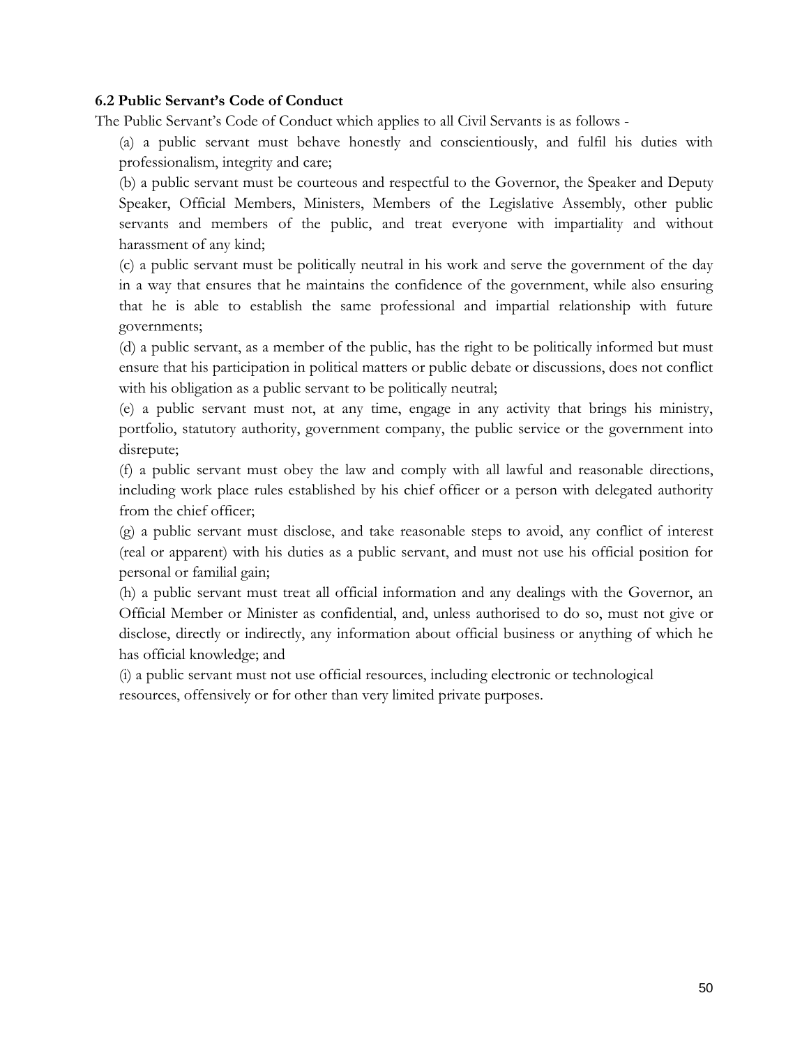**6.2 Public Servant's Code of Conduct**

The Public Servant's Code of Conduct which applies to all Civil Servants is as follows -

(a) a public servant must behave honestly and conscientiously, and fulfil his duties with professionalism, integrity and care;

(b) a public servant must be courteous and respectful to the Governor, the Speaker and Deputy Speaker, Official Members, Ministers, Members of the Legislative Assembly, other public servants and members of the public, and treat everyone with impartiality and without harassment of any kind;

(c) a public servant must be politically neutral in his work and serve the government of the day in a way that ensures that he maintains the confidence of the government, while also ensuring that he is able to establish the same professional and impartial relationship with future governments;

(d) a public servant, as a member of the public, has the right to be politically informed but must ensure that his participation in political matters or public debate or discussions, does not conflict with his obligation as a public servant to be politically neutral;

(e) a public servant must not, at any time, engage in any activity that brings his ministry, portfolio, statutory authority, government company, the public service or the government into disrepute;

(f) a public servant must obey the law and comply with all lawful and reasonable directions, including work place rules established by his chief officer or a person with delegated authority from the chief officer;

(g) a public servant must disclose, and take reasonable steps to avoid, any conflict of interest (real or apparent) with his duties as a public servant, and must not use his official position for personal or familial gain;

(h) a public servant must treat all official information and any dealings with the Governor, an Official Member or Minister as confidential, and, unless authorised to do so, must not give or disclose, directly or indirectly, any information about official business or anything of which he has official knowledge; and

(i) a public servant must not use official resources, including electronic or technological resources, offensively or for other than very limited private purposes.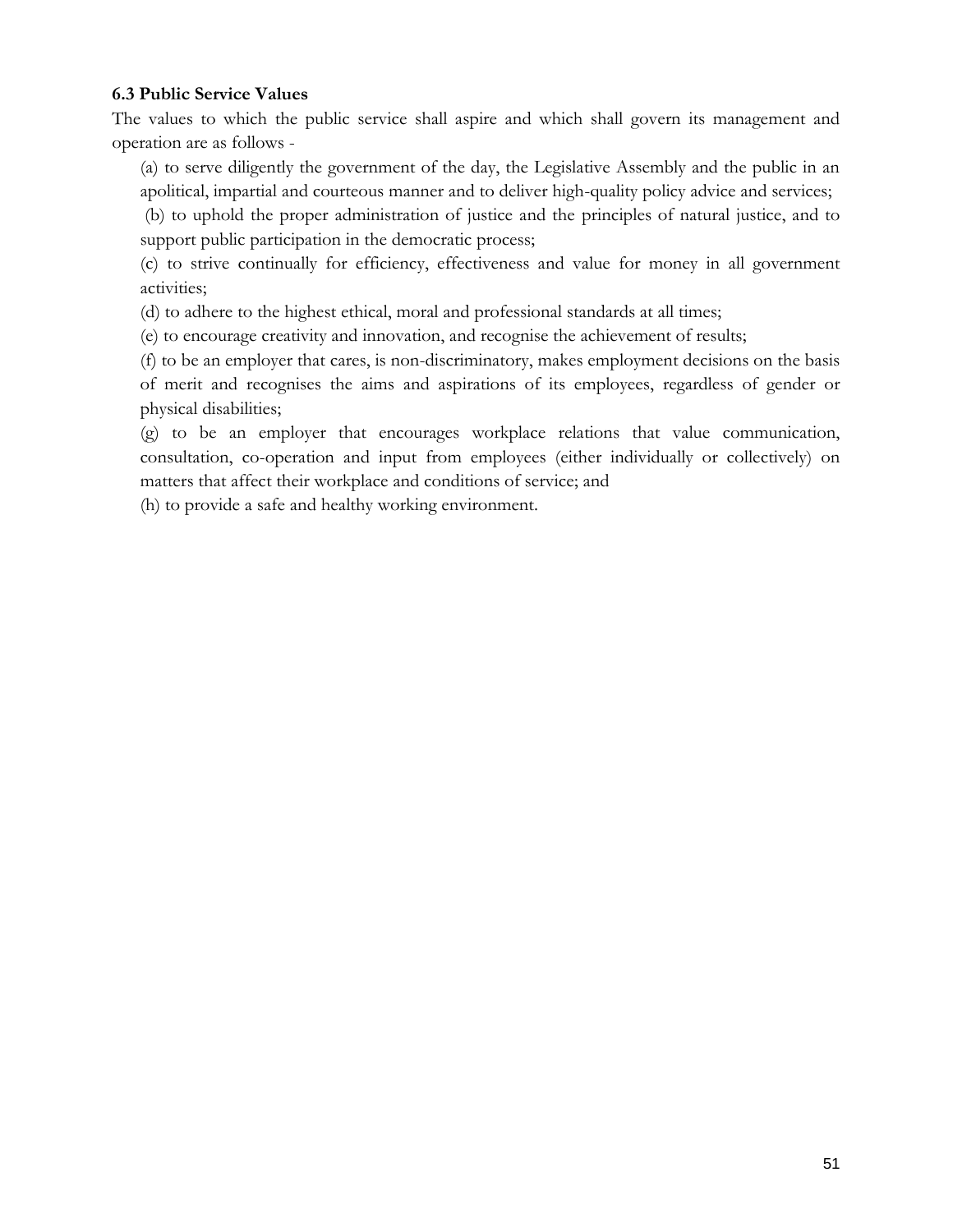**6.3 Public Service Values**

The values to which the public service shall aspire and which shall govern its management and operation are as follows -

(a) to serve diligently the government of the day, the Legislative Assembly and the public in an apolitical, impartial and courteous manner and to deliver high-quality policy advice and services;

(b) to uphold the proper administration of justice and the principles of natural justice, and to support public participation in the democratic process;

(c) to strive continually for efficiency, effectiveness and value for money in all government activities;

(d) to adhere to the highest ethical, moral and professional standards at all times;

(e) to encourage creativity and innovation, and recognise the achievement of results;

(f) to be an employer that cares, is non-discriminatory, makes employment decisions on the basis of merit and recognises the aims and aspirations of its employees, regardless of gender or physical disabilities;

(g) to be an employer that encourages workplace relations that value communication, consultation, co-operation and input from employees (either individually or collectively) on matters that affect their workplace and conditions of service; and

(h) to provide a safe and healthy working environment.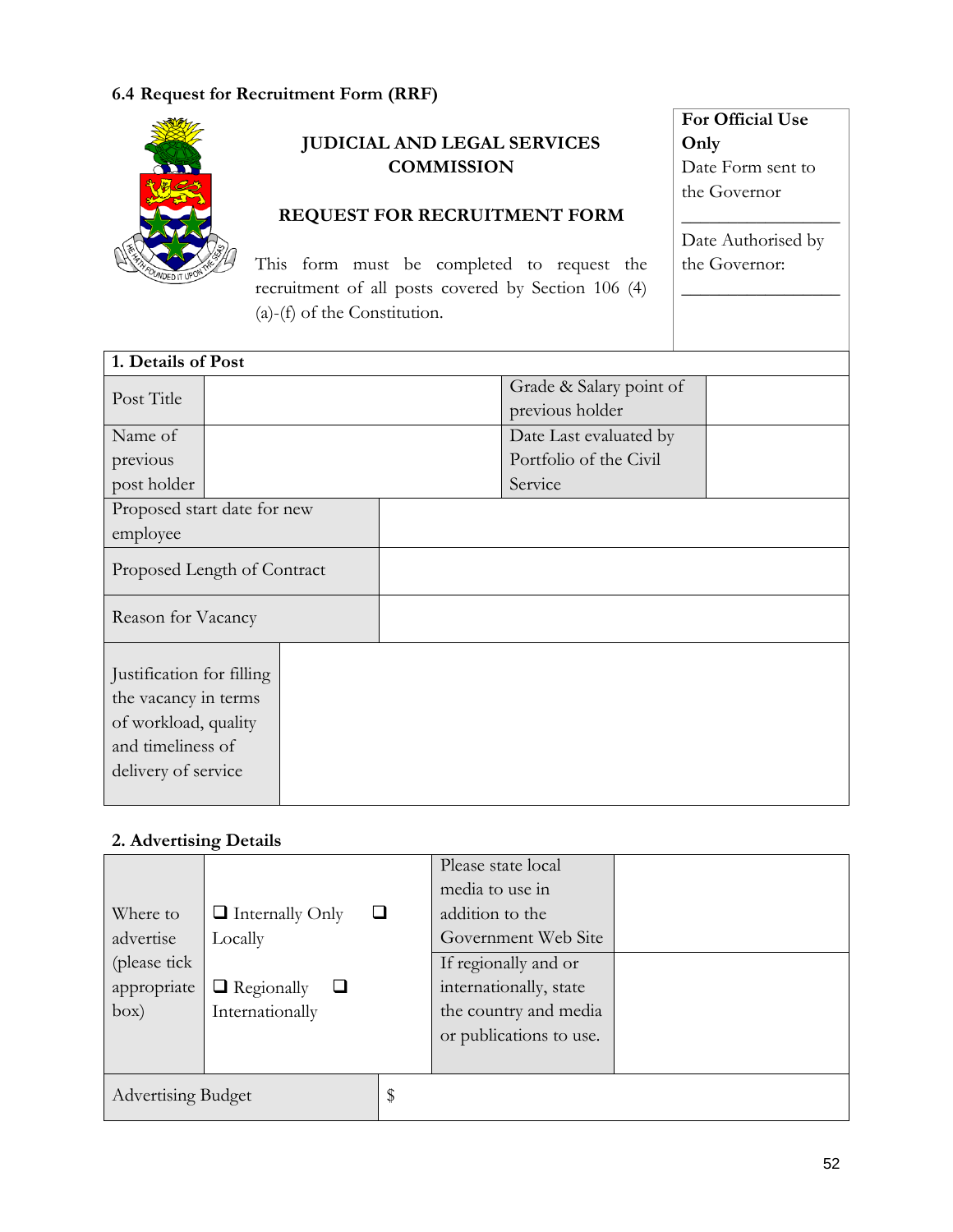### 6.4 Request for Recruitment Form (RRF)

**JUDICIAL AND LEGAL SERVICES COMMISSION**

**REQUEST FOR RECRUITMENT FORM**

This form must be completed to request the recruitment of all posts covered by Section 106 (4) (a)-(f) of the Constitution.

**For Official Use Only**
Date Form sent to the Governor
_________________
Date Authorised by the Governor:
_________________

| **1. Details of Post** | | | |
|---|---|---|---|
| Post Title | | Grade & Salary point of previous holder | |
| Name of previous post holder | | Date Last evaluated by Portfolio of the Civil Service | |
| Proposed start date for new employee | | | |
| Proposed Length of Contract | | | |
| Reason for Vacancy | | | |
| Justification for filling the vacancy in terms of workload, quality and timeliness of delivery of service | | | |

**2. Advertising Details**

| | | | |
|---|---|---|---|
| Where to advertise (please tick appropriate box) | ❑ Internally Only ❑ Locally<br><br>❑ Regionally ❑ Internationally | Please state local media to use in addition to the Government Web Site | |
| | | If regionally and or internationally, state the country and media or publications to use. | |
| Advertising Budget | $ | | |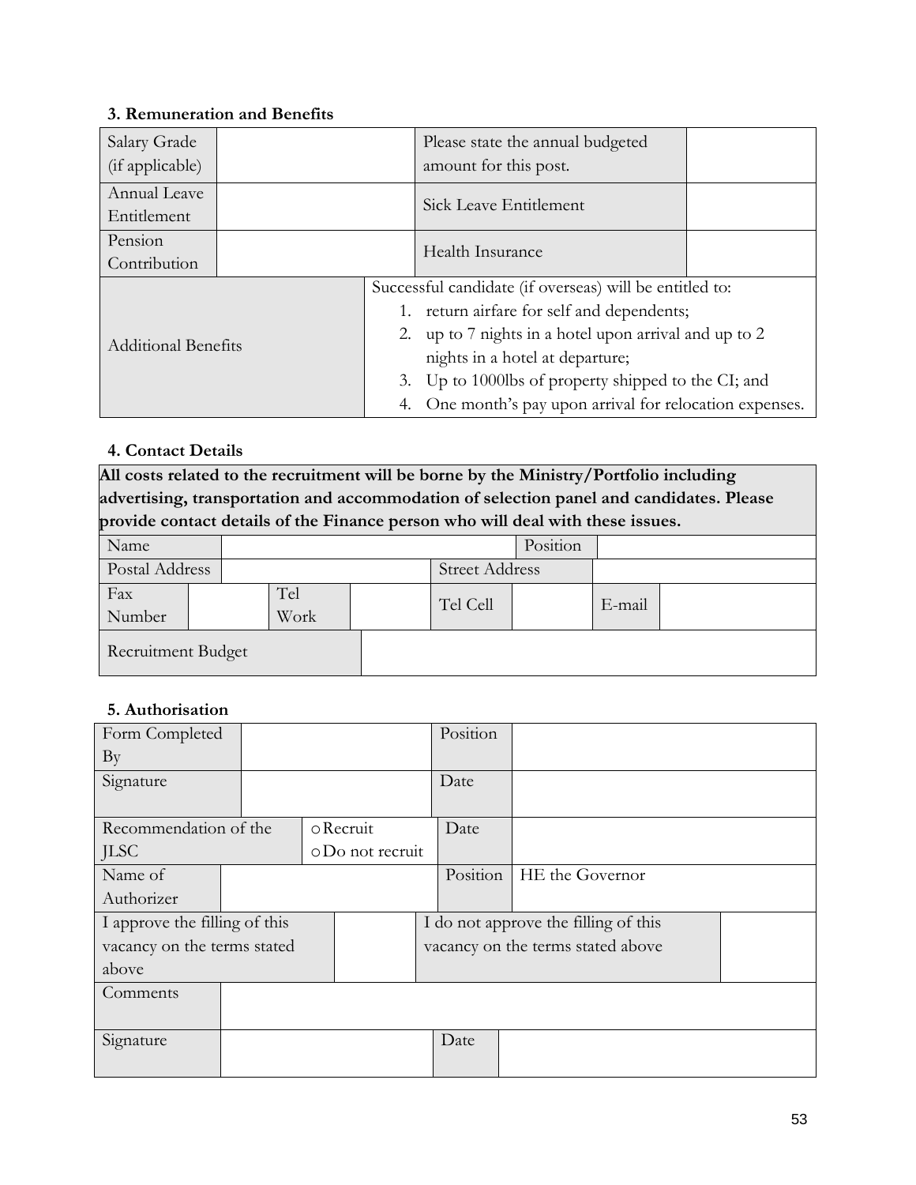### 3. Remuneration and Benefits

| | | | |
|---|---|---|---|
| Salary Grade (if applicable) | | Please state the annual budgeted amount for this post. | |
| Annual Leave Entitlement | | Sick Leave Entitlement | |
| Pension Contribution | | Health Insurance | |
| Additional Benefits | Successful candidate (if overseas) will be entitled to:<br>1. return airfare for self and dependents;<br>2. up to 7 nights in a hotel upon arrival and up to 2 nights in a hotel at departure;<br>3. Up to 1000lbs of property shipped to the CI; and<br>4. One month's pay upon arrival for relocation expenses. | | |

### 4. Contact Details

**All costs related to the recruitment will be borne by the Ministry/Portfolio including advertising, transportation and accommodation of selection panel and candidates. Please provide contact details of the Finance person who will deal with these issues.**

| | | | | | | | |
|---|---|---|---|---|---|---|---|
| Name | | | | | Position | | |
| Postal Address | | | | Street Address | | | |
| Fax Number | | Tel Work | | Tel Cell | | E-mail | |
| Recruitment Budget | | | | | | | |

### 5. Authorisation

| | | | |
|---|---|---|---|
| Form Completed By | | Position | |
| Signature | | Date | |
| Recommendation of the JLSC | ○ Recruit<br>○ Do not recruit | Date | |
| Name of Authorizer | | Position | HE the Governor |
| I approve the filling of this vacancy on the terms stated above | | I do not approve the filling of this vacancy on the terms stated above | |
| Comments | | | |
| Signature | | Date | |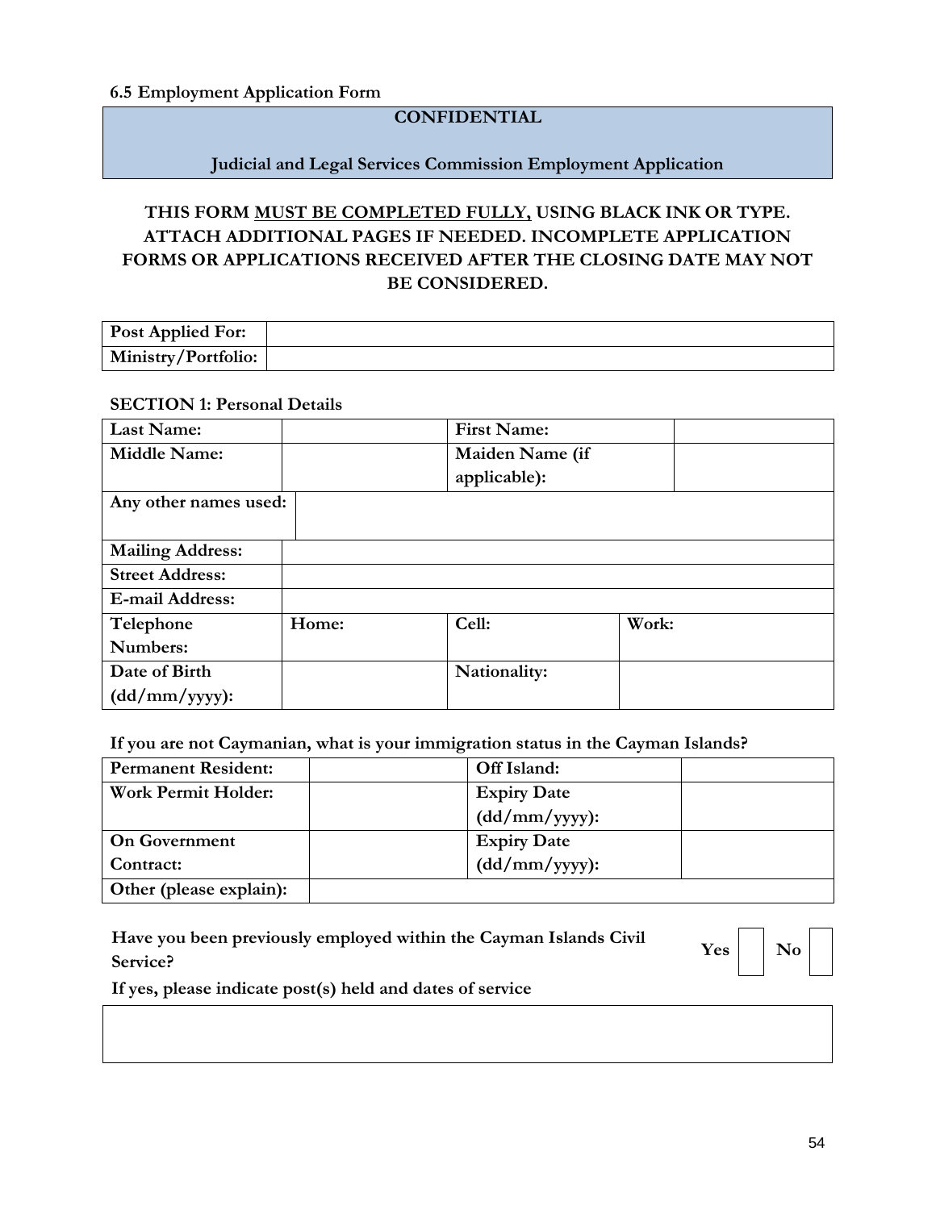### 6.5 Employment Application Form

**CONFIDENTIAL**

**Judicial and Legal Services Commission Employment Application**

**THIS FORM MUST BE COMPLETED FULLY, USING BLACK INK OR TYPE. ATTACH ADDITIONAL PAGES IF NEEDED. INCOMPLETE APPLICATION FORMS OR APPLICATIONS RECEIVED AFTER THE CLOSING DATE MAY NOT BE CONSIDERED.**

| | |
|---|---|
| **Post Applied For:** | |
| **Ministry/Portfolio:** | |

**SECTION 1: Personal Details**

| | | | | |
|---|---|---|---|---|
| **Last Name:** | | **First Name:** | | |
| **Middle Name:** | | **Maiden Name (if applicable):** | | |
| **Any other names used:** | | | | |
| **Mailing Address:** | | | | |
| **Street Address:** | | | | |
| **E-mail Address:** | | | | |
| **Telephone Numbers:** | **Home:** | **Cell:** | **Work:** | |
| **Date of Birth (dd/mm/yyyy):** | | **Nationality:** | | |

**If you are not Caymanian, what is your immigration status in the Cayman Islands?**

| | | | |
|---|---|---|---|
| **Permanent Resident:** | | **Off Island:** | |
| **Work Permit Holder:** | | **Expiry Date (dd/mm/yyyy):** | |
| **On Government Contract:** | | **Expiry Date (dd/mm/yyyy):** | |
| **Other (please explain):** | | | |

**Have you been previously employed within the Cayman Islands Civil Service?** **Yes** ☐ **No** ☐

**If yes, please indicate post(s) held and dates of service**

| |
|---|
| |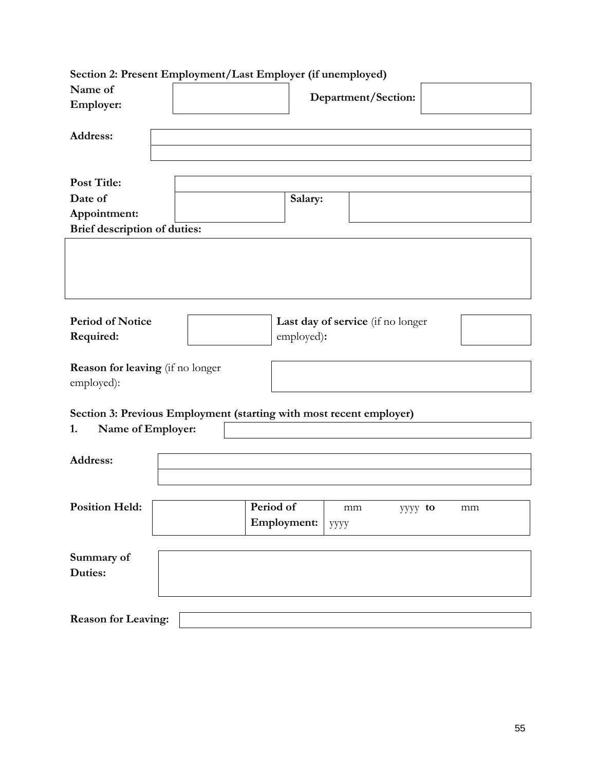**Section 2: Present Employment/Last Employer (if unemployed)**

| | | | |
|---|---|---|---|
| **Name of Employer:** | | **Department/Section:** | |

| | |
|---|---|
| **Address:** | |
| | |

| | | | |
|---|---|---|---|
| **Post Title:** | | | |
| **Date of Appointment:** | | **Salary:** | |

**Brief description of duties:**

| |
|---|
| |

| | | | |
|---|---|---|---|
| **Period of Notice Required:** | | **Last day of service** (if no longer employed)**:** | |

| | |
|---|---|
| **Reason for leaving** (if no longer employed): | |

**Section 3: Previous Employment (starting with most recent employer)**

| | |
|---|---|
| **1. Name of Employer:** | |

| | |
|---|---|
| **Address:** | |
| | |

| | | | |
|---|---|---|---|
| **Position Held:** | | **Period of Employment:** | mm yyyy **to** mm yyyy |

| | |
|---|---|
| **Summary of Duties:** | |

| | |
|---|---|
| **Reason for Leaving:** | |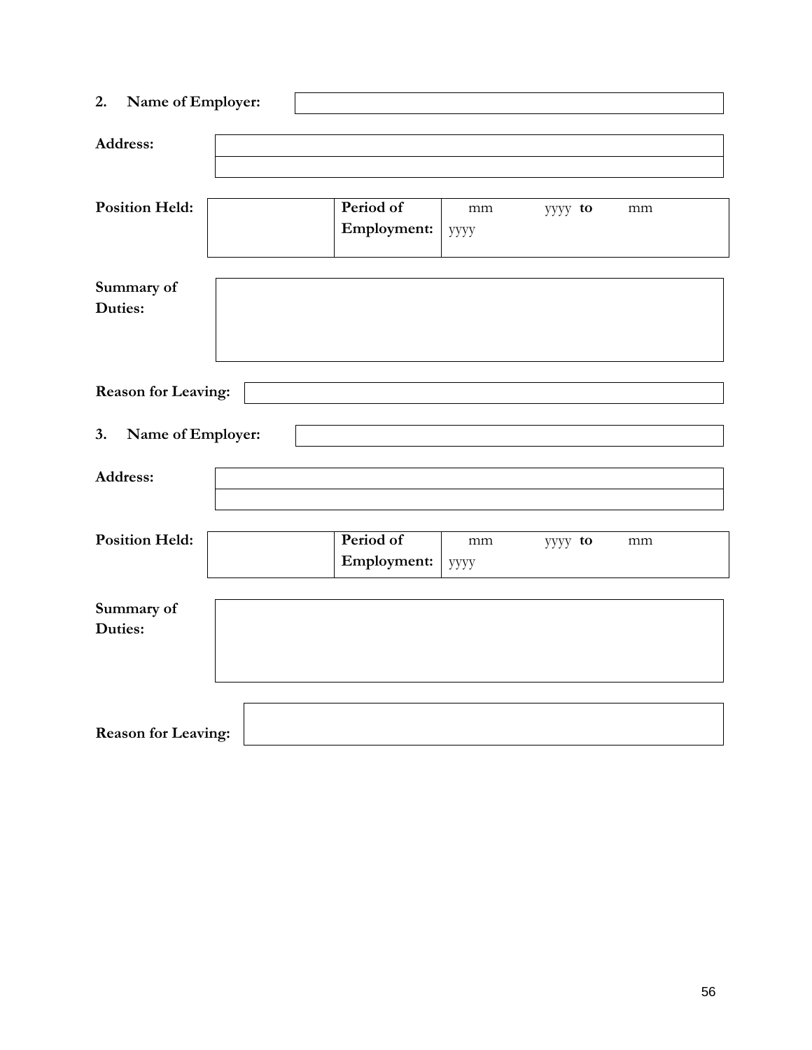**2. Name of Employer:**

**Address:**

| | | | |
|---|---|---|---|
| **Position Held:** | | **Period of Employment:** | mm yyyy **to** mm yyyy |

**Summary of Duties:**

**Reason for Leaving:**

**3. Name of Employer:**

**Address:**

| | | | |
|---|---|---|---|
| **Position Held:** | | **Period of Employment:** | mm yyyy **to** mm yyyy |

**Summary of Duties:**

**Reason for Leaving:**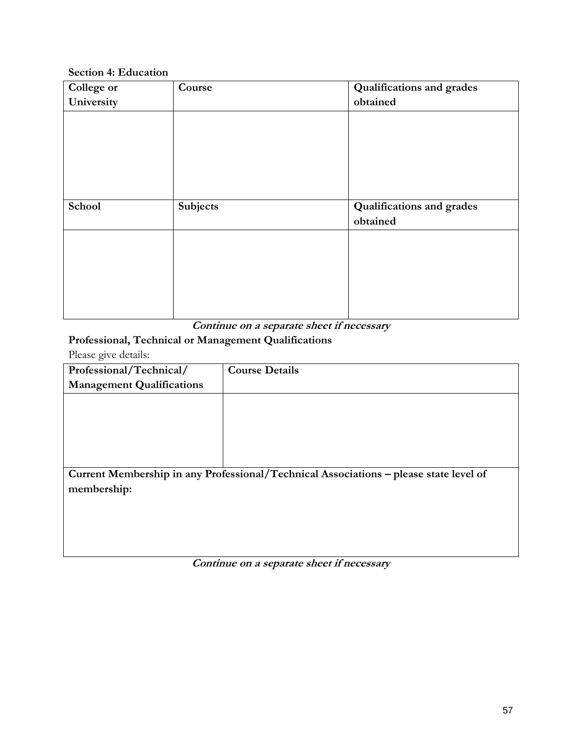**Section 4: Education**

| College or University | Course | Qualifications and grades obtained |
|---|---|---|
| | | |
| **School** | **Subjects** | **Qualifications and grades obtained** |
| | | |

***Continue on a separate sheet if necessary***

**Professional, Technical or Management Qualifications**

Please give details:

| Professional/Technical/ Management Qualifications | Course Details |
|---|---|
| | |
| **Current Membership in any Professional/Technical Associations – please state level of membership:** | |
| | |

***Continue on a separate sheet if necessary***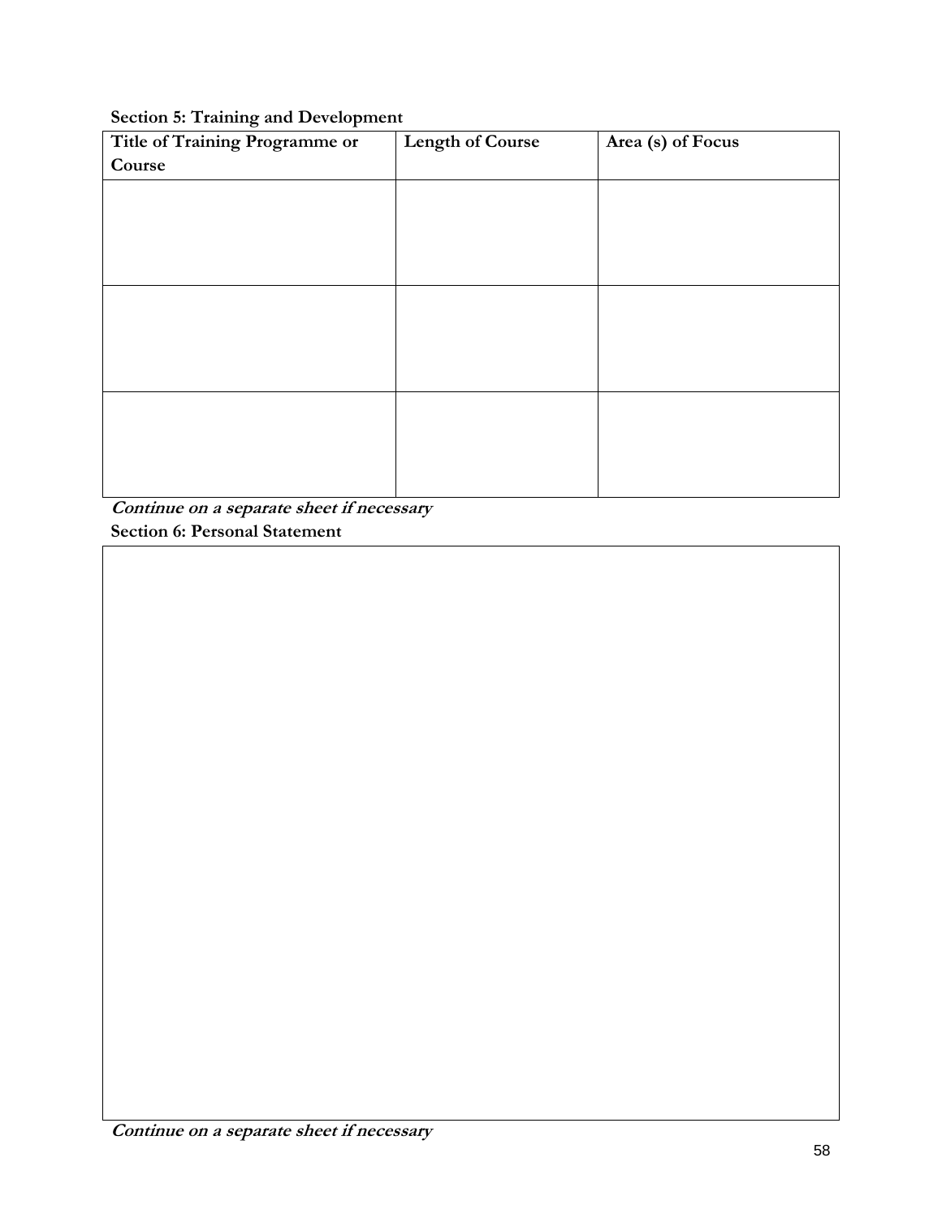**Section 5: Training and Development**

| Title of Training Programme or Course | Length of Course | Area (s) of Focus |
|---|---|---|
| | | |
| | | |
| | | |

***Continue on a separate sheet if necessary***

**Section 6: Personal Statement**

| |
|---|
| |

***Continue on a separate sheet if necessary***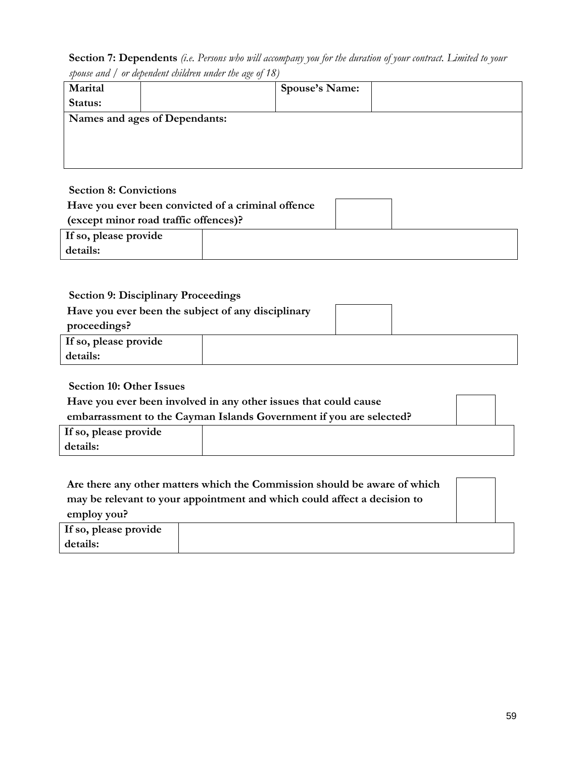**Section 7: Dependents** *(i.e. Persons who will accompany you for the duration of your contract. Limited to your spouse and / or dependent children under the age of 18)*

| | | | |
|---|---|---|---|
| **Marital Status:** | | **Spouse's Name:** | |
| **Names and ages of Dependants:** | | | |

**Section 8: Convictions**

| | |
|---|---|
| **Have you ever been convicted of a criminal offence (except minor road traffic offences)?** | |
| **If so, please provide details:** | |

**Section 9: Disciplinary Proceedings**

| | |
|---|---|
| **Have you ever been the subject of any disciplinary proceedings?** | |
| **If so, please provide details:** | |

**Section 10: Other Issues**

| | |
|---|---|
| **Have you ever been involved in any other issues that could cause embarrassment to the Cayman Islands Government if you are selected?** | |
| **If so, please provide details:** | |

| | |
|---|---|
| **Are there any other matters which the Commission should be aware of which may be relevant to your appointment and which could affect a decision to employ you?** | |
| **If so, please provide details:** | |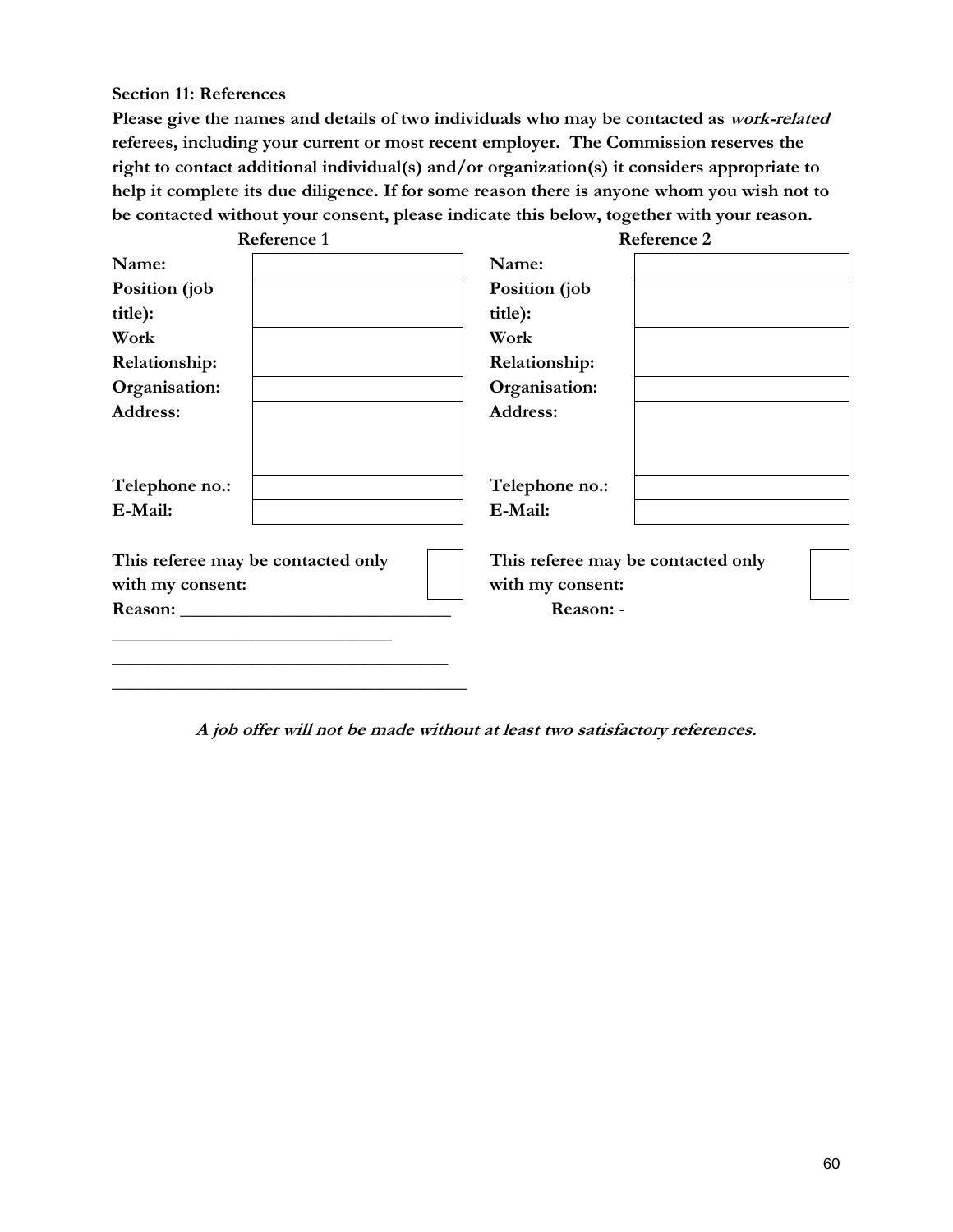**Section 11: References**

**Please give the names and details of two individuals who may be contacted as *work-related* referees, including your current or most recent employer. The Commission reserves the right to contact additional individual(s) and/or organization(s) it considers appropriate to help it complete its due diligence. If for some reason there is anyone whom you wish not to be contacted without your consent, please indicate this below, together with your reason.**

| | Reference 1 | | Reference 2 |
|---|---|---|---|
| **Name:** | | **Name:** | |
| **Position (job title):** | | **Position (job title):** | |
| **Work Relationship:** | | **Work Relationship:** | |
| **Organisation:** | | **Organisation:** | |
| **Address:** | | **Address:** | |
| **Telephone no.:** | | **Telephone no.:** | |
| **E-Mail:** | | **E-Mail:** | |

**This referee may be contacted only with my consent:** ☐

**Reason:** ______________________________
______________________________
____________________________________
______________________________________

**This referee may be contacted only with my consent:** ☐

**Reason:** -

***A job offer will not be made without at least two satisfactory references.***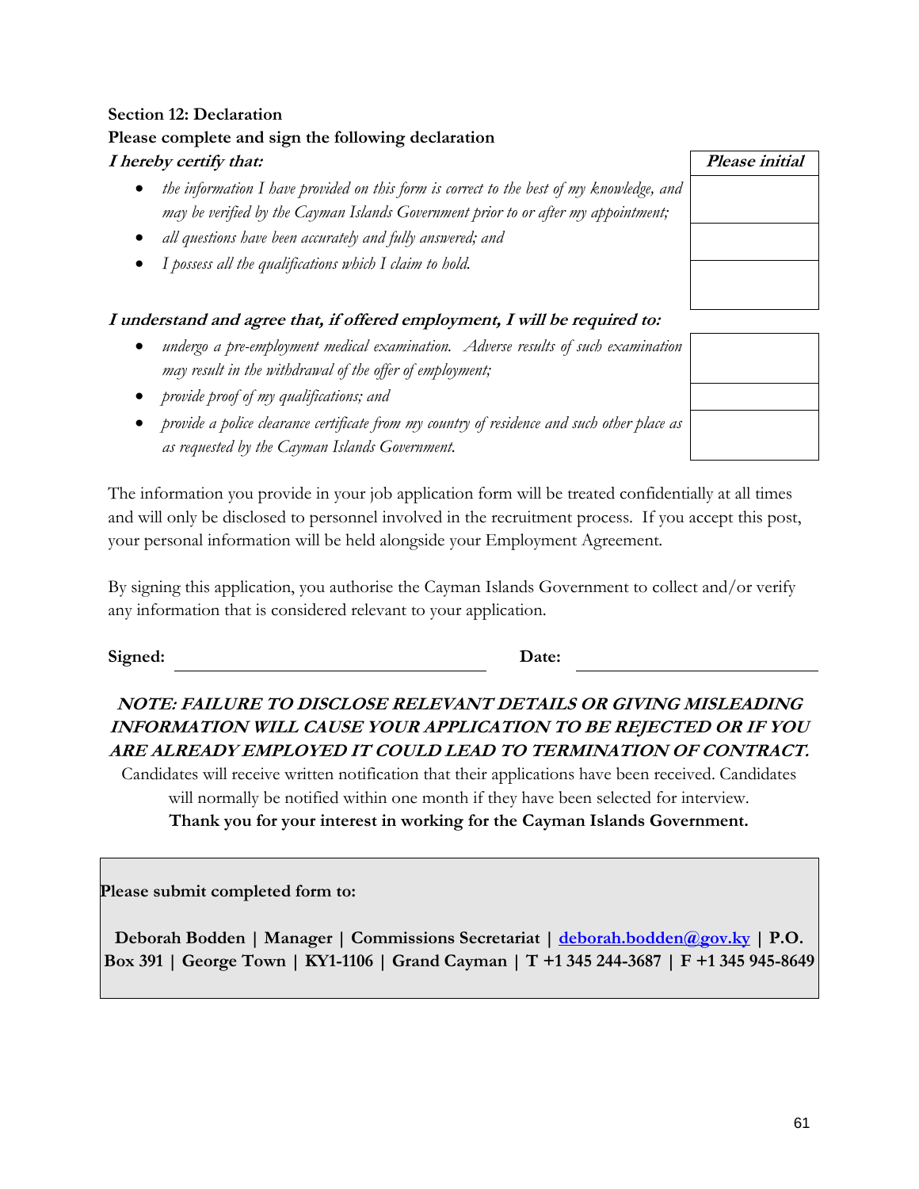**Section 12: Declaration**

**Please complete and sign the following declaration**

| ***I hereby certify that:*** | ***Please initial*** |
| --- | --- |
| • *the information I have provided on this form is correct to the best of my knowledge, and may be verified by the Cayman Islands Government prior to or after my appointment;* | |
| • *all questions have been accurately and fully answered; and* | |
| • *I possess all the qualifications which I claim to hold.* | |

| ***I understand and agree that, if offered employment, I will be required to:*** | |
| --- | --- |
| • *undergo a pre-employment medical examination. Adverse results of such examination may result in the withdrawal of the offer of employment;* | |
| • *provide proof of my qualifications; and* | |
| • *provide a police clearance certificate from my country of residence and such other place as as requested by the Cayman Islands Government.* | |

The information you provide in your job application form will be treated confidentially at all times and will only be disclosed to personnel involved in the recruitment process. If you accept this post, your personal information will be held alongside your Employment Agreement.

By signing this application, you authorise the Cayman Islands Government to collect and/or verify any information that is considered relevant to your application.

**Signed:** ______________________________ **Date:** ______________________________

***NOTE: FAILURE TO DISCLOSE RELEVANT DETAILS OR GIVING MISLEADING INFORMATION WILL CAUSE YOUR APPLICATION TO BE REJECTED OR IF YOU ARE ALREADY EMPLOYED IT COULD LEAD TO TERMINATION OF CONTRACT.***

Candidates will receive written notification that their applications have been received. Candidates will normally be notified within one month if they have been selected for interview.

**Thank you for your interest in working for the Cayman Islands Government.**

**Please submit completed form to:**

**Deborah Bodden | Manager | Commissions Secretariat | deborah.bodden@gov.ky | P.O. Box 391 | George Town | KY1-1106 | Grand Cayman | T +1 345 244-3687 | F +1 345 945-8649**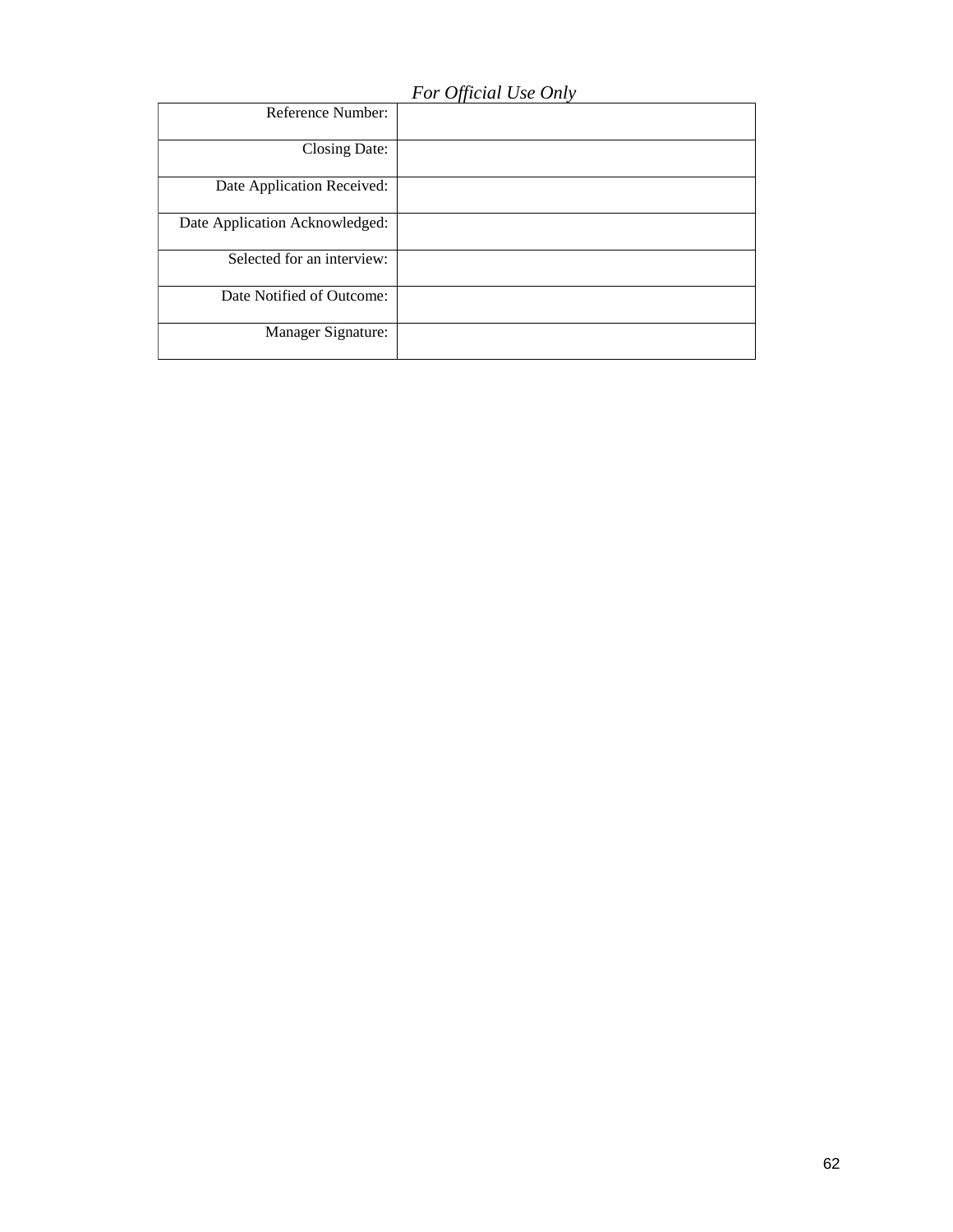*For Official Use Only*

| | |
|---|---|
| Reference Number: | |
| Closing Date: | |
| Date Application Received: | |
| Date Application Acknowledged: | |
| Selected for an interview: | |
| Date Notified of Outcome: | |
| Manager Signature: | |